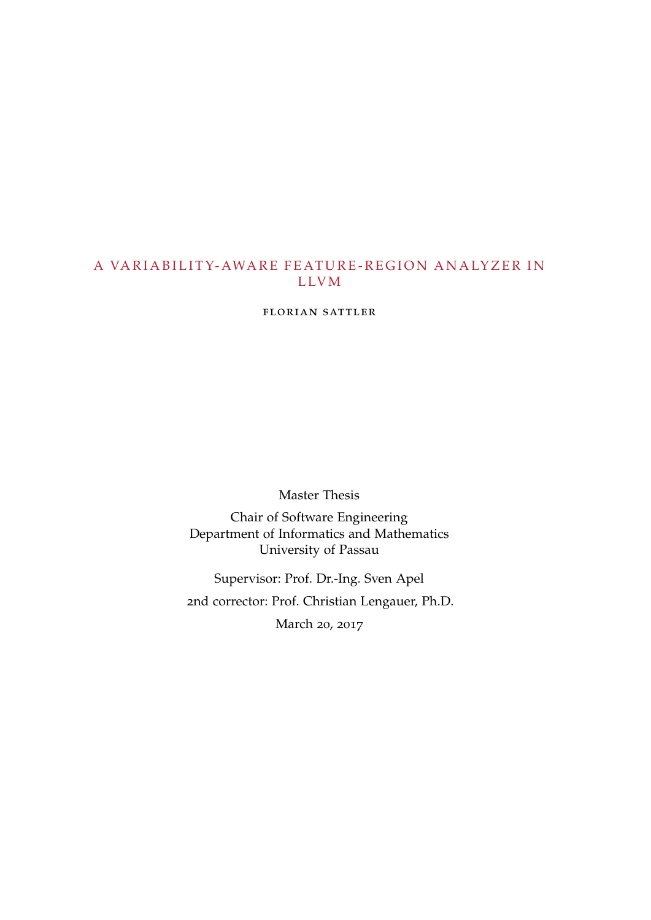# A VARIABILITY-AWARE FEATURE-REGION ANALYZER IN LLVM

FLORIAN SATTLER

Master Thesis

Chair of Software Engineering
Department of Informatics and Mathematics
University of Passau

Supervisor: Prof. Dr.-Ing. Sven Apel

2nd corrector: Prof. Christian Lengauer, Ph.D.

March 20, 2017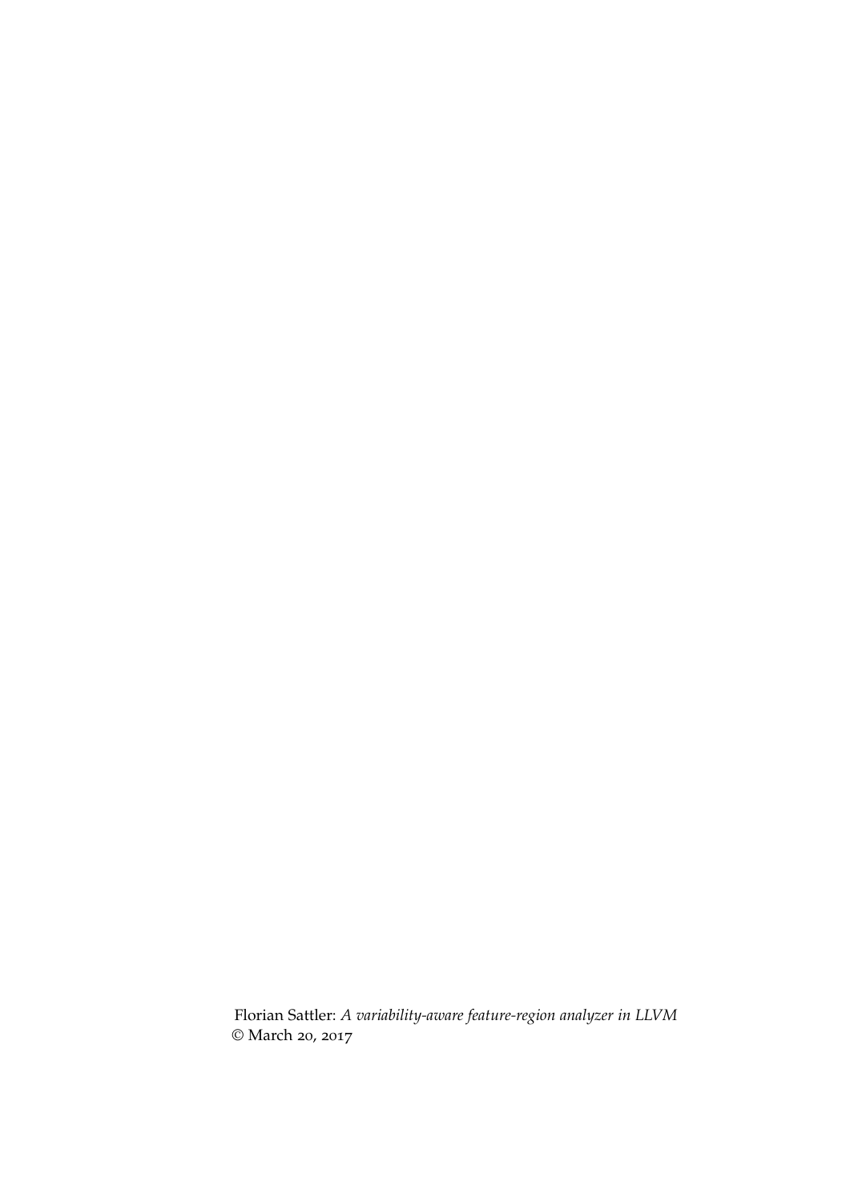Florian Sattler: *A variability-aware feature-region analyzer in LLVM*
© March 20, 2017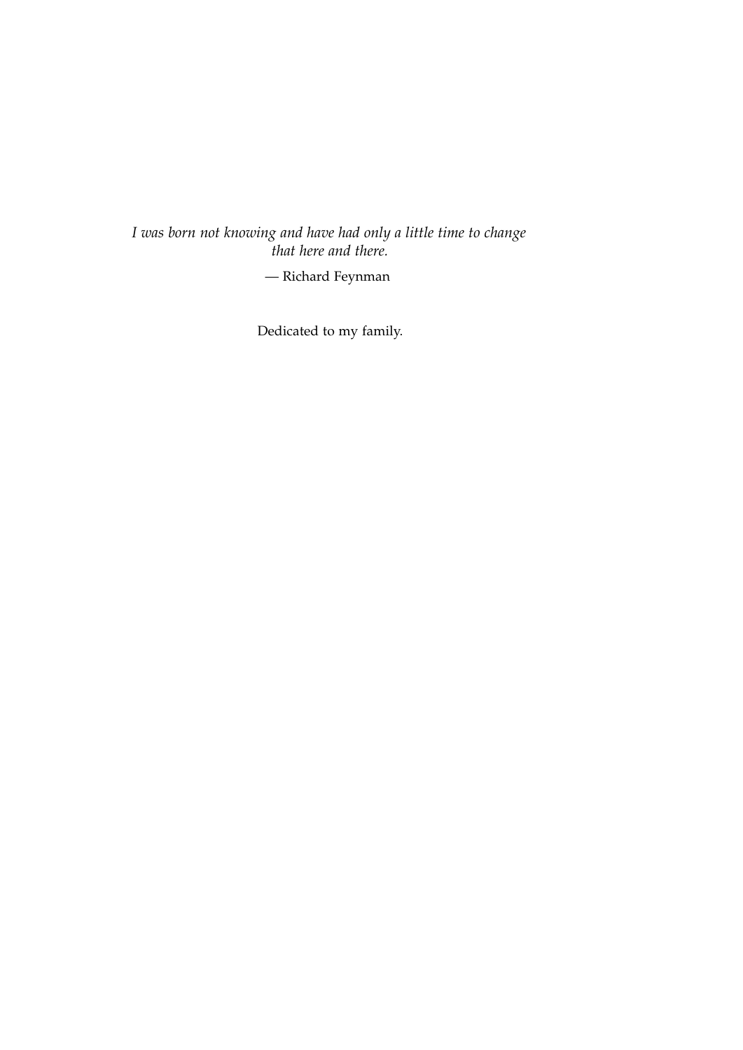*I was born not knowing and have had only a little time to change that here and there.*

— Richard Feynman

Dedicated to my family.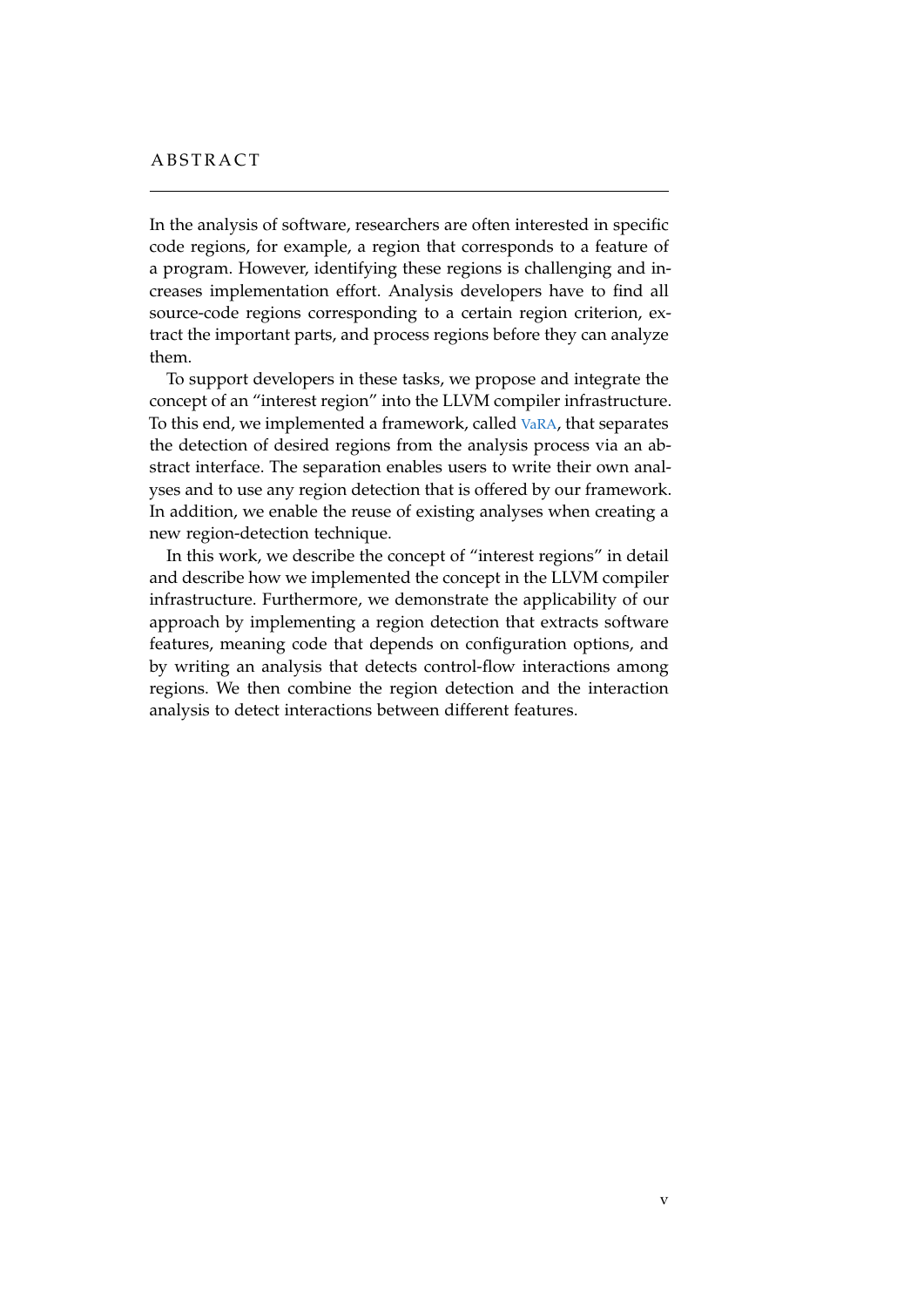# ABSTRACT

In the analysis of software, researchers are often interested in specific code regions, for example, a region that corresponds to a feature of a program. However, identifying these regions is challenging and increases implementation effort. Analysis developers have to find all source-code regions corresponding to a certain region criterion, extract the important parts, and process regions before they can analyze them.

To support developers in these tasks, we propose and integrate the concept of an "interest region" into the LLVM compiler infrastructure. To this end, we implemented a framework, called VaRA, that separates the detection of desired regions from the analysis process via an abstract interface. The separation enables users to write their own analyses and to use any region detection that is offered by our framework. In addition, we enable the reuse of existing analyses when creating a new region-detection technique.

In this work, we describe the concept of "interest regions" in detail and describe how we implemented the concept in the LLVM compiler infrastructure. Furthermore, we demonstrate the applicability of our approach by implementing a region detection that extracts software features, meaning code that depends on configuration options, and by writing an analysis that detects control-flow interactions among regions. We then combine the region detection and the interaction analysis to detect interactions between different features.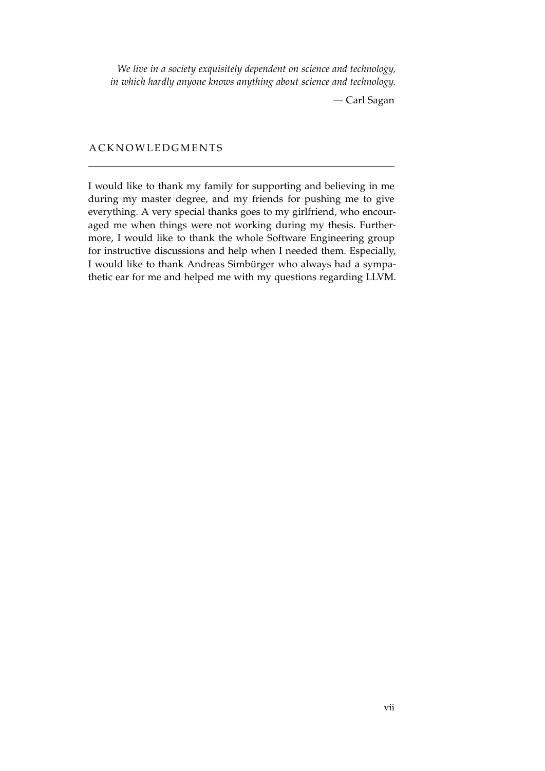*We live in a society exquisitely dependent on science and technology, in which hardly anyone knows anything about science and technology.*

— Carl Sagan

## ACKNOWLEDGMENTS

I would like to thank my family for supporting and believing in me during my master degree, and my friends for pushing me to give everything. A very special thanks goes to my girlfriend, who encouraged me when things were not working during my thesis. Furthermore, I would like to thank the whole Software Engineering group for instructive discussions and help when I needed them. Especially, I would like to thank Andreas Simbürger who always had a sympathetic ear for me and helped me with my questions regarding LLVM.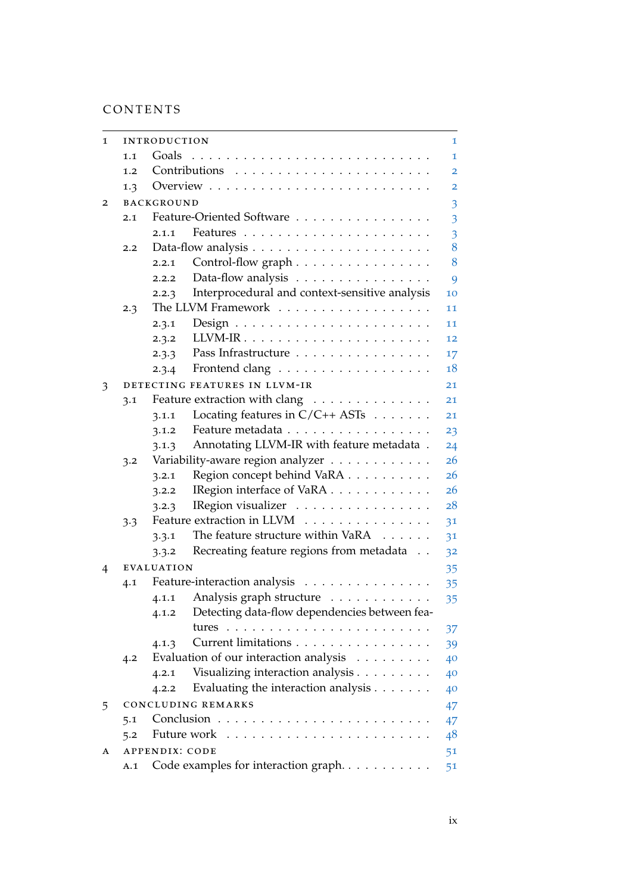# CONTENTS

- 1 INTRODUCTION 1
  - 1.1 Goals 1
  - 1.2 Contributions 2
  - 1.3 Overview 2
- 2 BACKGROUND 3
  - 2.1 Feature-Oriented Software 3
    - 2.1.1 Features 3
  - 2.2 Data-flow analysis 8
    - 2.2.1 Control-flow graph 8
    - 2.2.2 Data-flow analysis 9
    - 2.2.3 Interprocedural and context-sensitive analysis 10
  - 2.3 The LLVM Framework 11
    - 2.3.1 Design 11
    - 2.3.2 LLVM-IR 12
    - 2.3.3 Pass Infrastructure 17
    - 2.3.4 Frontend clang 18
- 3 DETECTING FEATURES IN LLVM-IR 21
  - 3.1 Feature extraction with clang 21
    - 3.1.1 Locating features in C/C++ ASTs 21
    - 3.1.2 Feature metadata 23
    - 3.1.3 Annotating LLVM-IR with feature metadata 24
  - 3.2 Variability-aware region analyzer 26
    - 3.2.1 Region concept behind VaRA 26
    - 3.2.2 IRegion interface of VaRA 26
    - 3.2.3 IRegion visualizer 28
  - 3.3 Feature extraction in LLVM 31
    - 3.3.1 The feature structure within VaRA 31
    - 3.3.2 Recreating feature regions from metadata 32
- 4 EVALUATION 35
  - 4.1 Feature-interaction analysis 35
    - 4.1.1 Analysis graph structure 35
    - 4.1.2 Detecting data-flow dependencies between features 37
    - 4.1.3 Current limitations 39
  - 4.2 Evaluation of our interaction analysis 40
    - 4.2.1 Visualizing interaction analysis 40
    - 4.2.2 Evaluating the interaction analysis 40
- 5 CONCLUDING REMARKS 47
  - 5.1 Conclusion 47
  - 5.2 Future work 48
- A APPENDIX: CODE 51
  - A.1 Code examples for interaction graph. 51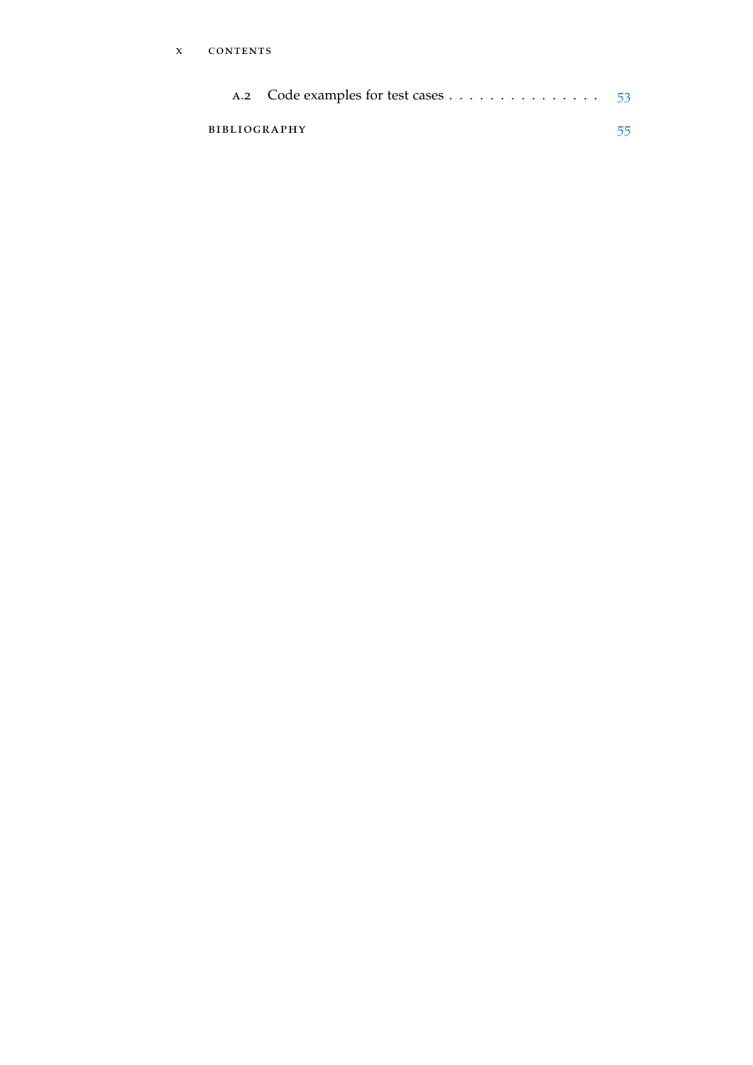A.2 Code examples for test cases . . . . . . . . . . . . . . . . 53

BIBLIOGRAPHY 55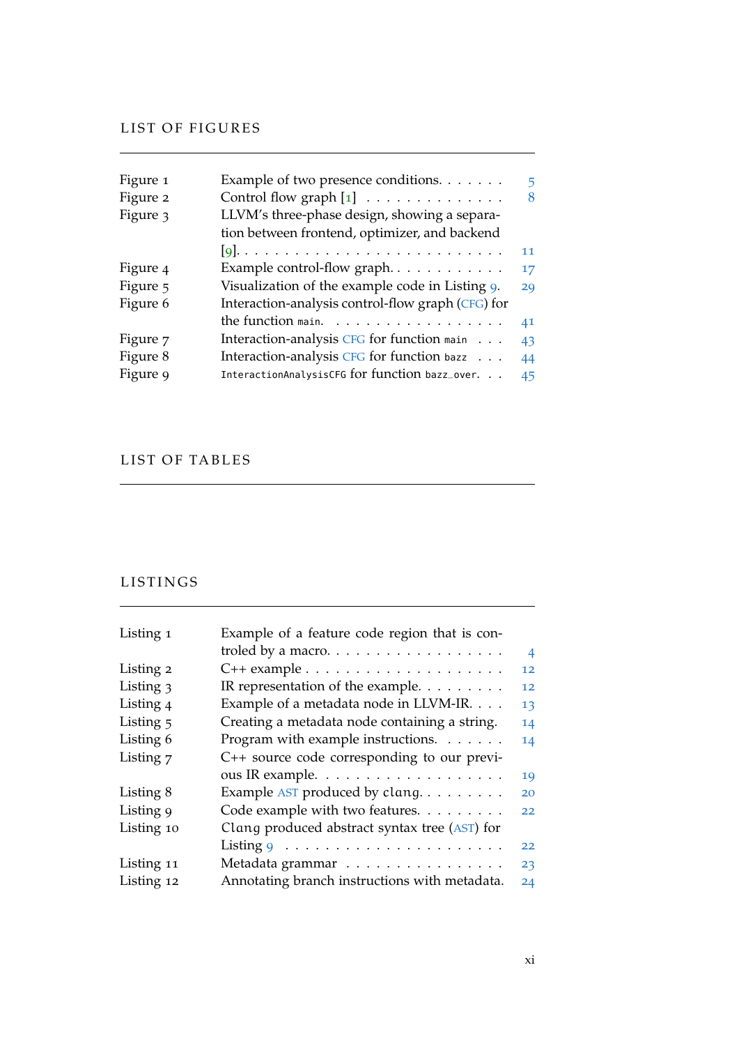# LIST OF FIGURES

| | | |
|---|---|---|
| Figure 1 | Example of two presence conditions. | 5 |
| Figure 2 | Control flow graph [1] | 8 |
| Figure 3 | LLVM's three-phase design, showing a separation between frontend, optimizer, and backend [9]. | 11 |
| Figure 4 | Example control-flow graph. | 17 |
| Figure 5 | Visualization of the example code in Listing 9. | 29 |
| Figure 6 | Interaction-analysis control-flow graph (CFG) for the function `main`. | 41 |
| Figure 7 | Interaction-analysis CFG for function `main` | 43 |
| Figure 8 | Interaction-analysis CFG for function `bazz` | 44 |
| Figure 9 | `InteractionAnalysisCFG` for function `bazz_over`. | 45 |

# LIST OF TABLES

# LISTINGS

| | | |
|---|---|---|
| Listing 1 | Example of a feature code region that is controled by a macro. | 4 |
| Listing 2 | C++ example | 12 |
| Listing 3 | IR representation of the example. | 12 |
| Listing 4 | Example of a metadata node in LLVM-IR. | 13 |
| Listing 5 | Creating a metadata node containing a string. | 14 |
| Listing 6 | Program with example instructions. | 14 |
| Listing 7 | C++ source code corresponding to our previous IR example. | 19 |
| Listing 8 | Example AST produced by clang. | 20 |
| Listing 9 | Code example with two features. | 22 |
| Listing 10 | Clang produced abstract syntax tree (AST) for Listing 9 | 22 |
| Listing 11 | Metadata grammar | 23 |
| Listing 12 | Annotating branch instructions with metadata. | 24 |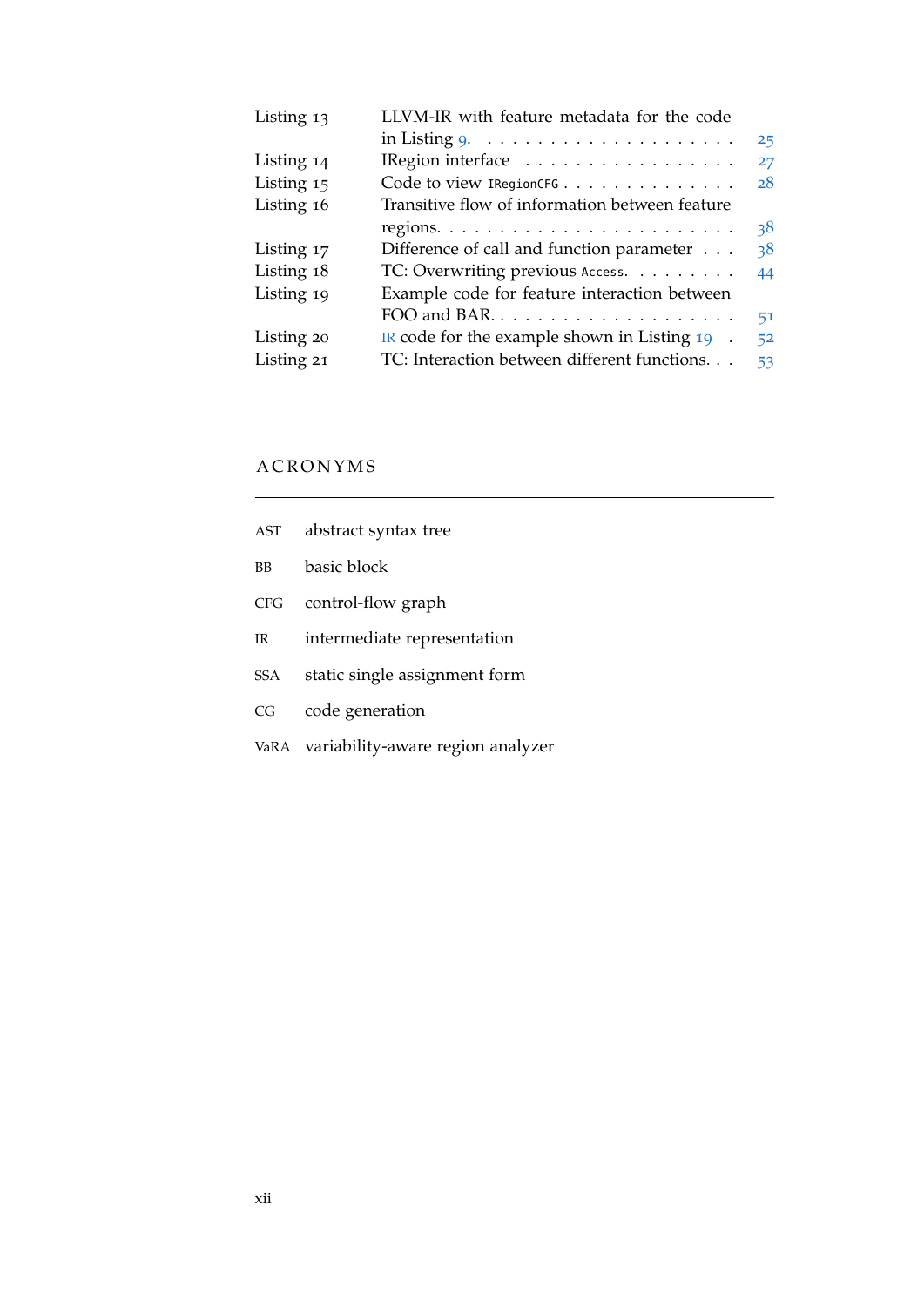| | | |
|---|---|---|
| Listing 13 | LLVM-IR with feature metadata for the code in Listing 9. | 25 |
| Listing 14 | IRegion interface | 27 |
| Listing 15 | Code to view `IRegionCFG` | 28 |
| Listing 16 | Transitive flow of information between feature regions. | 38 |
| Listing 17 | Difference of call and function parameter | 38 |
| Listing 18 | TC: Overwriting previous `Access`. | 44 |
| Listing 19 | Example code for feature interaction between FOO and BAR. | 51 |
| Listing 20 | IR code for the example shown in Listing 19 | 52 |
| Listing 21 | TC: Interaction between different functions. | 53 |

## ACRONYMS

AST abstract syntax tree

BB basic block

CFG control-flow graph

IR intermediate representation

SSA static single assignment form

CG code generation

VaRA variability-aware region analyzer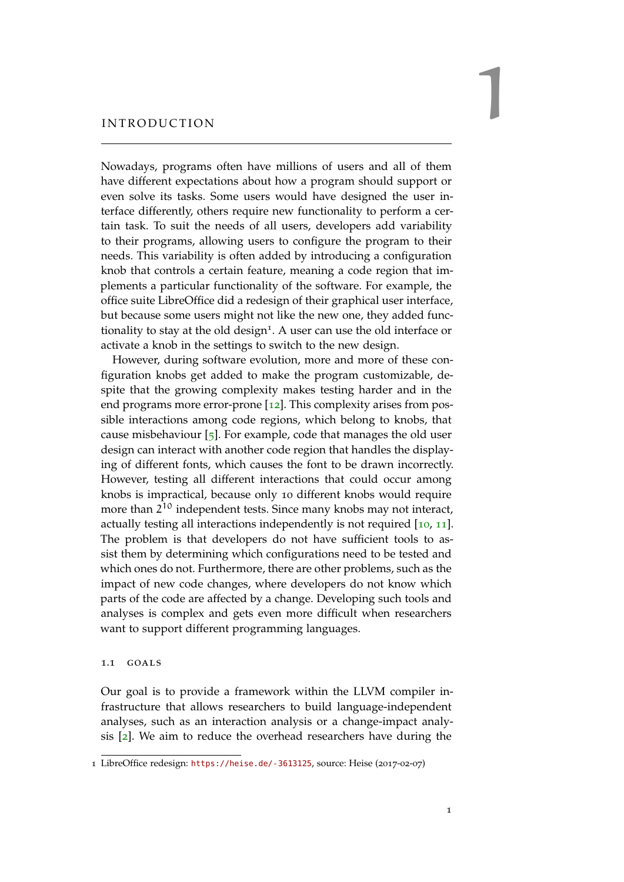# 1 INTRODUCTION

Nowadays, programs often have millions of users and all of them have different expectations about how a program should support or even solve its tasks. Some users would have designed the user interface differently, others require new functionality to perform a certain task. To suit the needs of all users, developers add variability to their programs, allowing users to configure the program to their needs. This variability is often added by introducing a configuration knob that controls a certain feature, meaning a code region that implements a particular functionality of the software. For example, the office suite LibreOffice did a redesign of their graphical user interface, but because some users might not like the new one, they added functionality to stay at the old design[1]. A user can use the old interface or activate a knob in the settings to switch to the new design.

However, during software evolution, more and more of these configuration knobs get added to make the program customizable, despite that the growing complexity makes testing harder and in the end programs more error-prone [12]. This complexity arises from possible interactions among code regions, which belong to knobs, that cause misbehaviour [5]. For example, code that manages the old user design can interact with another code region that handles the displaying of different fonts, which causes the font to be drawn incorrectly. However, testing all different interactions that could occur among knobs is impractical, because only 10 different knobs would require more than $2^{10}$ independent tests. Since many knobs may not interact, actually testing all interactions independently is not required [10, 11]. The problem is that developers do not have sufficient tools to assist them by determining which configurations need to be tested and which ones do not. Furthermore, there are other problems, such as the impact of new code changes, where developers do not know which parts of the code are affected by a change. Developing such tools and analyses is complex and gets even more difficult when researchers want to support different programming languages.

## 1.1 GOALS

Our goal is to provide a framework within the LLVM compiler infrastructure that allows researchers to build language-independent analyses, such as an interaction analysis or a change-impact analysis [2]. We aim to reduce the overhead researchers have during the

1 LibreOffice redesign: https://heise.de/-3613125, source: Heise (2017-02-07)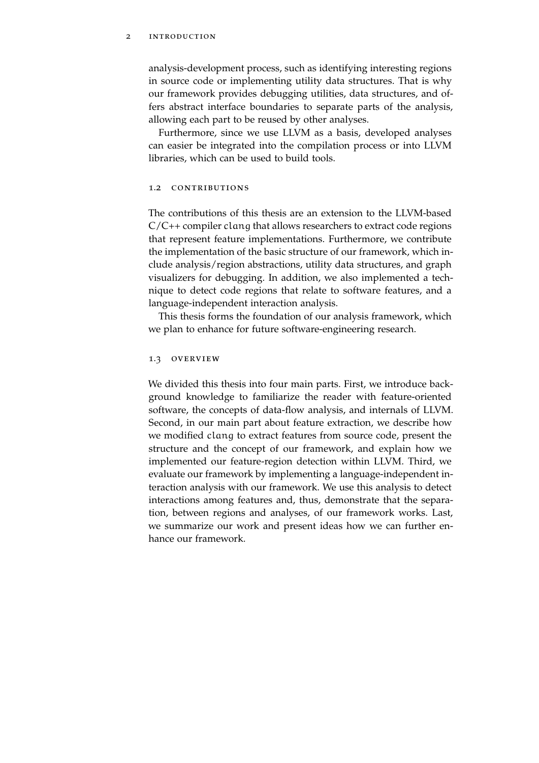analysis-development process, such as identifying interesting regions in source code or implementing utility data structures. That is why our framework provides debugging utilities, data structures, and offers abstract interface boundaries to separate parts of the analysis, allowing each part to be reused by other analyses.

Furthermore, since we use LLVM as a basis, developed analyses can easier be integrated into the compilation process or into LLVM libraries, which can be used to build tools.

## 1.2 Contributions

The contributions of this thesis are an extension to the LLVM-based C/C++ compiler *clang* that allows researchers to extract code regions that represent feature implementations. Furthermore, we contribute the implementation of the basic structure of our framework, which include analysis/region abstractions, utility data structures, and graph visualizers for debugging. In addition, we also implemented a technique to detect code regions that relate to software features, and a language-independent interaction analysis.

This thesis forms the foundation of our analysis framework, which we plan to enhance for future software-engineering research.

## 1.3 Overview

We divided this thesis into four main parts. First, we introduce background knowledge to familiarize the reader with feature-oriented software, the concepts of data-flow analysis, and internals of LLVM. Second, in our main part about feature extraction, we describe how we modified *clang* to extract features from source code, present the structure and the concept of our framework, and explain how we implemented our feature-region detection within LLVM. Third, we evaluate our framework by implementing a language-independent interaction analysis with our framework. We use this analysis to detect interactions among features and, thus, demonstrate that the separation, between regions and analyses, of our framework works. Last, we summarize our work and present ideas how we can further enhance our framework.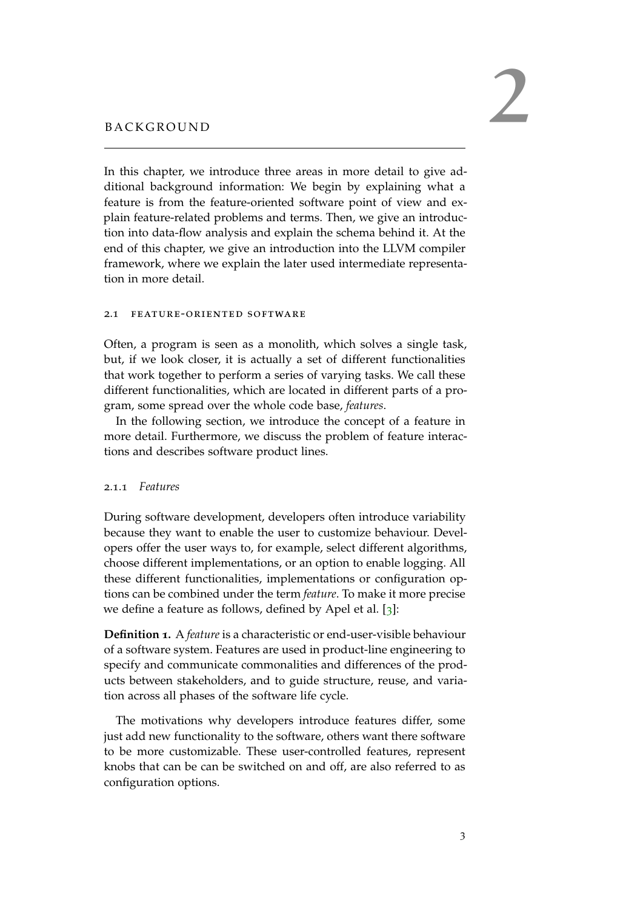# 2 BACKGROUND

In this chapter, we introduce three areas in more detail to give additional background information: We begin by explaining what a feature is from the feature-oriented software point of view and explain feature-related problems and terms. Then, we give an introduction into data-flow analysis and explain the schema behind it. At the end of this chapter, we give an introduction into the LLVM compiler framework, where we explain the later used intermediate representation in more detail.

## 2.1 FEATURE-ORIENTED SOFTWARE

Often, a program is seen as a monolith, which solves a single task, but, if we look closer, it is actually a set of different functionalities that work together to perform a series of varying tasks. We call these different functionalities, which are located in different parts of a program, some spread over the whole code base, *features*.

In the following section, we introduce the concept of a feature in more detail. Furthermore, we discuss the problem of feature interactions and describes software product lines.

### 2.1.1 *Features*

During software development, developers often introduce variability because they want to enable the user to customize behaviour. Developers offer the user ways to, for example, select different algorithms, choose different implementations, or an option to enable logging. All these different functionalities, implementations or configuration options can be combined under the term *feature*. To make it more precise we define a feature as follows, defined by Apel et al. [3]:

**Definition 1.** A *feature* is a characteristic or end-user-visible behaviour of a software system. Features are used in product-line engineering to specify and communicate commonalities and differences of the products between stakeholders, and to guide structure, reuse, and variation across all phases of the software life cycle.

The motivations why developers introduce features differ, some just add new functionality to the software, others want there software to be more customizable. These user-controlled features, represent knobs that can be can be switched on and off, are also referred to as configuration options.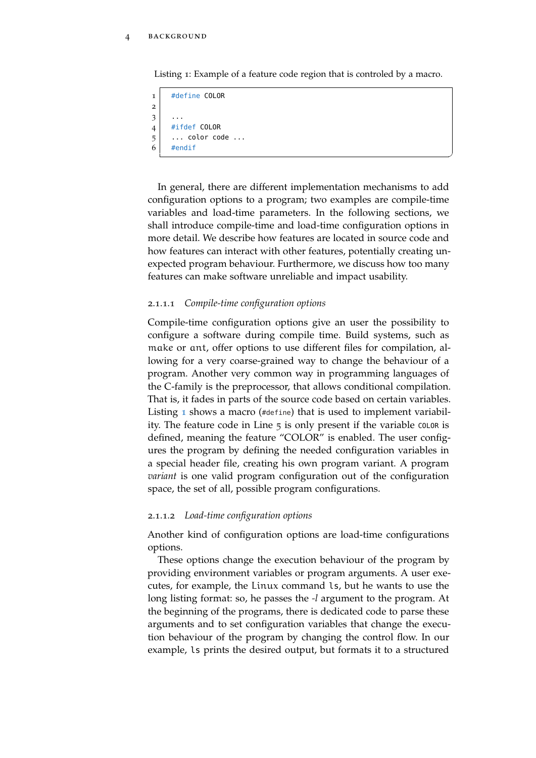Listing 1: Example of a feature code region that is controled by a macro.

```
#define COLOR

...
#ifdef COLOR
... color code ...
#endif
```

In general, there are different implementation mechanisms to add configuration options to a program; two examples are compile-time variables and load-time parameters. In the following sections, we shall introduce compile-time and load-time configuration options in more detail. We describe how features are located in source code and how features can interact with other features, potentially creating unexpected program behaviour. Furthermore, we discuss how too many features can make software unreliable and impact usability.

#### 2.1.1.1 *Compile-time configuration options*

Compile-time configuration options give an user the possibility to configure a software during compile time. Build systems, such as make or ant, offer options to use different files for compilation, allowing for a very coarse-grained way to change the behaviour of a program. Another very common way in programming languages of the C-family is the preprocessor, that allows conditional compilation. That is, it fades in parts of the source code based on certain variables. Listing 1 shows a macro (`#define`) that is used to implement variability. The feature code in Line 5 is only present if the variable `COLOR` is defined, meaning the feature "COLOR" is enabled. The user configures the program by defining the needed configuration variables in a special header file, creating his own program variant. A program *variant* is one valid program configuration out of the configuration space, the set of all, possible program configurations.

#### 2.1.1.2 *Load-time configuration options*

Another kind of configuration options are load-time configurations options.

These options change the execution behaviour of the program by providing environment variables or program arguments. A user executes, for example, the Linux command `ls`, but he wants to use the long listing format: so, he passes the *-l* argument to the program. At the beginning of the programs, there is dedicated code to parse these arguments and to set configuration variables that change the execution behaviour of the program by changing the control flow. In our example, `ls` prints the desired output, but formats it to a structured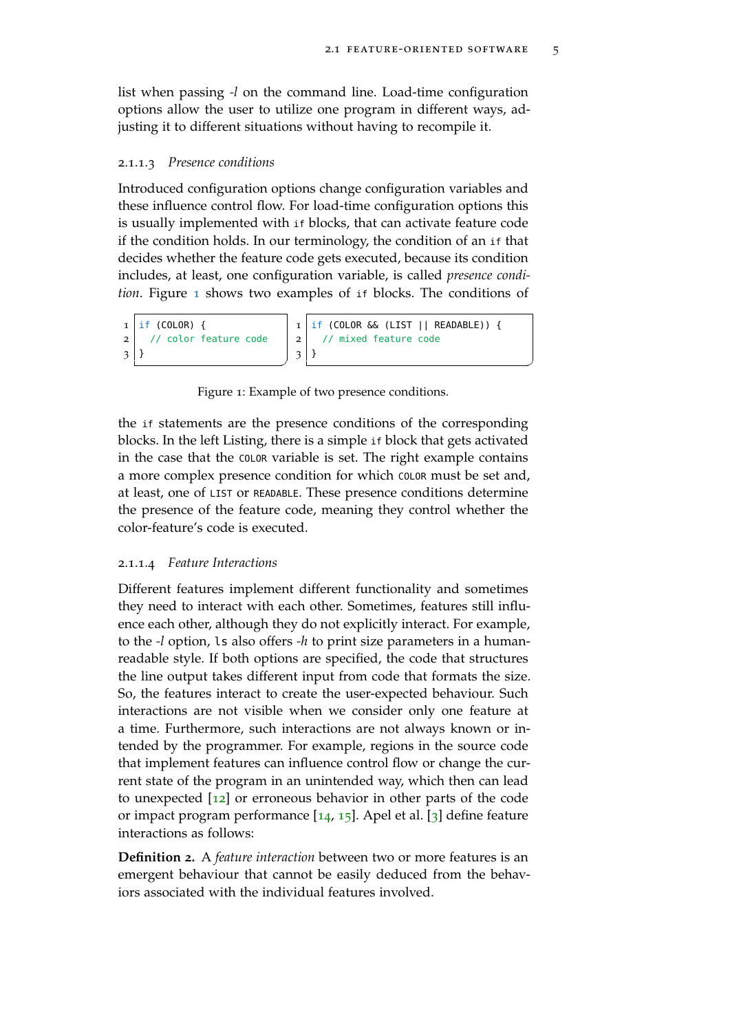list when passing *-l* on the command line. Load-time configuration options allow the user to utilize one program in different ways, adjusting it to different situations without having to recompile it.

#### 2.1.1.3 *Presence conditions*

Introduced configuration options change configuration variables and these influence control flow. For load-time configuration options this is usually implemented with `if` blocks, that can activate feature code if the condition holds. In our terminology, the condition of an `if` that decides whether the feature code gets executed, because its condition includes, at least, one configuration variable, is called *presence condition*. Figure 1 shows two examples of `if` blocks. The conditions of

```
1 if (COLOR) {
2   // color feature code
3 }
```

```
1 if (COLOR && (LIST || READABLE)) {
2   // mixed feature code
3 }
```

Figure 1: Example of two presence conditions.

the `if` statements are the presence conditions of the corresponding blocks. In the left Listing, there is a simple `if` block that gets activated in the case that the COLOR variable is set. The right example contains a more complex presence condition for which COLOR must be set and, at least, one of LIST or READABLE. These presence conditions determine the presence of the feature code, meaning they control whether the color-feature's code is executed.

#### 2.1.1.4 *Feature Interactions*

Different features implement different functionality and sometimes they need to interact with each other. Sometimes, features still influence each other, although they do not explicitly interact. For example, to the *-l* option, `ls` also offers *-h* to print size parameters in a human-readable style. If both options are specified, the code that structures the line output takes different input from code that formats the size. So, the features interact to create the user-expected behaviour. Such interactions are not visible when we consider only one feature at a time. Furthermore, such interactions are not always known or intended by the programmer. For example, regions in the source code that implement features can influence control flow or change the current state of the program in an unintended way, which then can lead to unexpected [12] or erroneous behavior in other parts of the code or impact program performance [14, 15]. Apel et al. [3] define feature interactions as follows:

**Definition 2.** A *feature interaction* between two or more features is an emergent behaviour that cannot be easily deduced from the behaviors associated with the individual features involved.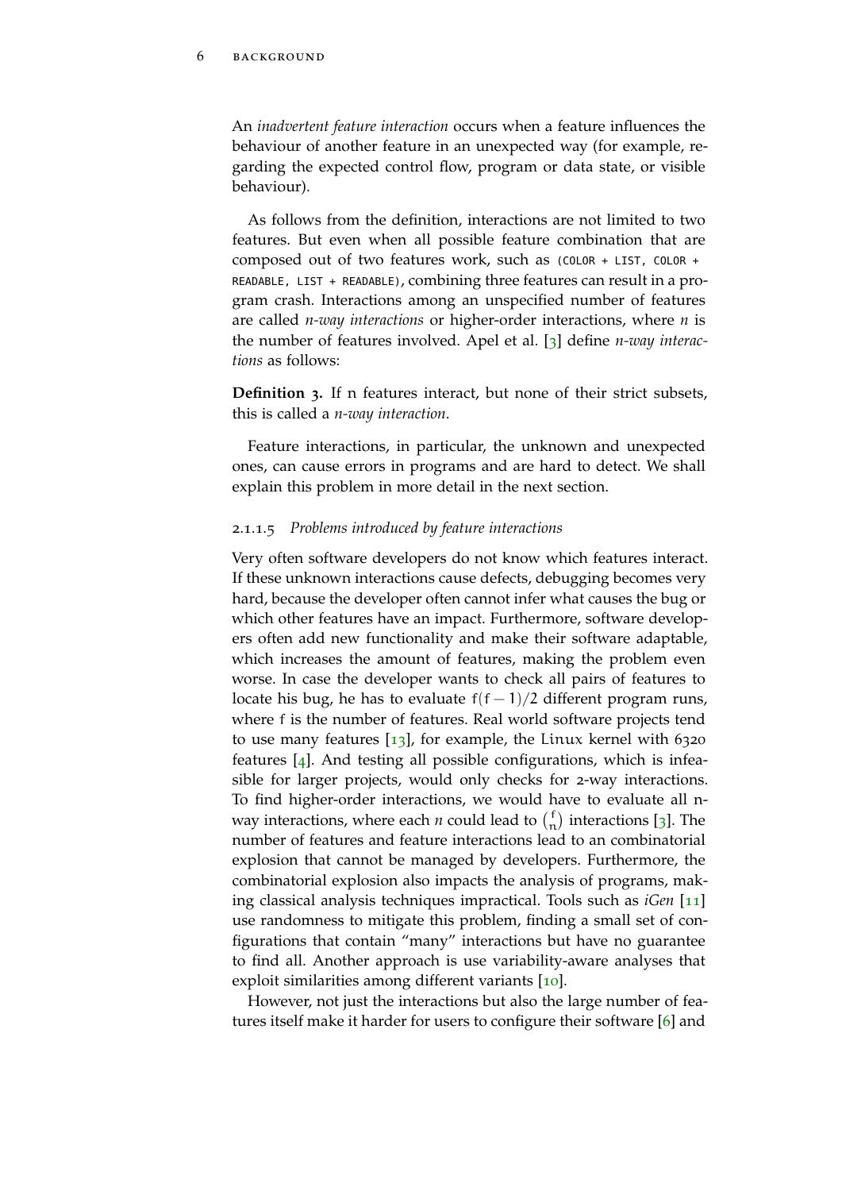An *inadvertent feature interaction* occurs when a feature influences the behaviour of another feature in an unexpected way (for example, regarding the expected control flow, program or data state, or visible behaviour).

As follows from the definition, interactions are not limited to two features. But even when all possible feature combination that are composed out of two features work, such as (`COLOR + LIST`, `COLOR + READABLE`, `LIST + READABLE`), combining three features can result in a program crash. Interactions among an unspecified number of features are called *n-way interactions* or higher-order interactions, where *n* is the number of features involved. Apel et al. [3] define *n-way interactions* as follows:

**Definition 3.** If n features interact, but none of their strict subsets, this is called a *n-way interaction*.

Feature interactions, in particular, the unknown and unexpected ones, can cause errors in programs and are hard to detect. We shall explain this problem in more detail in the next section.

#### 2.1.1.5 *Problems introduced by feature interactions*

Very often software developers do not know which features interact. If these unknown interactions cause defects, debugging becomes very hard, because the developer often cannot infer what causes the bug or which other features have an impact. Furthermore, software developers often add new functionality and make their software adaptable, which increases the amount of features, making the problem even worse. In case the developer wants to check all pairs of features to locate his bug, he has to evaluate $f(f-1)/2$ different program runs, where $f$ is the number of features. Real world software projects tend to use many features [13], for example, the Linux kernel with 6320 features [4]. And testing all possible configurations, which is infeasible for larger projects, would only checks for 2-way interactions. To find higher-order interactions, we would have to evaluate all n-way interactions, where each *n* could lead to $\binom{f}{n}$ interactions [3]. The number of features and feature interactions lead to an combinatorial explosion that cannot be managed by developers. Furthermore, the combinatorial explosion also impacts the analysis of programs, making classical analysis techniques impractical. Tools such as *iGen* [11] use randomness to mitigate this problem, finding a small set of configurations that contain "many" interactions but have no guarantee to find all. Another approach is use variability-aware analyses that exploit similarities among different variants [10].

However, not just the interactions but also the large number of features itself make it harder for users to configure their software [6] and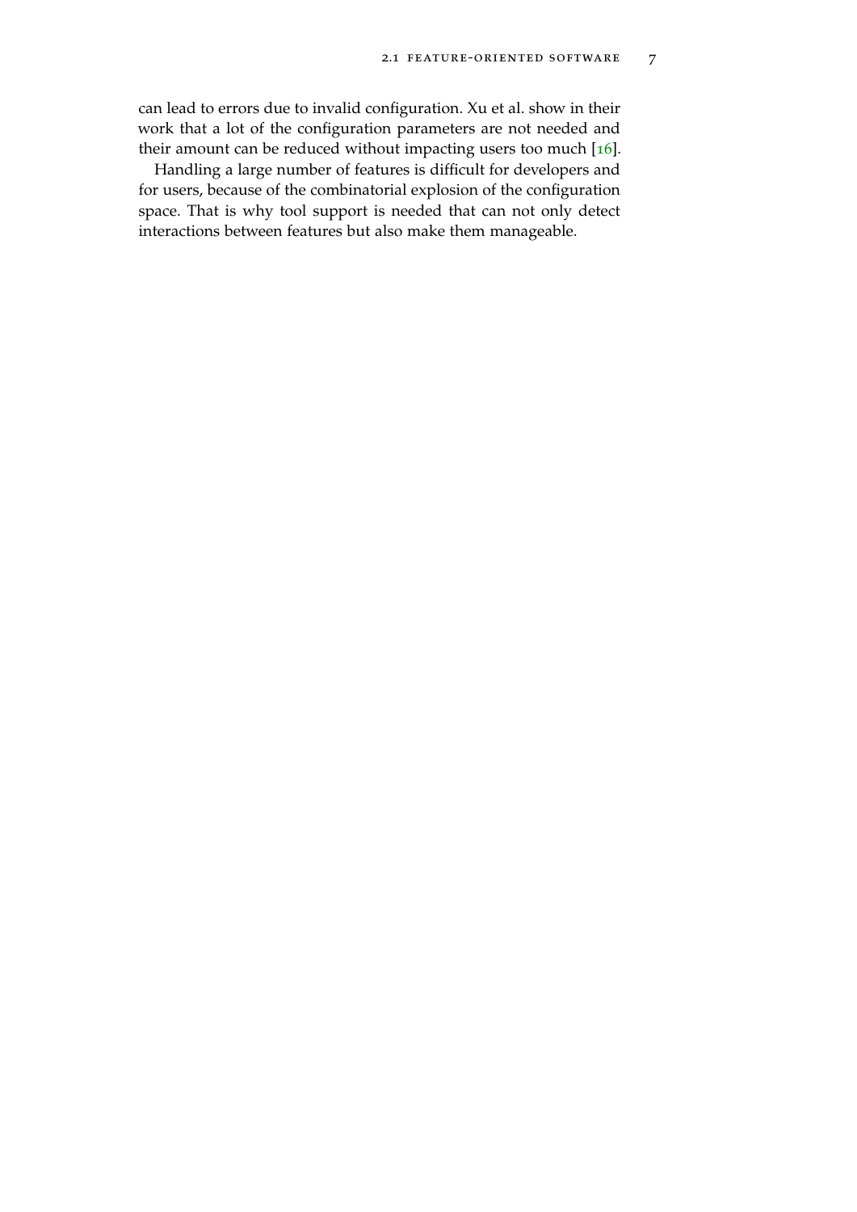can lead to errors due to invalid configuration. Xu et al. show in their work that a lot of the configuration parameters are not needed and their amount can be reduced without impacting users too much [16].

Handling a large number of features is difficult for developers and for users, because of the combinatorial explosion of the configuration space. That is why tool support is needed that can not only detect interactions between features but also make them manageable.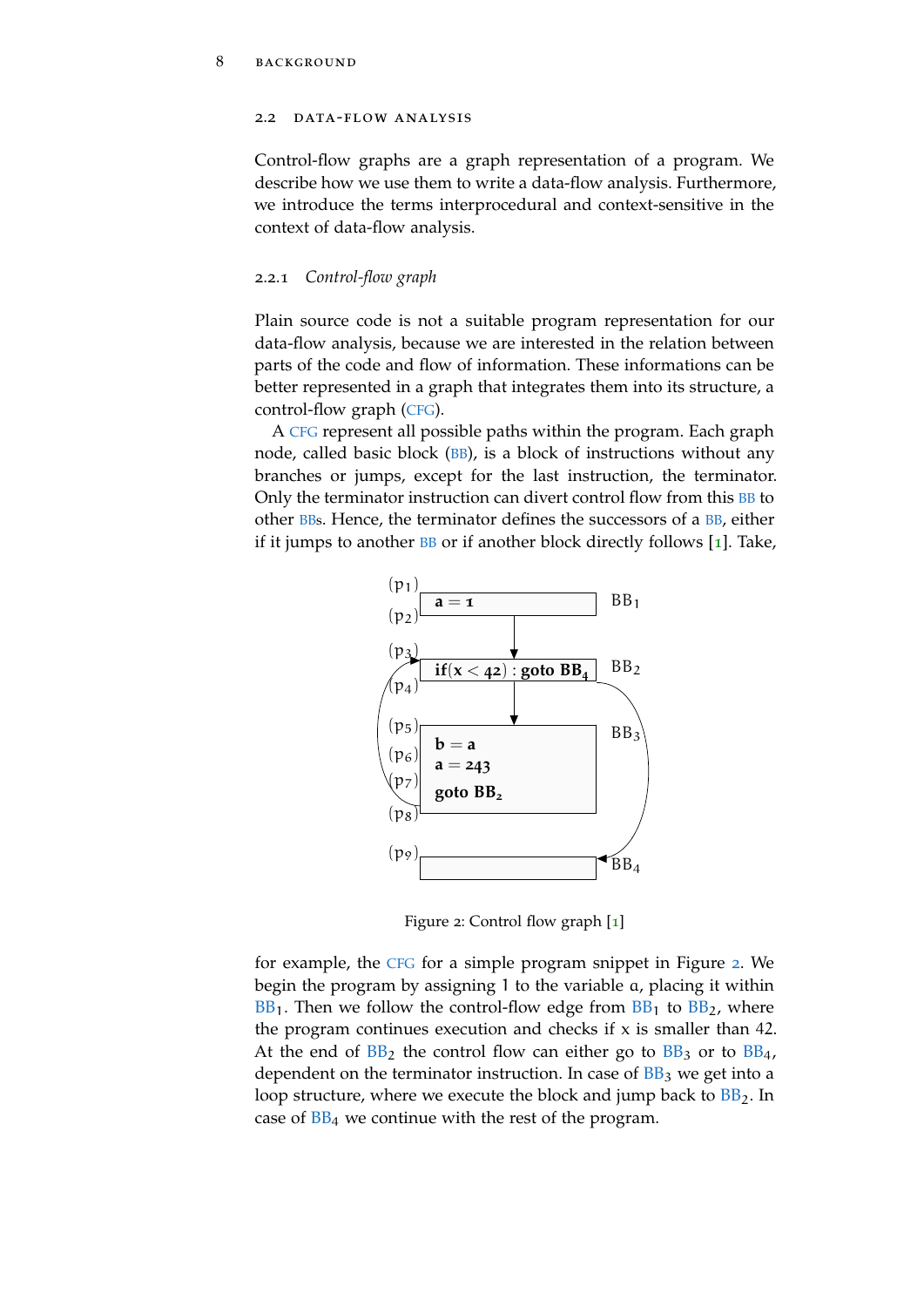## 2.2 DATA-FLOW ANALYSIS

Control-flow graphs are a graph representation of a program. We describe how we use them to write a data-flow analysis. Furthermore, we introduce the terms interprocedural and context-sensitive in the context of data-flow analysis.

### 2.2.1 *Control-flow graph*

Plain source code is not a suitable program representation for our data-flow analysis, because we are interested in the relation between parts of the code and flow of information. These informations can be better represented in a graph that integrates them into its structure, a control-flow graph (CFG).

A CFG represent all possible paths within the program. Each graph node, called basic block (BB), is a block of instructions without any branches or jumps, except for the last instruction, the terminator. Only the terminator instruction can divert control flow from this BB to other BBs. Hence, the terminator defines the successors of a BB, either if it jumps to another BB or if another block directly follows [1]. Take,

```
(p1)
     a = 1                          BB1
(p2)
(p3)
     if(x < 42) : goto BB4          BB2
(p4)
(p5)
     b = a                          BB3
(p6)
     a = 243
(p7)
     goto BB2
(p8)
(p9)
                                    BB4
```

Figure 2: Control flow graph [1]

for example, the CFG for a simple program snippet in Figure 2. We begin the program by assigning 1 to the variable $a$, placing it within $BB_1$. Then we follow the control-flow edge from $BB_1$ to $BB_2$, where the program continues execution and checks if x is smaller than 42. At the end of $BB_2$ the control flow can either go to $BB_3$ or to $BB_4$, dependent on the terminator instruction. In case of $BB_3$ we get into a loop structure, where we execute the block and jump back to $BB_2$. In case of $BB_4$ we continue with the rest of the program.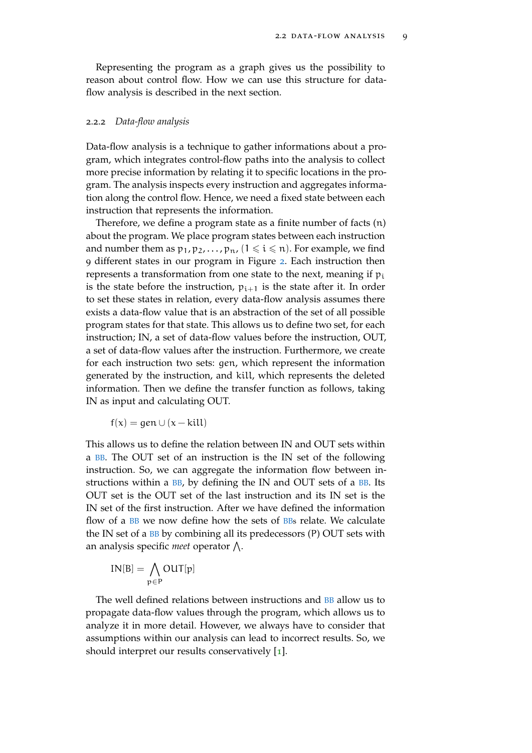Representing the program as a graph gives us the possibility to reason about control flow. How we can use this structure for data-flow analysis is described in the next section.

### 2.2.2 *Data-flow analysis*

Data-flow analysis is a technique to gather informations about a program, which integrates control-flow paths into the analysis to collect more precise information by relating it to specific locations in the program. The analysis inspects every instruction and aggregates information along the control flow. Hence, we need a fixed state between each instruction that represents the information.

Therefore, we define a program state as a finite number of facts ($n$) about the program. We place program states between each instruction and number them as $p_1, p_2, \ldots, p_n$, $(1 \leqslant i \leqslant n)$. For example, we find 9 different states in our program in Figure 2. Each instruction then represents a transformation from one state to the next, meaning if $p_i$ is the state before the instruction, $p_{i+1}$ is the state after it. In order to set these states in relation, every data-flow analysis assumes there exists a data-flow value that is an abstraction of the set of all possible program states for that state. This allows us to define two set, for each instruction; IN, a set of data-flow values before the instruction, OUT, a set of data-flow values after the instruction. Furthermore, we create for each instruction two sets: $gen$, which represent the information generated by the instruction, and $kill$, which represents the deleted information. Then we define the transfer function as follows, taking IN as input and calculating OUT.

$$f(x) = gen \cup (x - kill)$$

This allows us to define the relation between IN and OUT sets within a BB. The OUT set of an instruction is the IN set of the following instruction. So, we can aggregate the information flow between instructions within a BB, by defining the IN and OUT sets of a BB. Its OUT set is the OUT set of the last instruction and its IN set is the IN set of the first instruction. After we have defined the information flow of a BB we now define how the sets of BBs relate. We calculate the IN set of a BB by combining all its predecessors ($P$) OUT sets with an analysis specific *meet* operator $\bigwedge$.

$$\text{IN}[B] = \bigwedge_{p \in P} \text{OUT}[p]$$

The well defined relations between instructions and BB allow us to propagate data-flow values through the program, which allows us to analyze it in more detail. However, we always have to consider that assumptions within our analysis can lead to incorrect results. So, we should interpret our results conservatively [1].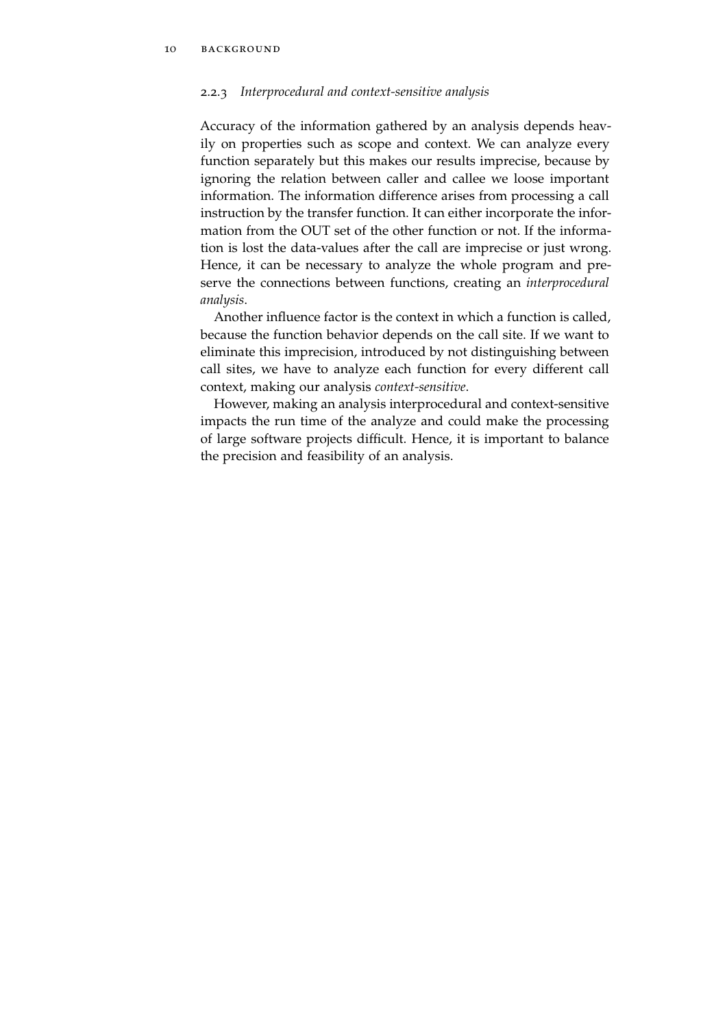### 2.2.3 *Interprocedural and context-sensitive analysis*

Accuracy of the information gathered by an analysis depends heavily on properties such as scope and context. We can analyze every function separately but this makes our results imprecise, because by ignoring the relation between caller and callee we loose important information. The information difference arises from processing a call instruction by the transfer function. It can either incorporate the information from the OUT set of the other function or not. If the information is lost the data-values after the call are imprecise or just wrong. Hence, it can be necessary to analyze the whole program and preserve the connections between functions, creating an *interprocedural analysis*.

Another influence factor is the context in which a function is called, because the function behavior depends on the call site. If we want to eliminate this imprecision, introduced by not distinguishing between call sites, we have to analyze each function for every different call context, making our analysis *context-sensitive*.

However, making an analysis interprocedural and context-sensitive impacts the run time of the analyze and could make the processing of large software projects difficult. Hence, it is important to balance the precision and feasibility of an analysis.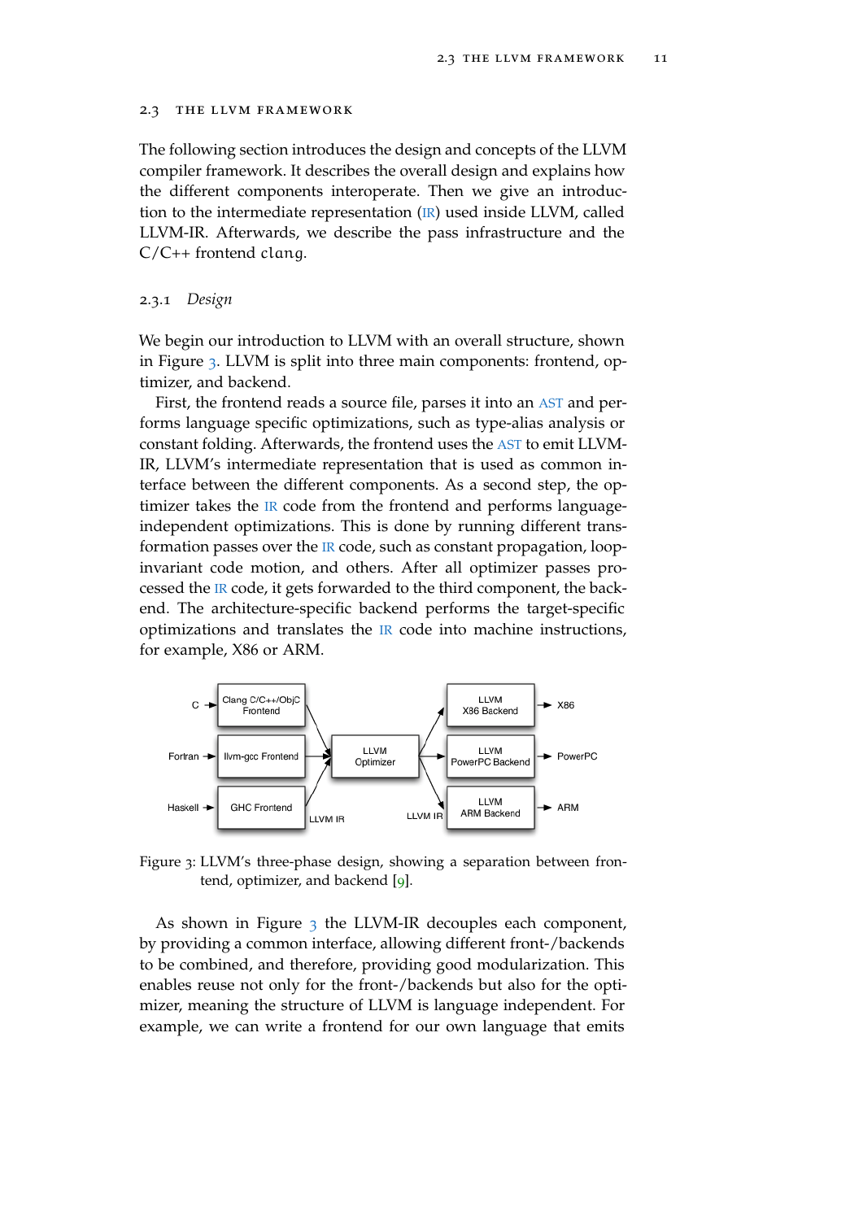## 2.3 THE LLVM FRAMEWORK

The following section introduces the design and concepts of the LLVM compiler framework. It describes the overall design and explains how the different components interoperate. Then we give an introduction to the intermediate representation (IR) used inside LLVM, called LLVM-IR. Afterwards, we describe the pass infrastructure and the C/C++ frontend clang.

### 2.3.1 *Design*

We begin our introduction to LLVM with an overall structure, shown in Figure 3. LLVM is split into three main components: frontend, optimizer, and backend.

First, the frontend reads a source file, parses it into an AST and performs language specific optimizations, such as type-alias analysis or constant folding. Afterwards, the frontend uses the AST to emit LLVM-IR, LLVM's intermediate representation that is used as common interface between the different components. As a second step, the optimizer takes the IR code from the frontend and performs language-independent optimizations. This is done by running different transformation passes over the IR code, such as constant propagation, loop-invariant code motion, and others. After all optimizer passes processed the IR code, it gets forwarded to the third component, the backend. The architecture-specific backend performs the target-specific optimizations and translates the IR code into machine instructions, for example, X86 or ARM.

Figure 3: LLVM's three-phase design, showing a separation between frontend, optimizer, and backend [9].

As shown in Figure 3 the LLVM-IR decouples each component, by providing a common interface, allowing different front-/backends to be combined, and therefore, providing good modularization. This enables reuse not only for the front-/backends but also for the optimizer, meaning the structure of LLVM is language independent. For example, we can write a frontend for our own language that emits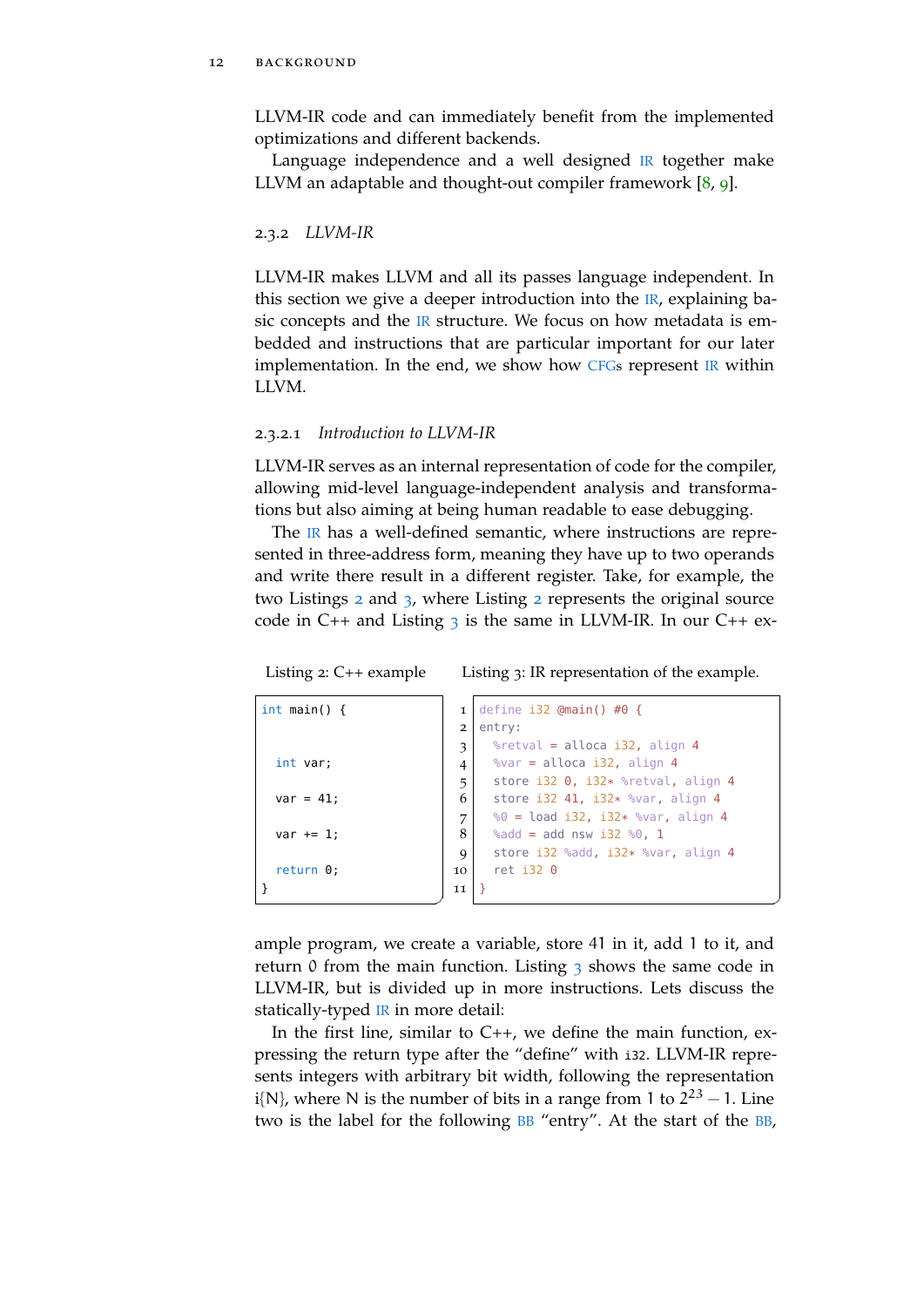LLVM-IR code and can immediately benefit from the implemented optimizations and different backends.

Language independence and a well designed IR together make LLVM an adaptable and thought-out compiler framework [8, 9].

### 2.3.2 *LLVM-IR*

LLVM-IR makes LLVM and all its passes language independent. In this section we give a deeper introduction into the IR, explaining basic concepts and the IR structure. We focus on how metadata is embedded and instructions that are particular important for our later implementation. In the end, we show how CFGs represent IR within LLVM.

#### 2.3.2.1 *Introduction to LLVM-IR*

LLVM-IR serves as an internal representation of code for the compiler, allowing mid-level language-independent analysis and transformations but also aiming at being human readable to ease debugging.

The IR has a well-defined semantic, where instructions are represented in three-address form, meaning they have up to two operands and write there result in a different register. Take, for example, the two Listings 2 and 3, where Listing 2 represents the original source code in C++ and Listing 3 is the same in LLVM-IR. In our C++ example program, we create a variable, store 41 in it, add 1 to it, and return 0 from the main function. Listing 3 shows the same code in LLVM-IR, but is divided up in more instructions. Lets discuss the statically-typed IR in more detail:

Listing 2: C++ example

```cpp
int main() {


  int var;

  var = 41;

  var += 1;

  return 0;
}
```

Listing 3: IR representation of the example.

```llvm
define i32 @main() #0 {
entry:
  %retval = alloca i32, align 4
  %var = alloca i32, align 4
  store i32 0, i32* %retval, align 4
  store i32 41, i32* %var, align 4
  %0 = load i32, i32* %var, align 4
  %add = add nsw i32 %0, 1
  store i32 %add, i32* %var, align 4
  ret i32 0
}
```

In the first line, similar to C++, we define the main function, expressing the return type after the “define” with i32. LLVM-IR represents integers with arbitrary bit width, following the representation i{N}, where N is the number of bits in a range from 1 to $2^{23} - 1$. Line two is the label for the following BB “entry”. At the start of the BB,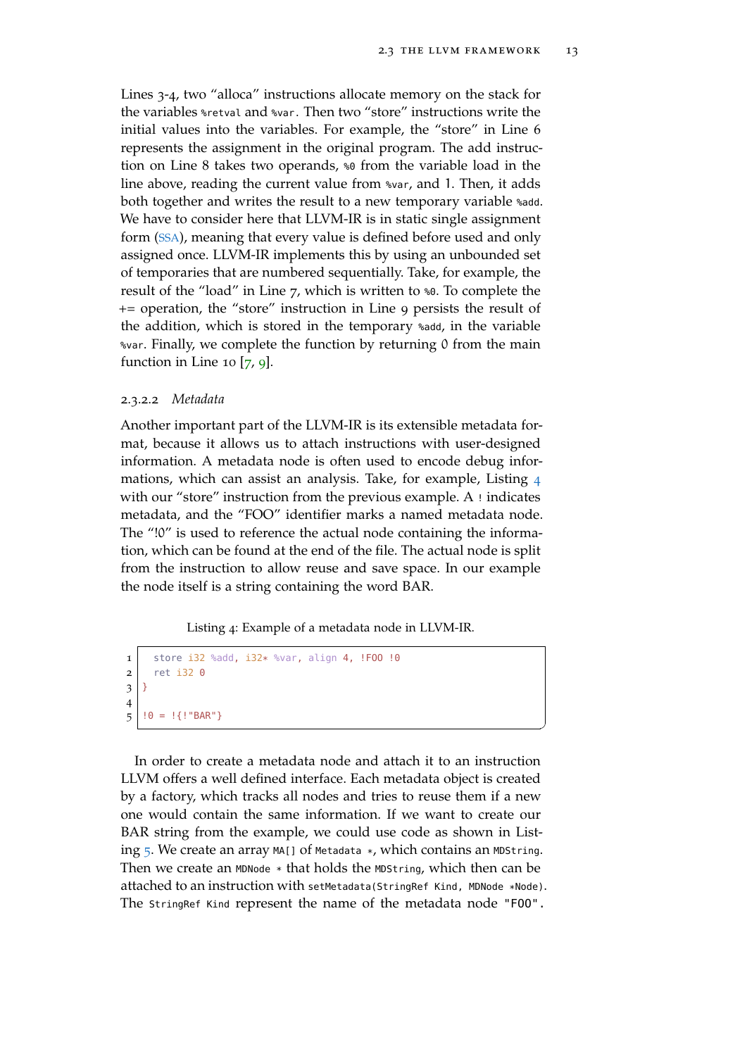Lines 3-4, two “alloca” instructions allocate memory on the stack for the variables `%retval` and `%var`. Then two “store” instructions write the initial values into the variables. For example, the “store” in Line 6 represents the assignment in the original program. The add instruction on Line 8 takes two operands, `%0` from the variable load in the line above, reading the current value from `%var`, and 1. Then, it adds both together and writes the result to a new temporary variable `%add`. We have to consider here that LLVM-IR is in static single assignment form (SSA), meaning that every value is defined before used and only assigned once. LLVM-IR implements this by using an unbounded set of temporaries that are numbered sequentially. Take, for example, the result of the “load” in Line 7, which is written to `%0`. To complete the += operation, the “store” instruction in Line 9 persists the result of the addition, which is stored in the temporary `%add`, in the variable `%var`. Finally, we complete the function by returning 0 from the main function in Line 10 [7, 9].

### 2.3.2.2 *Metadata*

Another important part of the LLVM-IR is its extensible metadata format, because it allows us to attach instructions with user-designed information. A metadata node is often used to encode debug informations, which can assist an analysis. Take, for example, Listing 4 with our “store” instruction from the previous example. A `!` indicates metadata, and the “FOO” identifier marks a named metadata node. The “!0” is used to reference the actual node containing the information, which can be found at the end of the file. The actual node is split from the instruction to allow reuse and save space. In our example the node itself is a string containing the word BAR.

Listing 4: Example of a metadata node in LLVM-IR.

```
1   store i32 %add, i32* %var, align 4, !FOO !0
2   ret i32 0
3 }
4
5 !0 = !{!"BAR"}
```

In order to create a metadata node and attach it to an instruction LLVM offers a well defined interface. Each metadata object is created by a factory, which tracks all nodes and tries to reuse them if a new one would contain the same information. If we want to create our BAR string from the example, we could use code as shown in Listing 5. We create an array `MA[]` of `Metadata *`, which contains an `MDString`. Then we create an `MDNode *` that holds the `MDString`, which then can be attached to an instruction with `setMetadata(StringRef Kind, MDNode *Node)`. The `StringRef Kind` represent the name of the metadata node `"FOO"`.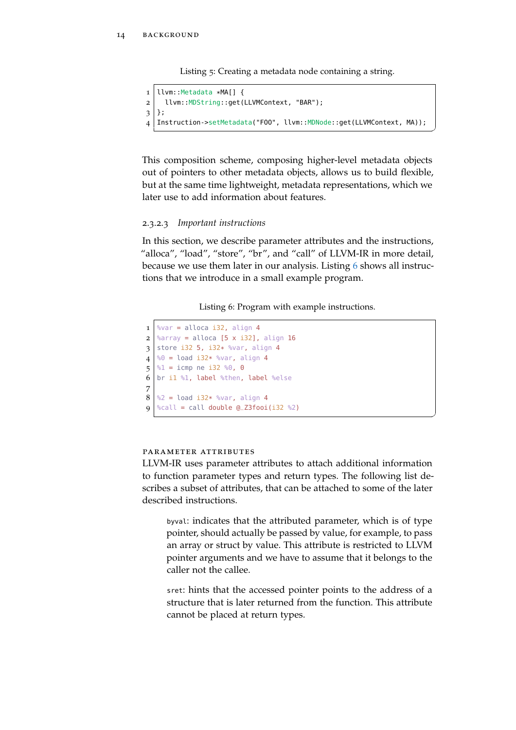Listing 5: Creating a metadata node containing a string.

```
llvm::Metadata *MA[] {
  llvm::MDString::get(LLVMContext, "BAR");
};
Instruction->setMetadata("FOO", llvm::MDNode::get(LLVMContext, MA));
```

This composition scheme, composing higher-level metadata objects out of pointers to other metadata objects, allows us to build flexible, but at the same time lightweight, metadata representations, which we later use to add information about features.

#### 2.3.2.3 *Important instructions*

In this section, we describe parameter attributes and the instructions, "alloca", "load", "store", "br", and "call" of LLVM-IR in more detail, because we use them later in our analysis. Listing 6 shows all instructions that we introduce in a small example program.

Listing 6: Program with example instructions.

```
%var = alloca i32, align 4
%array = alloca [5 x i32], align 16
store i32 5, i32* %var, align 4
%0 = load i32* %var, align 4
%1 = icmp ne i32 %0, 0
br i1 %1, label %then, label %else

%2 = load i32* %var, align 4
%call = call double @_Z3fooi(i32 %2)
```

##### PARAMETER ATTRIBUTES

LLVM-IR uses parameter attributes to attach additional information to function parameter types and return types. The following list describes a subset of attributes, that can be attached to some of the later described instructions.

> `byval`: indicates that the attributed parameter, which is of type pointer, should actually be passed by value, for example, to pass an array or struct by value. This attribute is restricted to LLVM pointer arguments and we have to assume that it belongs to the caller not the callee.

> `sret`: hints that the accessed pointer points to the address of a structure that is later returned from the function. This attribute cannot be placed at return types.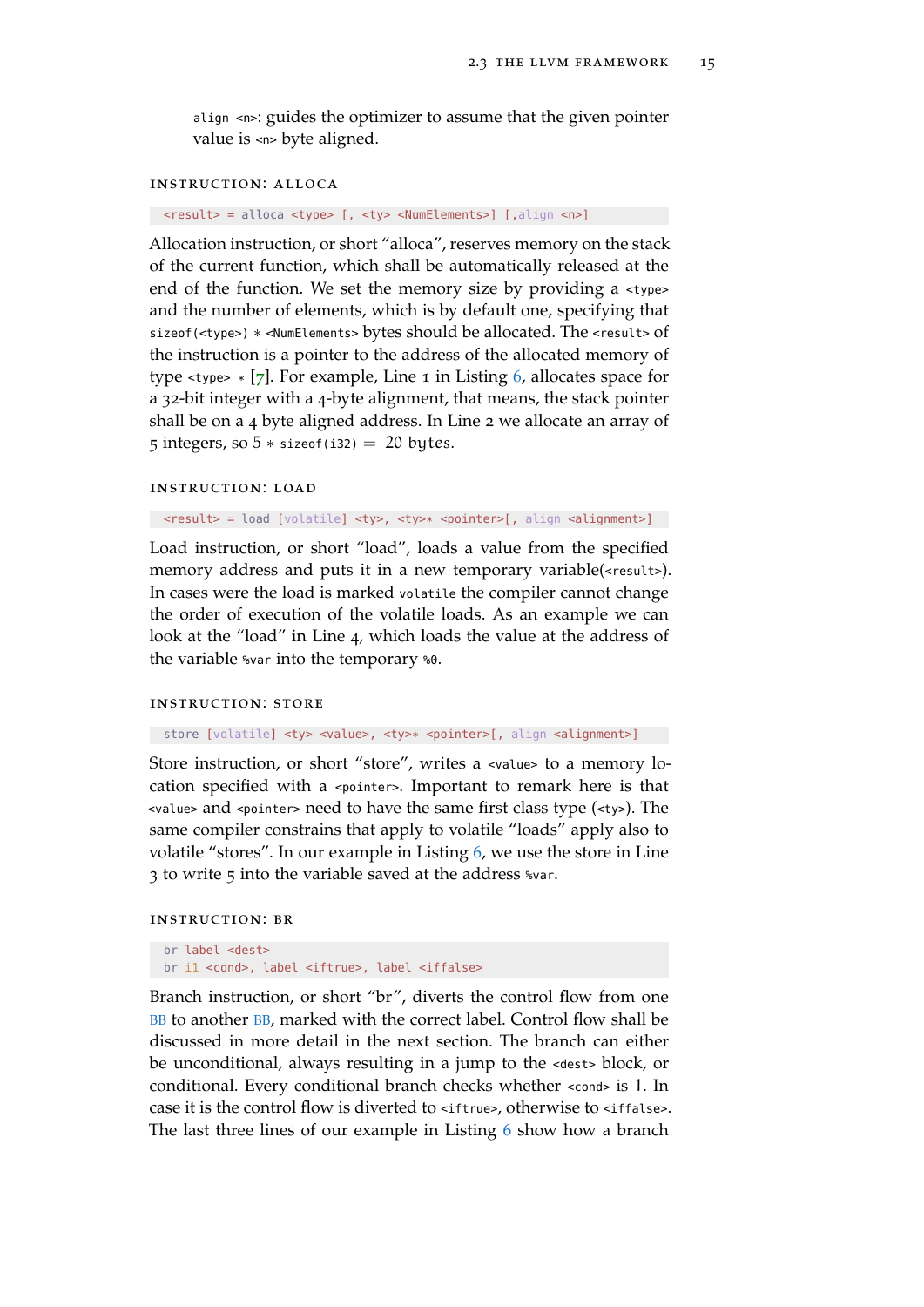`align <n>`: guides the optimizer to assume that the given pointer value is `<n>` byte aligned.

### Instruction: alloca

```
<result> = alloca <type> [, <ty> <NumElements>] [,align <n>]
```

Allocation instruction, or short "alloca", reserves memory on the stack of the current function, which shall be automatically released at the end of the function. We set the memory size by providing a `<type>` and the number of elements, which is by default one, specifying that `sizeof(<type>)` $*$ `<NumElements>` bytes should be allocated. The `<result>` of the instruction is a pointer to the address of the allocated memory of type `<type>` $*$ [7]. For example, Line 1 in Listing 6, allocates space for a 32-bit integer with a 4-byte alignment, that means, the stack pointer shall be on a 4 byte aligned address. In Line 2 we allocate an array of 5 integers, so $5 *$ `sizeof(i32)` $= 20$ bytes.

### Instruction: load

```
<result> = load [volatile] <ty>, <ty>* <pointer>[, align <alignment>]
```

Load instruction, or short "load", loads a value from the specified memory address and puts it in a new temporary variable(`<result>`). In cases were the load is marked `volatile` the compiler cannot change the order of execution of the volatile loads. As an example we can look at the "load" in Line 4, which loads the value at the address of the variable `%var` into the temporary `%0`.

### Instruction: store

```
store [volatile] <ty> <value>, <ty>* <pointer>[, align <alignment>]
```

Store instruction, or short "store", writes a `<value>` to a memory location specified with a `<pointer>`. Important to remark here is that `<value>` and `<pointer>` need to have the same first class type (`<ty>`). The same compiler constrains that apply to volatile "loads" apply also to volatile "stores". In our example in Listing 6, we use the store in Line 3 to write 5 into the variable saved at the address `%var`.

### Instruction: br

```
br label <dest>
br i1 <cond>, label <iftrue>, label <iffalse>
```

Branch instruction, or short "br", diverts the control flow from one BB to another BB, marked with the correct label. Control flow shall be discussed in more detail in the next section. The branch can either be unconditional, always resulting in a jump to the `<dest>` block, or conditional. Every conditional branch checks whether `<cond>` is 1. In case it is the control flow is diverted to `<iftrue>`, otherwise to `<iffalse>`. The last three lines of our example in Listing 6 show how a branch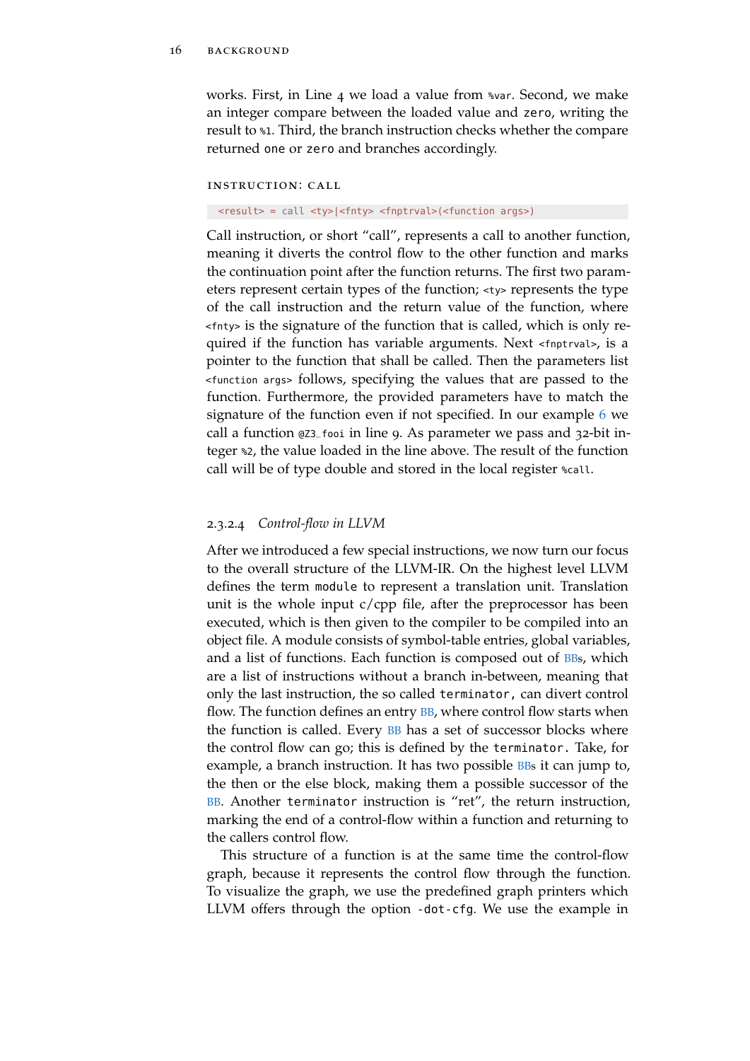works. First, in Line 4 we load a value from `%var`. Second, we make an integer compare between the loaded value and `zero`, writing the result to `%1`. Third, the branch instruction checks whether the compare returned `one` or `zero` and branches accordingly.

#### INSTRUCTION: CALL

```
<result> = call <ty>|<fnty> <fnptrval>(<function args>)
```

Call instruction, or short "call", represents a call to another function, meaning it diverts the control flow to the other function and marks the continuation point after the function returns. The first two parameters represent certain types of the function; `<ty>` represents the type of the call instruction and the return value of the function, where `<fnty>` is the signature of the function that is called, which is only required if the function has variable arguments. Next `<fnptrval>`, is a pointer to the function that shall be called. Then the parameters list `<function args>` follows, specifying the values that are passed to the function. Furthermore, the provided parameters have to match the signature of the function even if not specified. In our example 6 we call a function `@Z3_fooi` in line 9. As parameter we pass and 32-bit integer `%2`, the value loaded in the line above. The result of the function call will be of type double and stored in the local register `%call`.

#### 2.3.2.4 *Control-flow in LLVM*

After we introduced a few special instructions, we now turn our focus to the overall structure of the LLVM-IR. On the highest level LLVM defines the term `module` to represent a translation unit. Translation unit is the whole input c/cpp file, after the preprocessor has been executed, which is then given to the compiler to be compiled into an object file. A module consists of symbol-table entries, global variables, and a list of functions. Each function is composed out of BBs, which are a list of instructions without a branch in-between, meaning that only the last instruction, the so called `terminator`, can divert control flow. The function defines an entry BB, where control flow starts when the function is called. Every BB has a set of successor blocks where the control flow can go; this is defined by the `terminator`. Take, for example, a branch instruction. It has two possible BBs it can jump to, the then or the else block, making them a possible successor of the BB. Another `terminator` instruction is "ret", the return instruction, marking the end of a control-flow within a function and returning to the callers control flow.

This structure of a function is at the same time the control-flow graph, because it represents the control flow through the function. To visualize the graph, we use the predefined graph printers which LLVM offers through the option `-dot-cfg`. We use the example in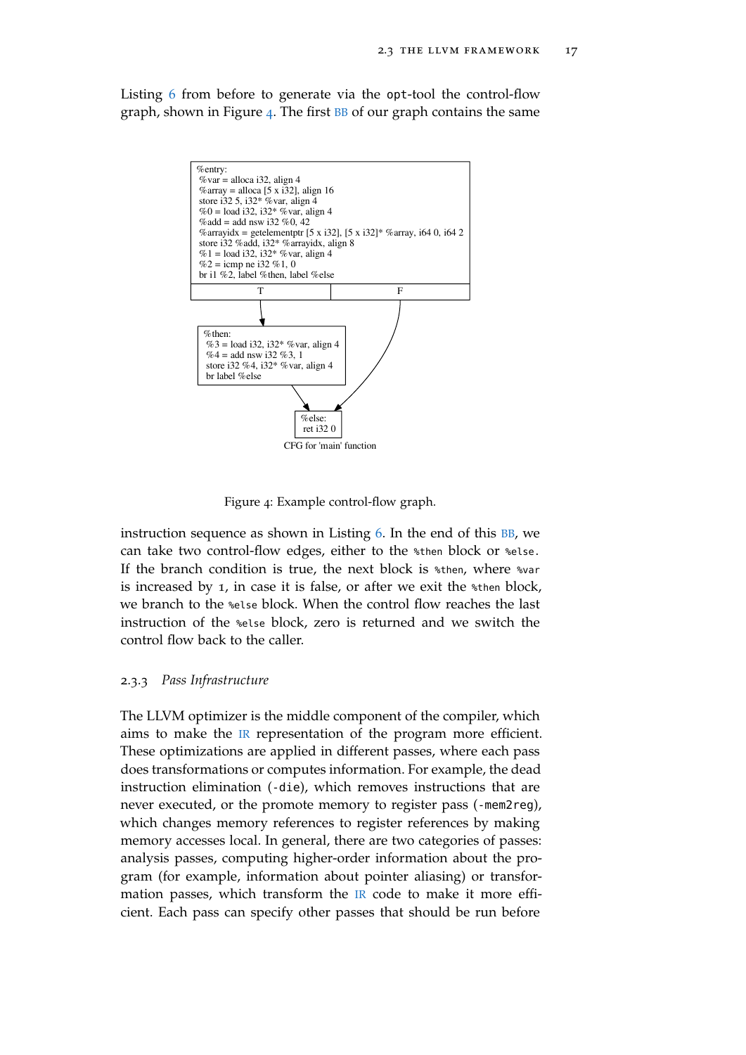Listing 6 from before to generate via the opt-tool the control-flow graph, shown in Figure 4. The first BB of our graph contains the same

```
%entry:
 %var = alloca i32, align 4
 %array = alloca [5 x i32], align 16
 store i32 5, i32* %var, align 4
 %0 = load i32, i32* %var, align 4
 %add = add nsw i32 %0, 42
 %arrayidx = getelementptr [5 x i32], [5 x i32]* %array, i64 0, i64 2
 store i32 %add, i32* %arrayidx, align 8
 %1 = load i32, i32* %var, align 4
 %2 = icmp ne i32 %1, 0
 br i1 %2, label %then, label %else
        T                               F

%then:
 %3 = load i32, i32* %var, align 4
 %4 = add nsw i32 %3, 1
 store i32 %4, i32* %var, align 4
 br label %else

%else:
 ret i32 0
```

CFG for 'main' function

Figure 4: Example control-flow graph.

instruction sequence as shown in Listing 6. In the end of this BB, we can take two control-flow edges, either to the `%then` block or `%else`. If the branch condition is true, the next block is `%then`, where `%var` is increased by 1, in case it is false, or after we exit the `%then` block, we branch to the `%else` block. When the control flow reaches the last instruction of the `%else` block, zero is returned and we switch the control flow back to the caller.

### 2.3.3 *Pass Infrastructure*

The LLVM optimizer is the middle component of the compiler, which aims to make the IR representation of the program more efficient. These optimizations are applied in different passes, where each pass does transformations or computes information. For example, the dead instruction elimination (`-die`), which removes instructions that are never executed, or the promote memory to register pass (`-mem2reg`), which changes memory references to register references by making memory accesses local. In general, there are two categories of passes: analysis passes, computing higher-order information about the program (for example, information about pointer aliasing) or transformation passes, which transform the IR code to make it more efficient. Each pass can specify other passes that should be run before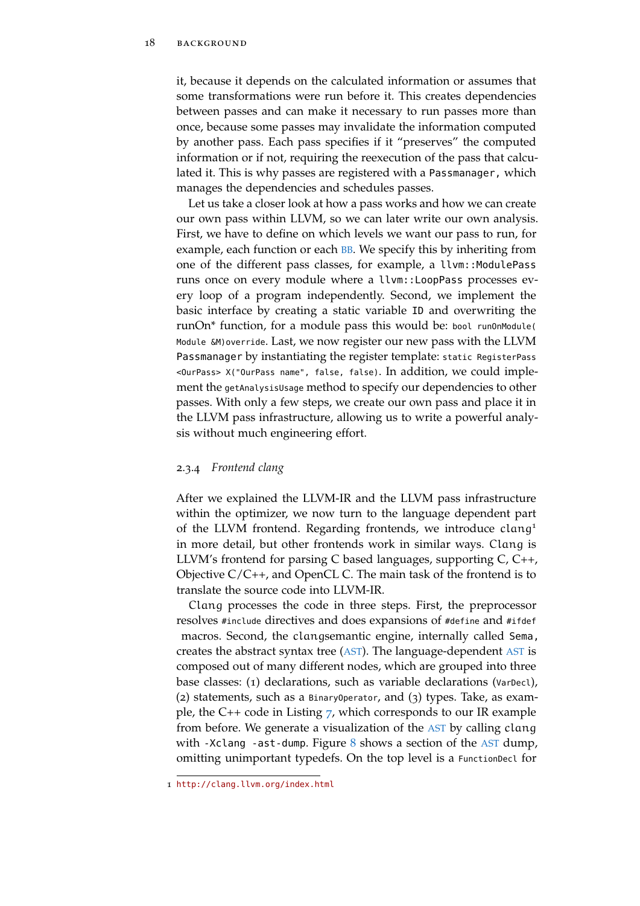it, because it depends on the calculated information or assumes that some transformations were run before it. This creates dependencies between passes and can make it necessary to run passes more than once, because some passes may invalidate the information computed by another pass. Each pass specifies if it "preserves" the computed information or if not, requiring the reexecution of the pass that calculated it. This is why passes are registered with a `Passmanager`, which manages the dependencies and schedules passes.

Let us take a closer look at how a pass works and how we can create our own pass within LLVM, so we can later write our own analysis. First, we have to define on which levels we want our pass to run, for example, each function or each BB. We specify this by inheriting from one of the different pass classes, for example, a `llvm::ModulePass` runs once on every module where a `llvm::LoopPass` processes every loop of a program independently. Second, we implement the basic interface by creating a static variable `ID` and overwriting the runOn* function, for a module pass this would be: `bool runOnModule(Module &M)override`. Last, we now register our new pass with the LLVM `Passmanager` by instantiating the register template: `static RegisterPass <OurPass> X("OurPass name", false, false)`. In addition, we could implement the `getAnalysisUsage` method to specify our dependencies to other passes. With only a few steps, we create our own pass and place it in the LLVM pass infrastructure, allowing us to write a powerful analysis without much engineering effort.

### 2.3.4 *Frontend clang*

After we explained the LLVM-IR and the LLVM pass infrastructure within the optimizer, we now turn to the language dependent part of the LLVM frontend. Regarding frontends, we introduce clang[1] in more detail, but other frontends work in similar ways. Clang is LLVM's frontend for parsing C based languages, supporting C, C++, Objective C/C++, and OpenCL C. The main task of the frontend is to translate the source code into LLVM-IR.

Clang processes the code in three steps. First, the preprocessor resolves `#include` directives and does expansions of `#define` and `#ifdef` macros. Second, the clangsemantic engine, internally called `Sema`, creates the abstract syntax tree (AST). The language-dependent AST is composed out of many different nodes, which are grouped into three base classes: (1) declarations, such as variable declarations (`VarDecl`), (2) statements, such as a `BinaryOperator`, and (3) types. Take, as example, the C++ code in Listing 7, which corresponds to our IR example from before. We generate a visualization of the AST by calling clang with `-Xclang -ast-dump`. Figure 8 shows a section of the AST dump, omitting unimportant typedefs. On the top level is a `FunctionDecl` for

[1] http://clang.llvm.org/index.html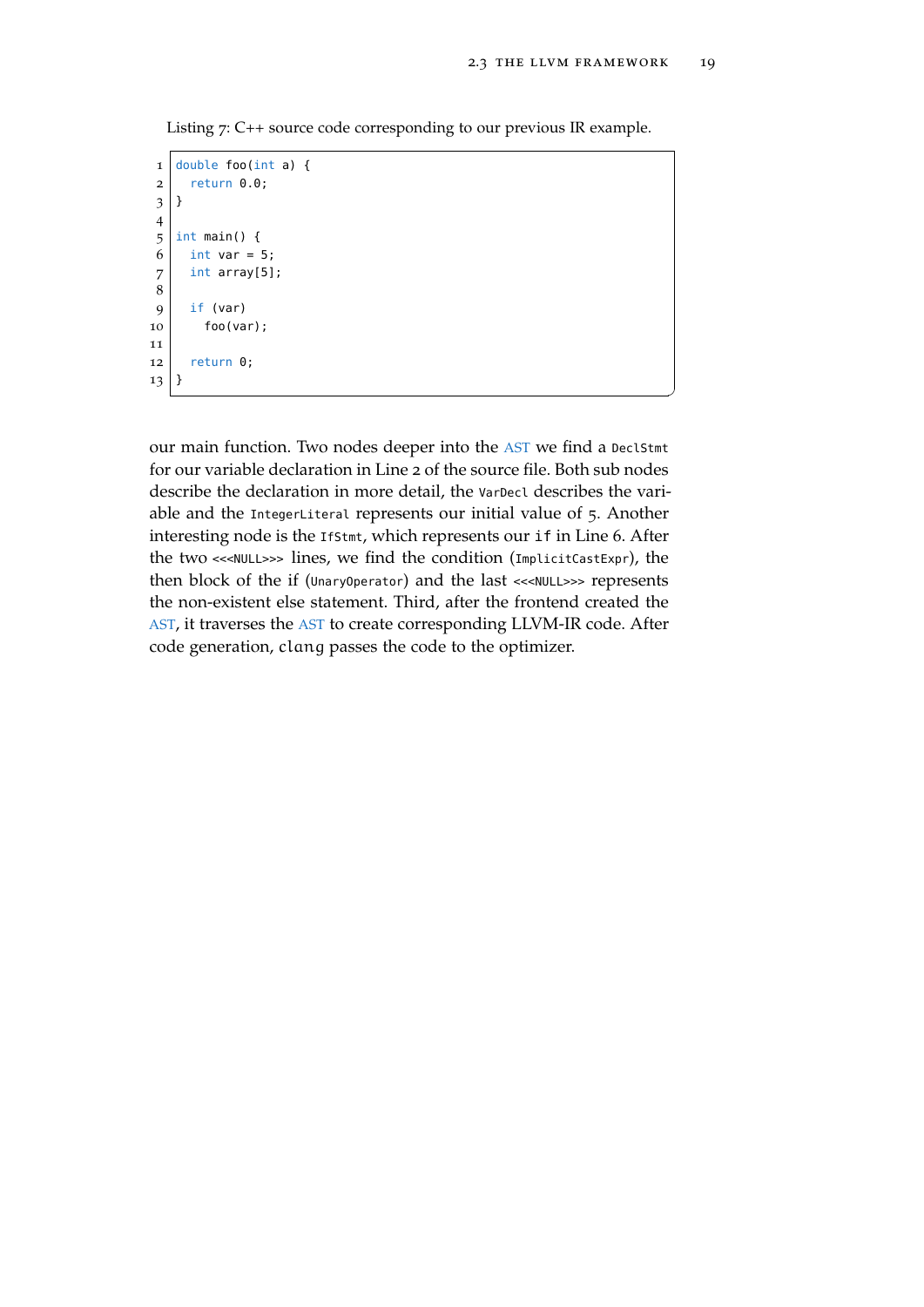Listing 7: C++ source code corresponding to our previous IR example.

```
double foo(int a) {
  return 0.0;
}

int main() {
  int var = 5;
  int array[5];

  if (var)
    foo(var);

  return 0;
}
```

our main function. Two nodes deeper into the AST we find a `DeclStmt` for our variable declaration in Line 2 of the source file. Both sub nodes describe the declaration in more detail, the `VarDecl` describes the variable and the `IntegerLiteral` represents our initial value of 5. Another interesting node is the `IfStmt`, which represents our `if` in Line 6. After the two `<<<NULL>>>` lines, we find the condition (`ImplicitCastExpr`), the then block of the if (`UnaryOperator`) and the last `<<<NULL>>>` represents the non-existent else statement. Third, after the frontend created the AST, it traverses the AST to create corresponding LLVM-IR code. After code generation, `clang` passes the code to the optimizer.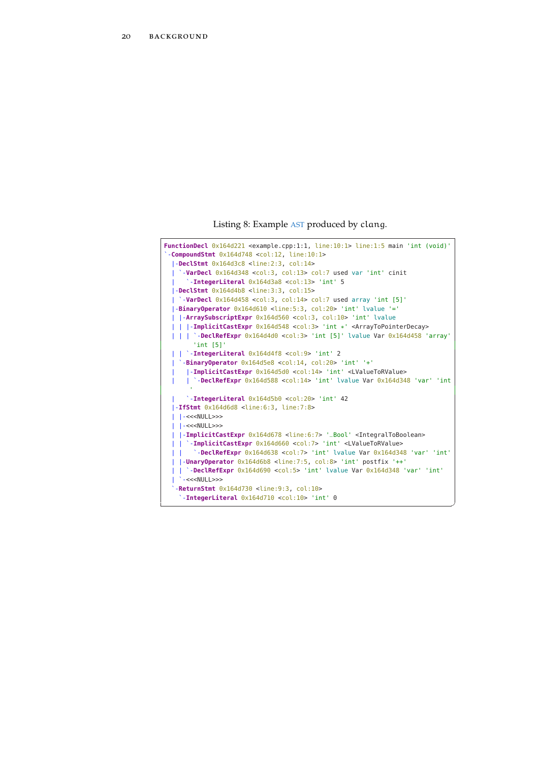Listing 8: Example AST produced by *clang*.

```
FunctionDecl 0x164d221 <example.cpp:1:1, line:10:1> line:1:5 main 'int (void)'
`-CompoundStmt 0x164d748 <col:12, line:10:1>
  |-DeclStmt 0x164d3c8 <line:2:3, col:14>
  | `-VarDecl 0x164d348 <col:3, col:13> col:7 used var 'int' cinit
  |   `-IntegerLiteral 0x164d3a8 <col:13> 'int' 5
  |-DeclStmt 0x164d4b8 <line:3:3, col:15>
  | `-VarDecl 0x164d458 <col:3, col:14> col:7 used array 'int [5]'
  |-BinaryOperator 0x164d610 <line:5:3, col:20> 'int' lvalue '='
  | |-ArraySubscriptExpr 0x164d560 <col:3, col:10> 'int' lvalue
  | | |-ImplicitCastExpr 0x164d548 <col:3> 'int *' <ArrayToPointerDecay>
  | | | `-DeclRefExpr 0x164d4d0 <col:3> 'int [5]' lvalue Var 0x164d458 'array'
        'int [5]'
  | | `-IntegerLiteral 0x164d4f8 <col:9> 'int' 2
  | `-BinaryOperator 0x164d5e8 <col:14, col:20> 'int' '+'
  |   |-ImplicitCastExpr 0x164d5d0 <col:14> 'int' <LValueToRValue>
  |   | `-DeclRefExpr 0x164d588 <col:14> 'int' lvalue Var 0x164d348 'var' 'int
       '
  |   `-IntegerLiteral 0x164d5b0 <col:20> 'int' 42
  |-IfStmt 0x164d6d8 <line:6:3, line:7:8>
  | |-<<<NULL>>>
  | |-<<<NULL>>>
  | |-ImplicitCastExpr 0x164d678 <line:6:7> '_Bool' <IntegralToBoolean>
  | | `-ImplicitCastExpr 0x164d660 <col:7> 'int' <LValueToRValue>
  | |   `-DeclRefExpr 0x164d638 <col:7> 'int' lvalue Var 0x164d348 'var' 'int'
  | |-UnaryOperator 0x164d6b8 <line:7:5, col:8> 'int' postfix '++'
  | | `-DeclRefExpr 0x164d690 <col:5> 'int' lvalue Var 0x164d348 'var' 'int'
  | `-<<<NULL>>>
  `-ReturnStmt 0x164d730 <line:9:3, col:10>
    `-IntegerLiteral 0x164d710 <col:10> 'int' 0
```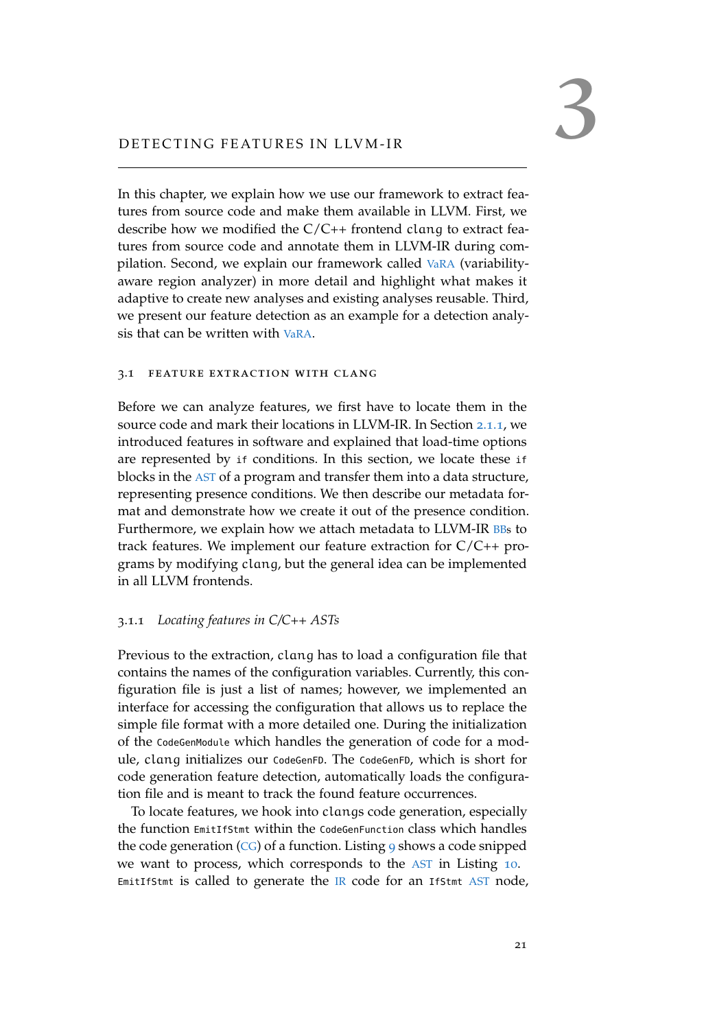# 3 DETECTING FEATURES IN LLVM-IR

In this chapter, we explain how we use our framework to extract features from source code and make them available in LLVM. First, we describe how we modified the C/C++ frontend `clang` to extract features from source code and annotate them in LLVM-IR during compilation. Second, we explain our framework called VaRA (variability-aware region analyzer) in more detail and highlight what makes it adaptive to create new analyses and existing analyses reusable. Third, we present our feature detection as an example for a detection analysis that can be written with VaRA.

## 3.1 FEATURE EXTRACTION WITH CLANG

Before we can analyze features, we first have to locate them in the source code and mark their locations in LLVM-IR. In Section 2.1.1, we introduced features in software and explained that load-time options are represented by `if` conditions. In this section, we locate these `if` blocks in the AST of a program and transfer them into a data structure, representing presence conditions. We then describe our metadata format and demonstrate how we create it out of the presence condition. Furthermore, we explain how we attach metadata to LLVM-IR BBs to track features. We implement our feature extraction for C/C++ programs by modifying `clang`, but the general idea can be implemented in all LLVM frontends.

### 3.1.1 *Locating features in C/C++ ASTs*

Previous to the extraction, `clang` has to load a configuration file that contains the names of the configuration variables. Currently, this configuration file is just a list of names; however, we implemented an interface for accessing the configuration that allows us to replace the simple file format with a more detailed one. During the initialization of the `CodeGenModule` which handles the generation of code for a module, `clang` initializes our `CodeGenFD`. The `CodeGenFD`, which is short for code generation feature detection, automatically loads the configuration file and is meant to track the found feature occurrences.

To locate features, we hook into `clang`s code generation, especially the function `EmitIfStmt` within the `CodeGenFunction` class which handles the code generation (CG) of a function. Listing 9 shows a code snipped we want to process, which corresponds to the AST in Listing 10. `EmitIfStmt` is called to generate the IR code for an `IfStmt` AST node,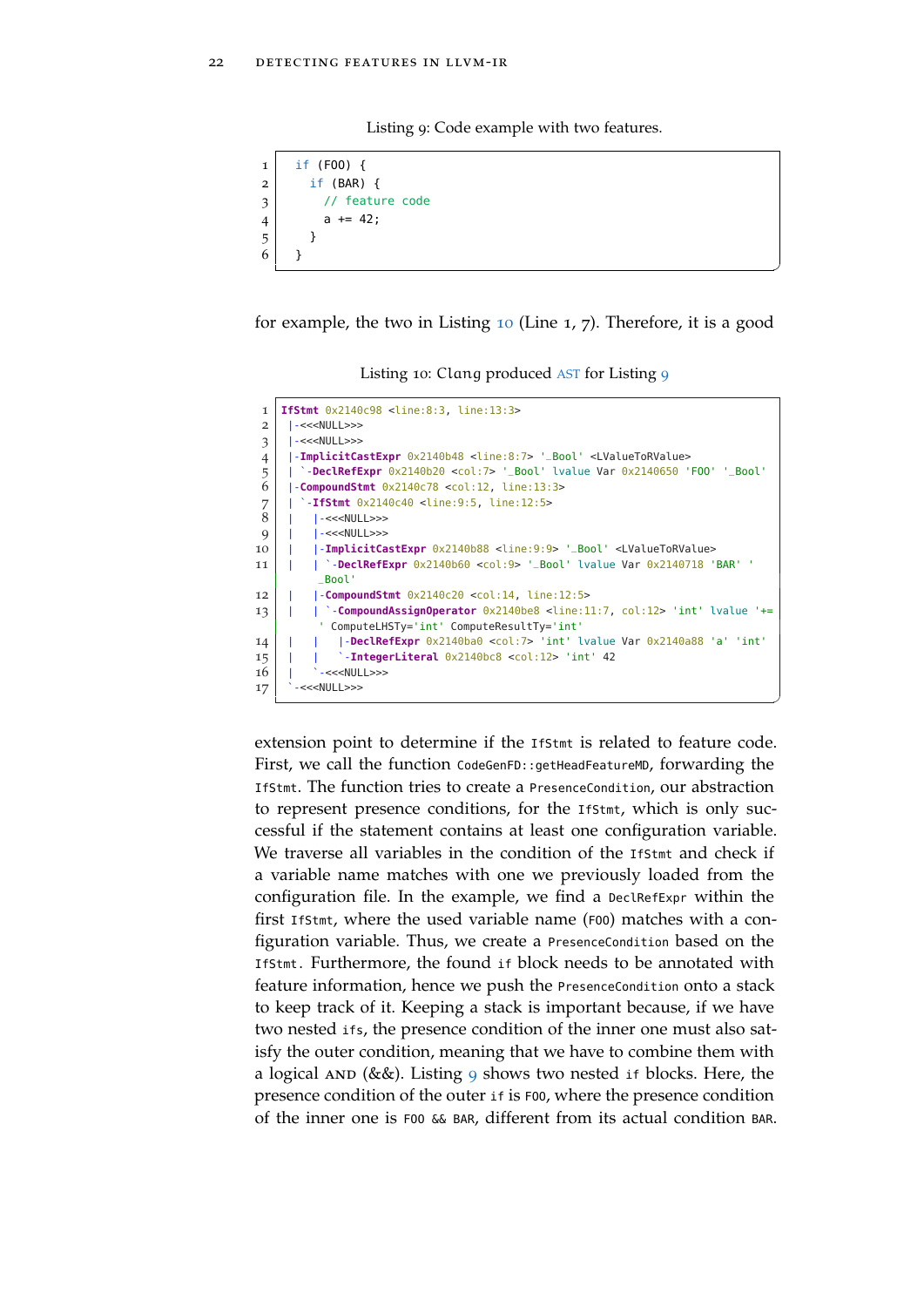Listing 9: Code example with two features.

```
if (FOO) {
  if (BAR) {
    // feature code
    a += 42;
  }
}
```

for example, the two in Listing 10 (Line 1, 7). Therefore, it is a good

Listing 10: Clang produced AST for Listing 9

```
IfStmt 0x2140c98 <line:8:3, line:13:3>
|-<<<NULL>>>
|-<<<NULL>>>
|-ImplicitCastExpr 0x2140b48 <line:8:7> '_Bool' <LValueToRValue>
| `-DeclRefExpr 0x2140b20 <col:7> '_Bool' lvalue Var 0x2140650 'FOO' '_Bool'
|-CompoundStmt 0x2140c78 <col:12, line:13:3>
| `-IfStmt 0x2140c40 <line:9:5, line:12:5>
|   |-<<<NULL>>>
|   |-<<<NULL>>>
|   |-ImplicitCastExpr 0x2140b88 <line:9:9> '_Bool' <LValueToRValue>
|   | `-DeclRefExpr 0x2140b60 <col:9> '_Bool' lvalue Var 0x2140718 'BAR' '
    _Bool'
|   |-CompoundStmt 0x2140c20 <col:14, line:12:5>
|   | `-CompoundAssignOperator 0x2140be8 <line:11:7, col:12> 'int' lvalue '+=
    ' ComputeLHSTy='int' ComputeResultTy='int'
|   |   |-DeclRefExpr 0x2140ba0 <col:7> 'int' lvalue Var 0x2140a88 'a' 'int'
|   |   `-IntegerLiteral 0x2140bc8 <col:12> 'int' 42
|   `-<<<NULL>>>
`-<<<NULL>>>
```

extension point to determine if the IfStmt is related to feature code. First, we call the function CodeGenFD::getHeadFeatureMD, forwarding the IfStmt. The function tries to create a PresenceCondition, our abstraction to represent presence conditions, for the IfStmt, which is only successful if the statement contains at least one configuration variable. We traverse all variables in the condition of the IfStmt and check if a variable name matches with one we previously loaded from the configuration file. In the example, we find a DeclRefExpr within the first IfStmt, where the used variable name (FOO) matches with a configuration variable. Thus, we create a PresenceCondition based on the IfStmt. Furthermore, the found if block needs to be annotated with feature information, hence we push the PresenceCondition onto a stack to keep track of it. Keeping a stack is important because, if we have two nested ifs, the presence condition of the inner one must also satisfy the outer condition, meaning that we have to combine them with a logical AND (&&). Listing 9 shows two nested if blocks. Here, the presence condition of the outer if is FOO, where the presence condition of the inner one is FOO && BAR, different from its actual condition BAR.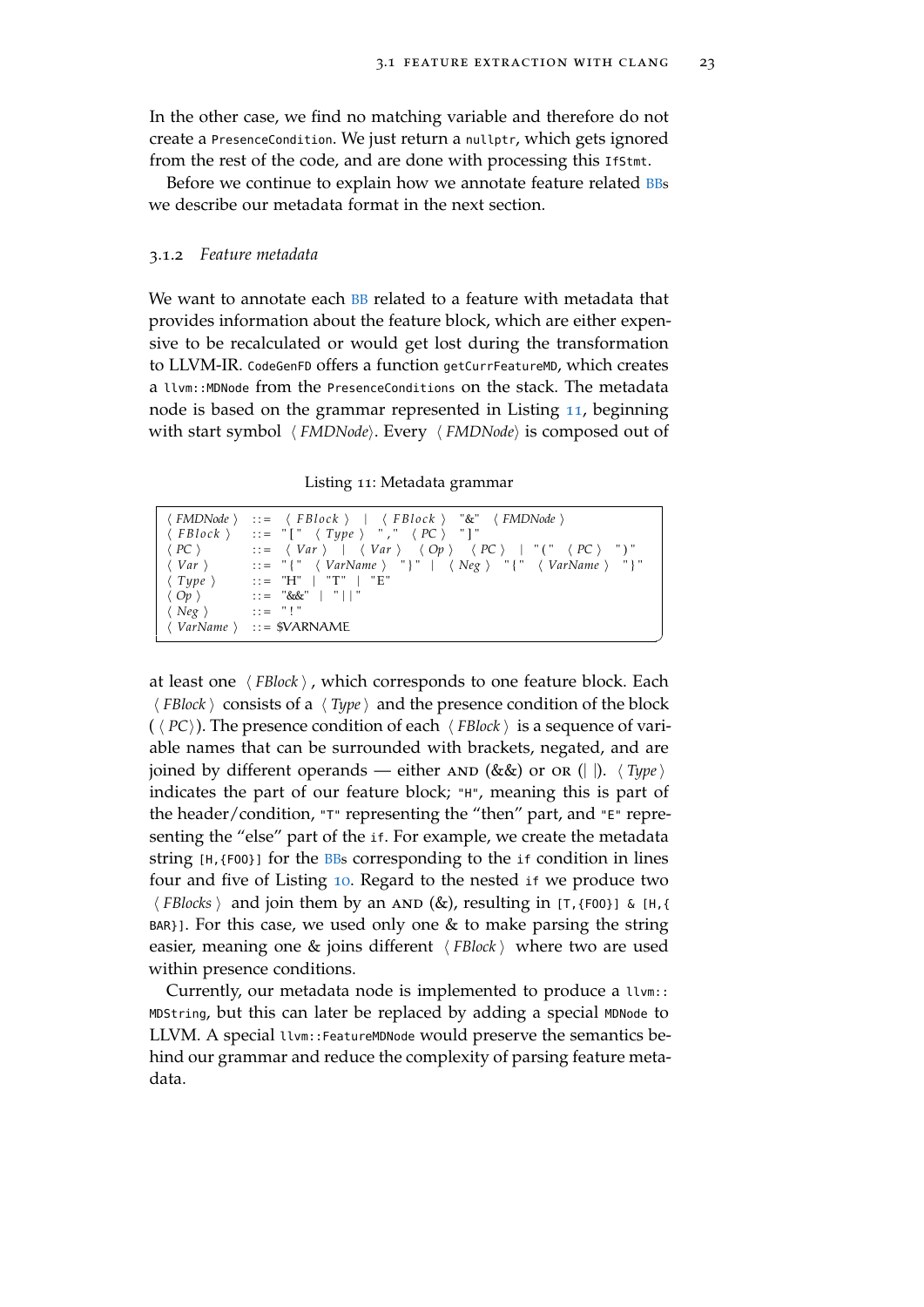In the other case, we find no matching variable and therefore do not create a `PresenceCondition`. We just return a `nullptr`, which gets ignored from the rest of the code, and are done with processing this `IfStmt`.

Before we continue to explain how we annotate feature related BBs we describe our metadata format in the next section.

### 3.1.2 *Feature metadata*

We want to annotate each BB related to a feature with metadata that provides information about the feature block, which are either expensive to be recalculated or would get lost during the transformation to LLVM-IR. `CodeGenFD` offers a function `getCurrFeatureMD`, which creates a `llvm::MDNode` from the `PresenceConditions` on the stack. The metadata node is based on the grammar represented in Listing 11, beginning with start symbol ⟨ *FMDNode*⟩. Every ⟨ *FMDNode*⟩ is composed out of

Listing 11: Metadata grammar

```
⟨ FMDNode ⟩   ::=  ⟨ FBlock ⟩  |  ⟨ FBlock ⟩  "&"  ⟨ FMDNode ⟩
⟨ FBlock ⟩    ::=  "["  ⟨ Type ⟩  ","  ⟨ PC ⟩  "]"
⟨ PC ⟩        ::=  ⟨ Var ⟩  |  ⟨ Var ⟩  ⟨ Op ⟩  ⟨ PC ⟩  |  "("  ⟨ PC ⟩  ")"
⟨ Var ⟩       ::=  "{"  ⟨ VarName ⟩  "}"  |  ⟨ Neg ⟩  "{"  ⟨ VarName ⟩  "}"
⟨ Type ⟩      ::=  "H"  |  "T"  |  "E"
⟨ Op ⟩        ::=  "&&"  |  "||"
⟨ Neg ⟩       ::=  "!"
⟨ VarName ⟩   ::=  $VARNAME
```

at least one ⟨ *FBlock* ⟩ , which corresponds to one feature block. Each ⟨ *FBlock* ⟩ consists of a ⟨ *Type* ⟩ and the presence condition of the block (⟨ *PC*⟩). The presence condition of each ⟨ *FBlock* ⟩ is a sequence of variable names that can be surrounded with brackets, negated, and are joined by different operands — either AND (&&) or OR (||). ⟨ *Type* ⟩ indicates the part of our feature block; `"H"`, meaning this is part of the header/condition, `"T"` representing the "then" part, and `"E"` representing the "else" part of the `if`. For example, we create the metadata string `[H,{FOO}]` for the BBs corresponding to the `if` condition in lines four and five of Listing 10. Regard to the nested `if` we produce two ⟨ *FBlocks* ⟩ and join them by an AND (&), resulting in `[T,{FOO}] & [H,{BAR}]`. For this case, we used only one & to make parsing the string easier, meaning one & joins different ⟨ *FBlock* ⟩ where two are used within presence conditions.

Currently, our metadata node is implemented to produce a `llvm::MDString`, but this can later be replaced by adding a special `MDNode` to LLVM. A special `llvm::FeatureMDNode` would preserve the semantics behind our grammar and reduce the complexity of parsing feature metadata.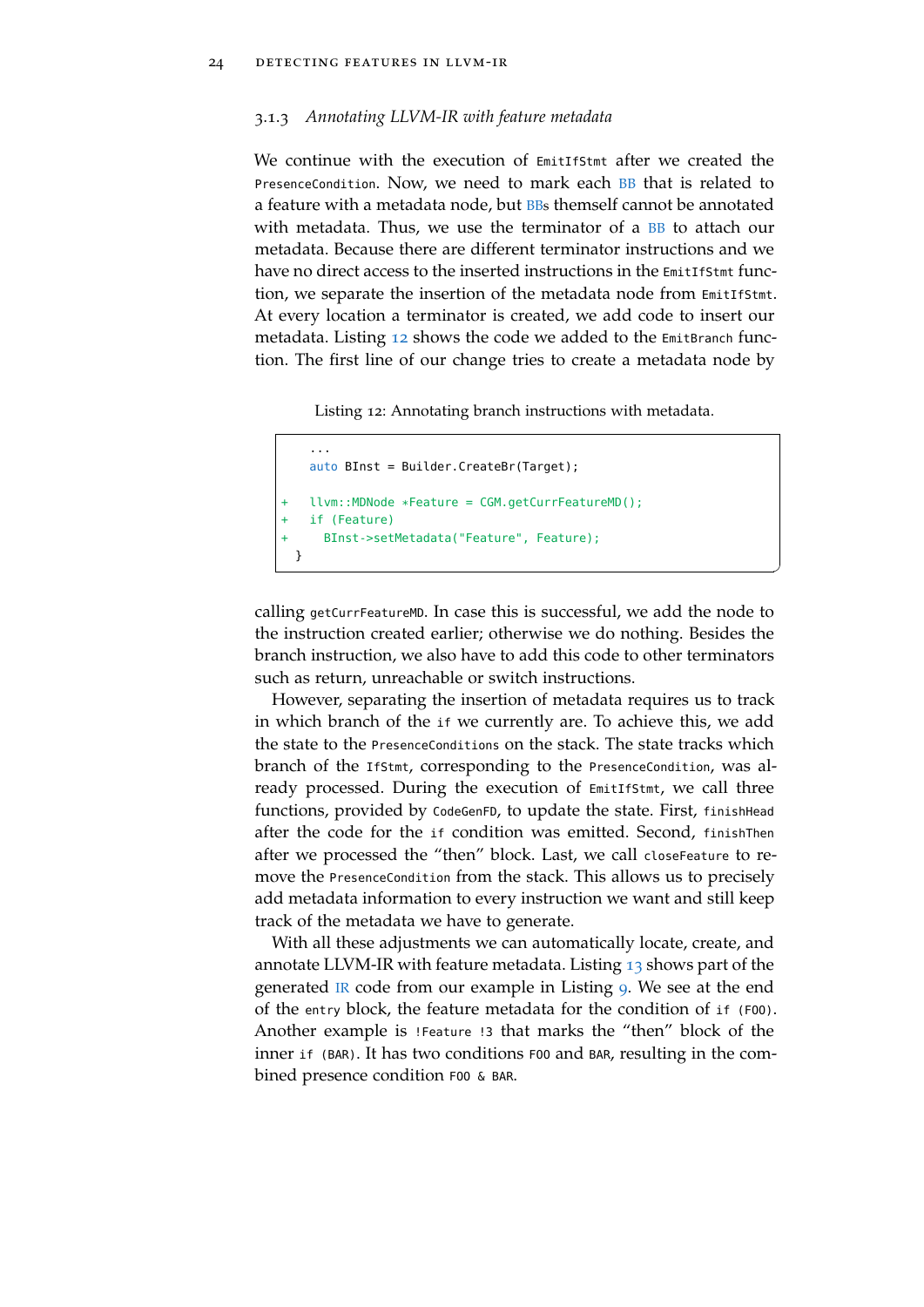### 3.1.3 *Annotating LLVM-IR with feature metadata*

We continue with the execution of `EmitIfStmt` after we created the `PresenceCondition`. Now, we need to mark each BB that is related to a feature with a metadata node, but BBs themself cannot be annotated with metadata. Thus, we use the terminator of a BB to attach our metadata. Because there are different terminator instructions and we have no direct access to the inserted instructions in the `EmitIfStmt` function, we separate the insertion of the metadata node from `EmitIfStmt`. At every location a terminator is created, we add code to insert our metadata. Listing 12 shows the code we added to the `EmitBranch` function. The first line of our change tries to create a metadata node by

Listing 12: Annotating branch instructions with metadata.

```
    ...
    auto BInst = Builder.CreateBr(Target);

+   llvm::MDNode *Feature = CGM.getCurrFeatureMD();
+   if (Feature)
+     BInst->setMetadata("Feature", Feature);
  }
```

calling `getCurrFeatureMD`. In case this is successful, we add the node to the instruction created earlier; otherwise we do nothing. Besides the branch instruction, we also have to add this code to other terminators such as return, unreachable or switch instructions.

However, separating the insertion of metadata requires us to track in which branch of the `if` we currently are. To achieve this, we add the state to the `PresenceConditions` on the stack. The state tracks which branch of the `IfStmt`, corresponding to the `PresenceCondition`, was already processed. During the execution of `EmitIfStmt`, we call three functions, provided by `CodeGenFD`, to update the state. First, `finishHead` after the code for the `if` condition was emitted. Second, `finishThen` after we processed the "then" block. Last, we call `closeFeature` to remove the `PresenceCondition` from the stack. This allows us to precisely add metadata information to every instruction we want and still keep track of the metadata we have to generate.

With all these adjustments we can automatically locate, create, and annotate LLVM-IR with feature metadata. Listing 13 shows part of the generated IR code from our example in Listing 9. We see at the end of the `entry` block, the feature metadata for the condition of `if (FOO)`. Another example is `!Feature !3` that marks the "then" block of the inner `if (BAR)`. It has two conditions `FOO` and `BAR`, resulting in the combined presence condition `FOO & BAR`.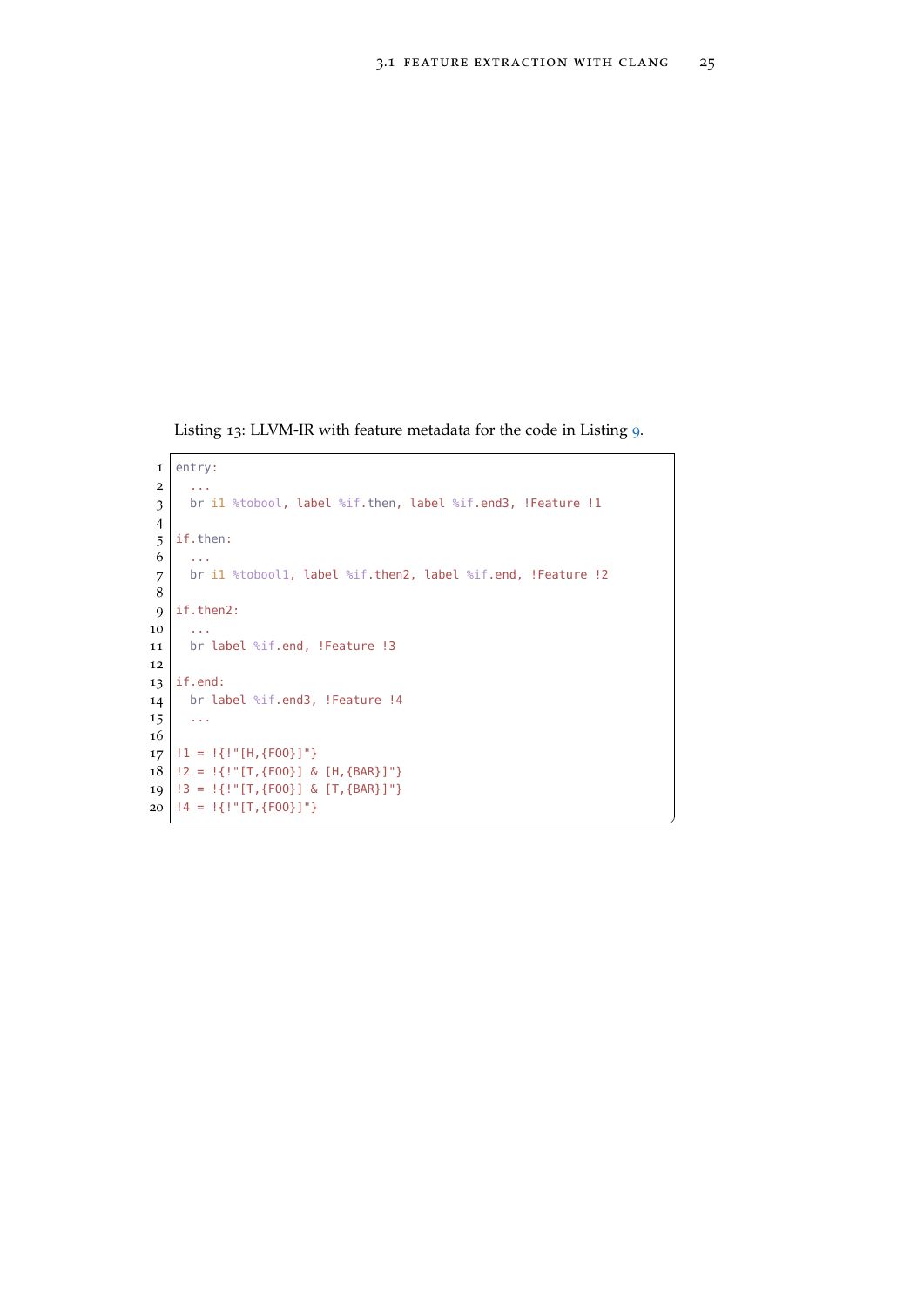Listing 13: LLVM-IR with feature metadata for the code in Listing 9.

```
entry:
  ...
  br i1 %tobool, label %if.then, label %if.end3, !Feature !1

if.then:
  ...
  br i1 %tobool1, label %if.then2, label %if.end, !Feature !2

if.then2:
  ...
  br label %if.end, !Feature !3

if.end:
  br label %if.end3, !Feature !4
  ...

!1 = !{!"[H,{FOO}]"}
!2 = !{!"[T,{FOO}] & [H,{BAR}]"}
!3 = !{!"[T,{FOO}] & [T,{BAR}]"}
!4 = !{!"[T,{FOO}]"}
```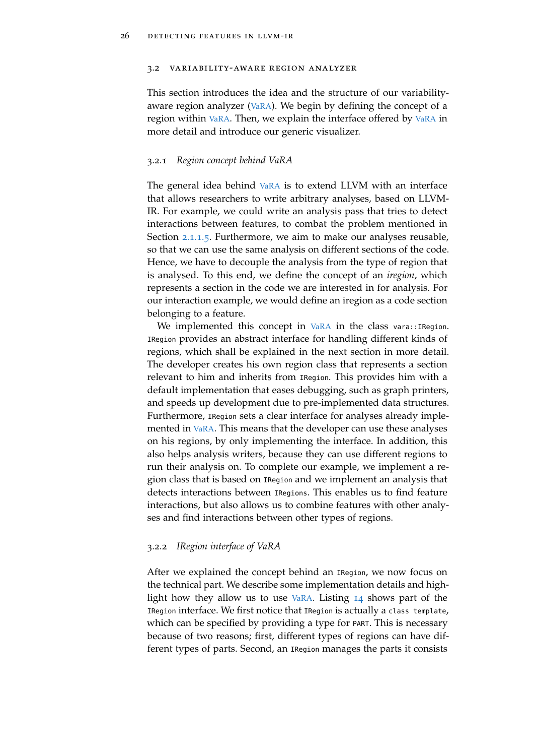## 3.2 Variability-Aware Region Analyzer

This section introduces the idea and the structure of our variability-aware region analyzer (VaRA). We begin by defining the concept of a region within VaRA. Then, we explain the interface offered by VaRA in more detail and introduce our generic visualizer.

### 3.2.1 *Region concept behind VaRA*

The general idea behind VaRA is to extend LLVM with an interface that allows researchers to write arbitrary analyses, based on LLVM-IR. For example, we could write an analysis pass that tries to detect interactions between features, to combat the problem mentioned in Section 2.1.1.5. Furthermore, we aim to make our analyses reusable, so that we can use the same analysis on different sections of the code. Hence, we have to decouple the analysis from the type of region that is analysed. To this end, we define the concept of an *iregion*, which represents a section in the code we are interested in for analysis. For our interaction example, we would define an iregion as a code section belonging to a feature.

We implemented this concept in VaRA in the class `vara::IRegion`. `IRegion` provides an abstract interface for handling different kinds of regions, which shall be explained in the next section in more detail. The developer creates his own region class that represents a section relevant to him and inherits from `IRegion`. This provides him with a default implementation that eases debugging, such as graph printers, and speeds up development due to pre-implemented data structures. Furthermore, `IRegion` sets a clear interface for analyses already implemented in VaRA. This means that the developer can use these analyses on his regions, by only implementing the interface. In addition, this also helps analysis writers, because they can use different regions to run their analysis on. To complete our example, we implement a region class that is based on `IRegion` and we implement an analysis that detects interactions between `IRegions`. This enables us to find feature interactions, but also allows us to combine features with other analyses and find interactions between other types of regions.

### 3.2.2 *IRegion interface of VaRA*

After we explained the concept behind an `IRegion`, we now focus on the technical part. We describe some implementation details and highlight how they allow us to use VaRA. Listing 14 shows part of the `IRegion` interface. We first notice that `IRegion` is actually a `class template`, which can be specified by providing a type for `PART`. This is necessary because of two reasons; first, different types of regions can have different types of parts. Second, an `IRegion` manages the parts it consists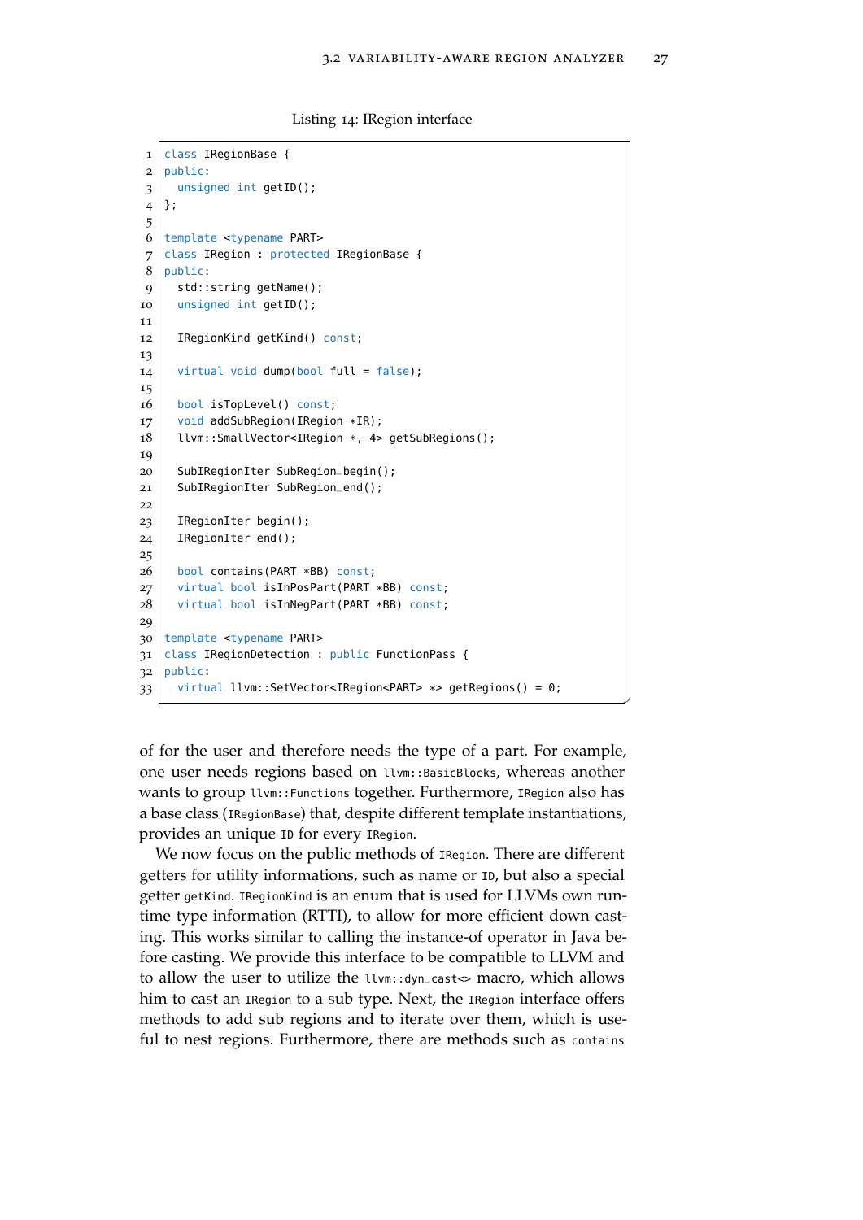Listing 14: IRegion interface

```
class IRegionBase {
public:
  unsigned int getID();
};

template <typename PART>
class IRegion : protected IRegionBase {
public:
  std::string getName();
  unsigned int getID();

  IRegionKind getKind() const;

  virtual void dump(bool full = false);

  bool isTopLevel() const;
  void addSubRegion(IRegion *IR);
  llvm::SmallVector<IRegion *, 4> getSubRegions();

  SubIRegionIter SubRegion_begin();
  SubIRegionIter SubRegion_end();

  IRegionIter begin();
  IRegionIter end();

  bool contains(PART *BB) const;
  virtual bool isInPosPart(PART *BB) const;
  virtual bool isInNegPart(PART *BB) const;

template <typename PART>
class IRegionDetection : public FunctionPass {
public:
  virtual llvm::SetVector<IRegion<PART> *> getRegions() = 0;
```

of for the user and therefore needs the type of a part. For example, one user needs regions based on `llvm::BasicBlocks`, whereas another wants to group `llvm::Functions` together. Furthermore, `IRegion` also has a base class (`IRegionBase`) that, despite different template instantiations, provides an unique `ID` for every `IRegion`.

We now focus on the public methods of `IRegion`. There are different getters for utility informations, such as name or `ID`, but also a special getter `getKind`. `IRegionKind` is an enum that is used for LLVMs own runtime type information (RTTI), to allow for more efficient down casting. This works similar to calling the instance-of operator in Java before casting. We provide this interface to be compatible to LLVM and to allow the user to utilize the `llvm::dyn_cast<>` macro, which allows him to cast an `IRegion` to a sub type. Next, the `IRegion` interface offers methods to add sub regions and to iterate over them, which is useful to nest regions. Furthermore, there are methods such as `contains`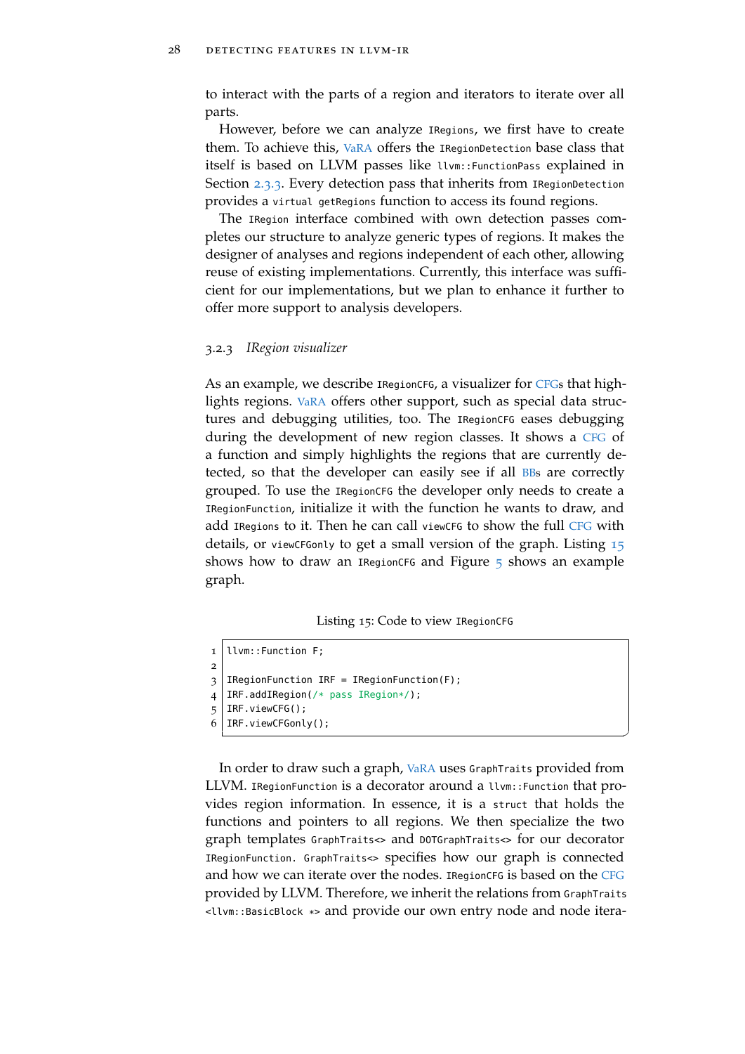to interact with the parts of a region and iterators to iterate over all parts.

However, before we can analyze `IRegions`, we first have to create them. To achieve this, VaRA offers the `IRegionDetection` base class that itself is based on LLVM passes like `llvm::FunctionPass` explained in Section 2.3.3. Every detection pass that inherits from `IRegionDetection` provides a `virtual getRegions` function to access its found regions.

The `IRegion` interface combined with own detection passes completes our structure to analyze generic types of regions. It makes the designer of analyses and regions independent of each other, allowing reuse of existing implementations. Currently, this interface was sufficient for our implementations, but we plan to enhance it further to offer more support to analysis developers.

### 3.2.3 *IRegion visualizer*

As an example, we describe `IRegionCFG`, a visualizer for CFGs that highlights regions. VaRA offers other support, such as special data structures and debugging utilities, too. The `IRegionCFG` eases debugging during the development of new region classes. It shows a CFG of a function and simply highlights the regions that are currently detected, so that the developer can easily see if all BBs are correctly grouped. To use the `IRegionCFG` the developer only needs to create a `IRegionFunction`, initialize it with the function he wants to draw, and add `IRegions` to it. Then he can call `viewCFG` to show the full CFG with details, or `viewCFGonly` to get a small version of the graph. Listing 15 shows how to draw an `IRegionCFG` and Figure 5 shows an example graph.

Listing 15: Code to view `IRegionCFG`

```
llvm::Function F;

IRegionFunction IRF = IRegionFunction(F);
IRF.addIRegion(/* pass IRegion*/);
IRF.viewCFG();
IRF.viewCFGonly();
```

In order to draw such a graph, VaRA uses `GraphTraits` provided from LLVM. `IRegionFunction` is a decorator around a `llvm::Function` that provides region information. In essence, it is a `struct` that holds the functions and pointers to all regions. We then specialize the two graph templates `GraphTraits<>` and `DOTGraphTraits<>` for our decorator `IRegionFunction`. `GraphTraits<>` specifies how our graph is connected and how we can iterate over the nodes. `IRegionCFG` is based on the CFG provided by LLVM. Therefore, we inherit the relations from `GraphTraits<llvm::BasicBlock *>` and provide our own entry node and node itera-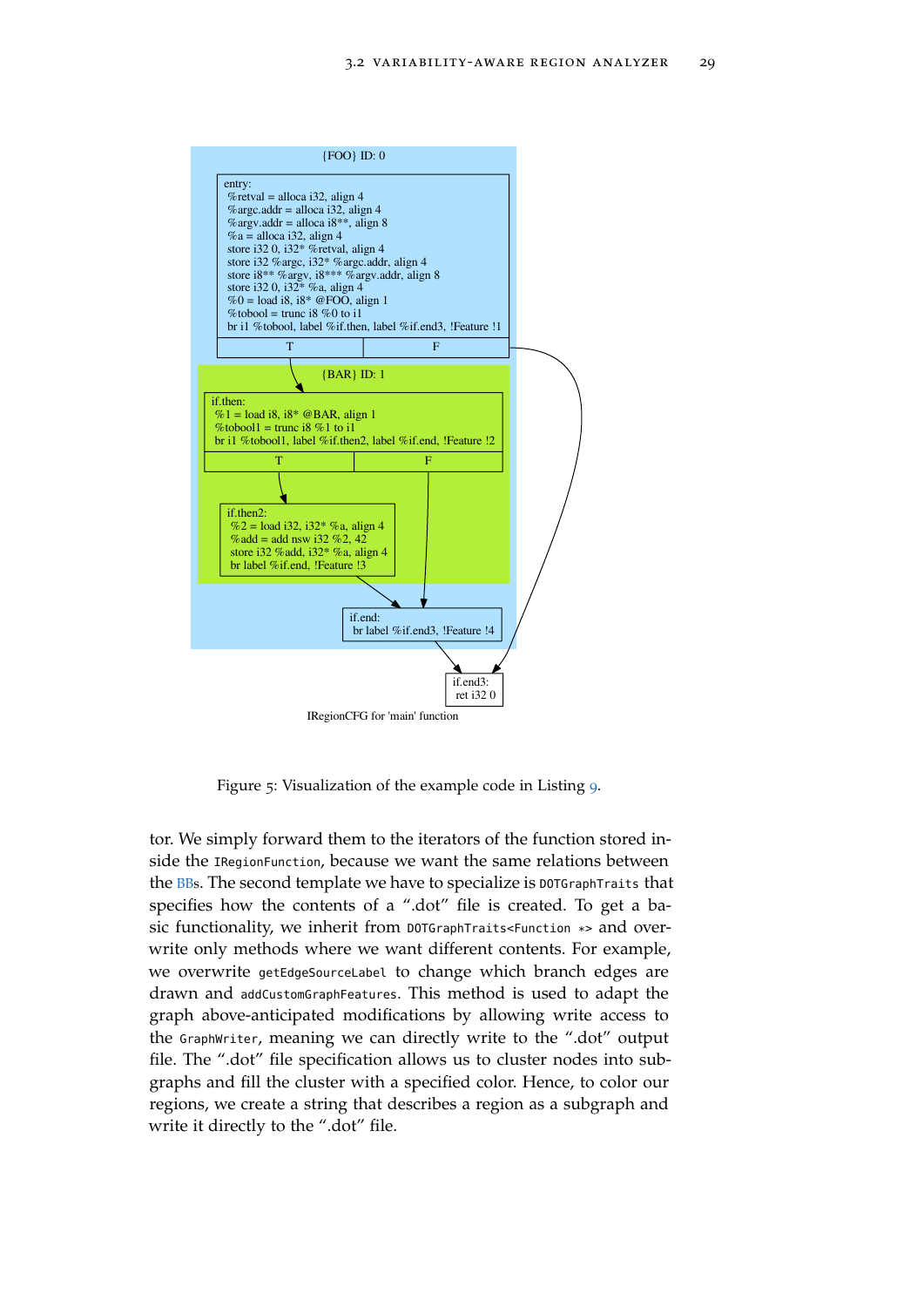```
{FOO} ID: 0

entry:
 %retval = alloca i32, align 4
 %argc.addr = alloca i32, align 4
 %argv.addr = alloca i8**, align 8
 %a = alloca i32, align 4
 store i32 0, i32* %retval, align 4
 store i32 %argc, i32* %argc.addr, align 4
 store i8** %argv, i8*** %argv.addr, align 8
 store i32 0, i32* %a, align 4
 %0 = load i8, i8* @FOO, align 1
 %tobool = trunc i8 %0 to i1
 br i1 %tobool, label %if.then, label %if.end3, !Feature !1
 T | F

{BAR} ID: 1

if.then:
 %1 = load i8, i8* @BAR, align 1
 %tobool1 = trunc i8 %1 to i1
 br i1 %tobool1, label %if.then2, label %if.end, !Feature !2
 T | F

if.then2:
 %2 = load i32, i32* %a, align 4
 %add = add nsw i32 %2, 42
 store i32 %add, i32* %a, align 4
 br label %if.end, !Feature !3

if.end:
 br label %if.end3, !Feature !4

if.end3:
 ret i32 0

IRegionCFG for 'main' function
```

Figure 5: Visualization of the example code in Listing 9.

tor. We simply forward them to the iterators of the function stored inside the `IRegionFunction`, because we want the same relations between the BBs. The second template we have to specialize is `DOTGraphTraits` that specifies how the contents of a ".dot" file is created. To get a basic functionality, we inherit from `DOTGraphTraits<Function *>` and overwrite only methods where we want different contents. For example, we overwrite `getEdgeSourceLabel` to change which branch edges are drawn and `addCustomGraphFeatures`. This method is used to adapt the graph above-anticipated modifications by allowing write access to the `GraphWriter`, meaning we can directly write to the ".dot" output file. The ".dot" file specification allows us to cluster nodes into subgraphs and fill the cluster with a specified color. Hence, to color our regions, we create a string that describes a region as a subgraph and write it directly to the ".dot" file.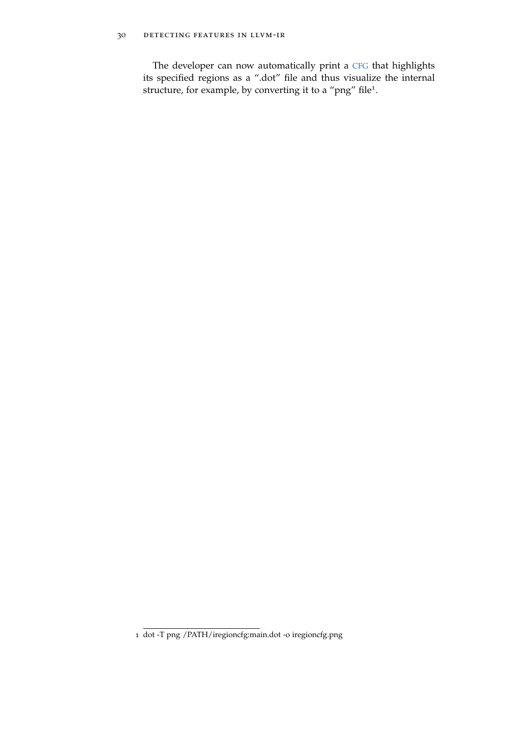The developer can now automatically print a CFG that highlights its specified regions as a ".dot" file and thus visualize the internal structure, for example, by converting it to a "png" file[1].

---

[1] dot -T png /PATH/iregioncfg:main.dot -o iregioncfg.png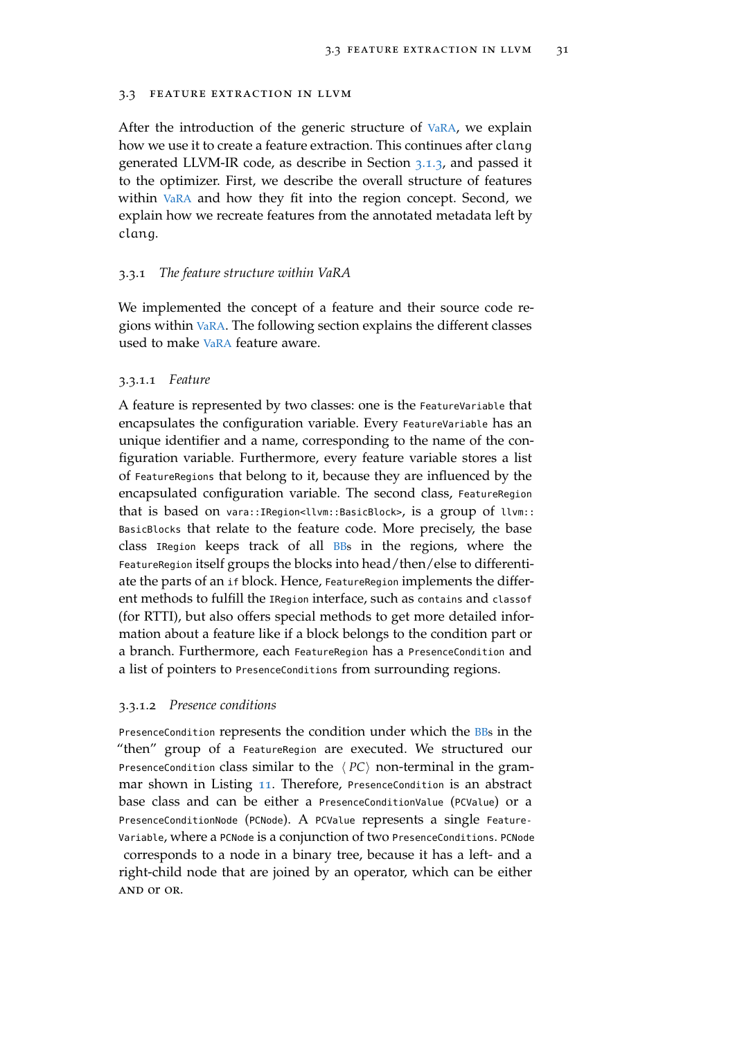## 3.3 Feature Extraction in LLVM

After the introduction of the generic structure of VaRA, we explain how we use it to create a feature extraction. This continues after `clang` generated LLVM-IR code, as describe in Section 3.1.3, and passed it to the optimizer. First, we describe the overall structure of features within VaRA and how they fit into the region concept. Second, we explain how we recreate features from the annotated metadata left by `clang`.

### 3.3.1 *The feature structure within VaRA*

We implemented the concept of a feature and their source code regions within VaRA. The following section explains the different classes used to make VaRA feature aware.

#### 3.3.1.1 *Feature*

A feature is represented by two classes: one is the `FeatureVariable` that encapsulates the configuration variable. Every `FeatureVariable` has an unique identifier and a name, corresponding to the name of the configuration variable. Furthermore, every feature variable stores a list of `FeatureRegions` that belong to it, because they are influenced by the encapsulated configuration variable. The second class, `FeatureRegion` that is based on `vara::IRegion<llvm::BasicBlock>`, is a group of `llvm::BasicBlocks` that relate to the feature code. More precisely, the base class `IRegion` keeps track of all BBs in the regions, where the `FeatureRegion` itself groups the blocks into head/then/else to differentiate the parts of an `if` block. Hence, `FeatureRegion` implements the different methods to fulfill the `IRegion` interface, such as `contains` and `classof` (for RTTI), but also offers special methods to get more detailed information about a feature like if a block belongs to the condition part or a branch. Furthermore, each `FeatureRegion` has a `PresenceCondition` and a list of pointers to `PresenceConditions` from surrounding regions.

#### 3.3.1.2 *Presence conditions*

`PresenceCondition` represents the condition under which the BBs in the "then" group of a `FeatureRegion` are executed. We structured our `PresenceCondition` class similar to the $\langle PC \rangle$ non-terminal in the grammar shown in Listing 11. Therefore, `PresenceCondition` is an abstract base class and can be either a `PresenceConditionValue` (`PCValue`) or a `PresenceConditionNode` (`PCNode`). A `PCValue` represents a single `FeatureVariable`, where a `PCNode` is a conjunction of two `PresenceConditions`. `PCNode` corresponds to a node in a binary tree, because it has a left- and a right-child node that are joined by an operator, which can be either AND or OR.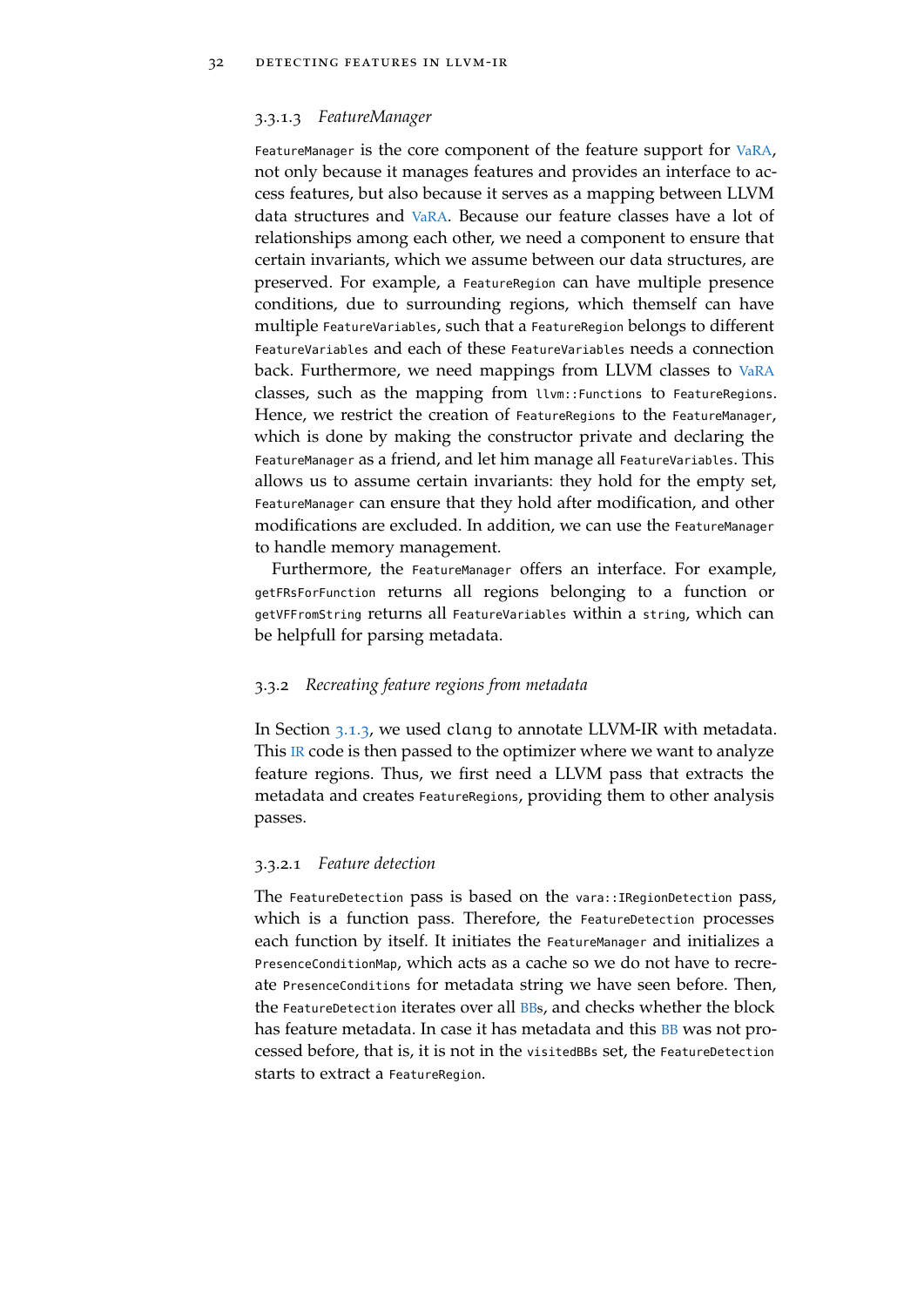#### 3.3.1.3 *FeatureManager*

`FeatureManager` is the core component of the feature support for VaRA, not only because it manages features and provides an interface to access features, but also because it serves as a mapping between LLVM data structures and VaRA. Because our feature classes have a lot of relationships among each other, we need a component to ensure that certain invariants, which we assume between our data structures, are preserved. For example, a `FeatureRegion` can have multiple presence conditions, due to surrounding regions, which themself can have multiple `FeatureVariables`, such that a `FeatureRegion` belongs to different `FeatureVariables` and each of these `FeatureVariables` needs a connection back. Furthermore, we need mappings from LLVM classes to VaRA classes, such as the mapping from `llvm::Functions` to `FeatureRegions`. Hence, we restrict the creation of `FeatureRegions` to the `FeatureManager`, which is done by making the constructor private and declaring the `FeatureManager` as a friend, and let him manage all `FeatureVariables`. This allows us to assume certain invariants: they hold for the empty set, `FeatureManager` can ensure that they hold after modification, and other modifications are excluded. In addition, we can use the `FeatureManager` to handle memory management.

Furthermore, the `FeatureManager` offers an interface. For example, `getFRsForFunction` returns all regions belonging to a function or `getVFFromString` returns all `FeatureVariables` within a `string`, which can be helpfull for parsing metadata.

### 3.3.2 *Recreating feature regions from metadata*

In Section 3.1.3, we used `clang` to annotate LLVM-IR with metadata. This IR code is then passed to the optimizer where we want to analyze feature regions. Thus, we first need a LLVM pass that extracts the metadata and creates `FeatureRegions`, providing them to other analysis passes.

#### 3.3.2.1 *Feature detection*

The `FeatureDetection` pass is based on the `vara::IRegionDetection` pass, which is a function pass. Therefore, the `FeatureDetection` processes each function by itself. It initiates the `FeatureManager` and initializes a `PresenceConditionMap`, which acts as a cache so we do not have to recreate `PresenceConditions` for metadata string we have seen before. Then, the `FeatureDetection` iterates over all BBs, and checks whether the block has feature metadata. In case it has metadata and this BB was not processed before, that is, it is not in the `visitedBBs` set, the `FeatureDetection` starts to extract a `FeatureRegion`.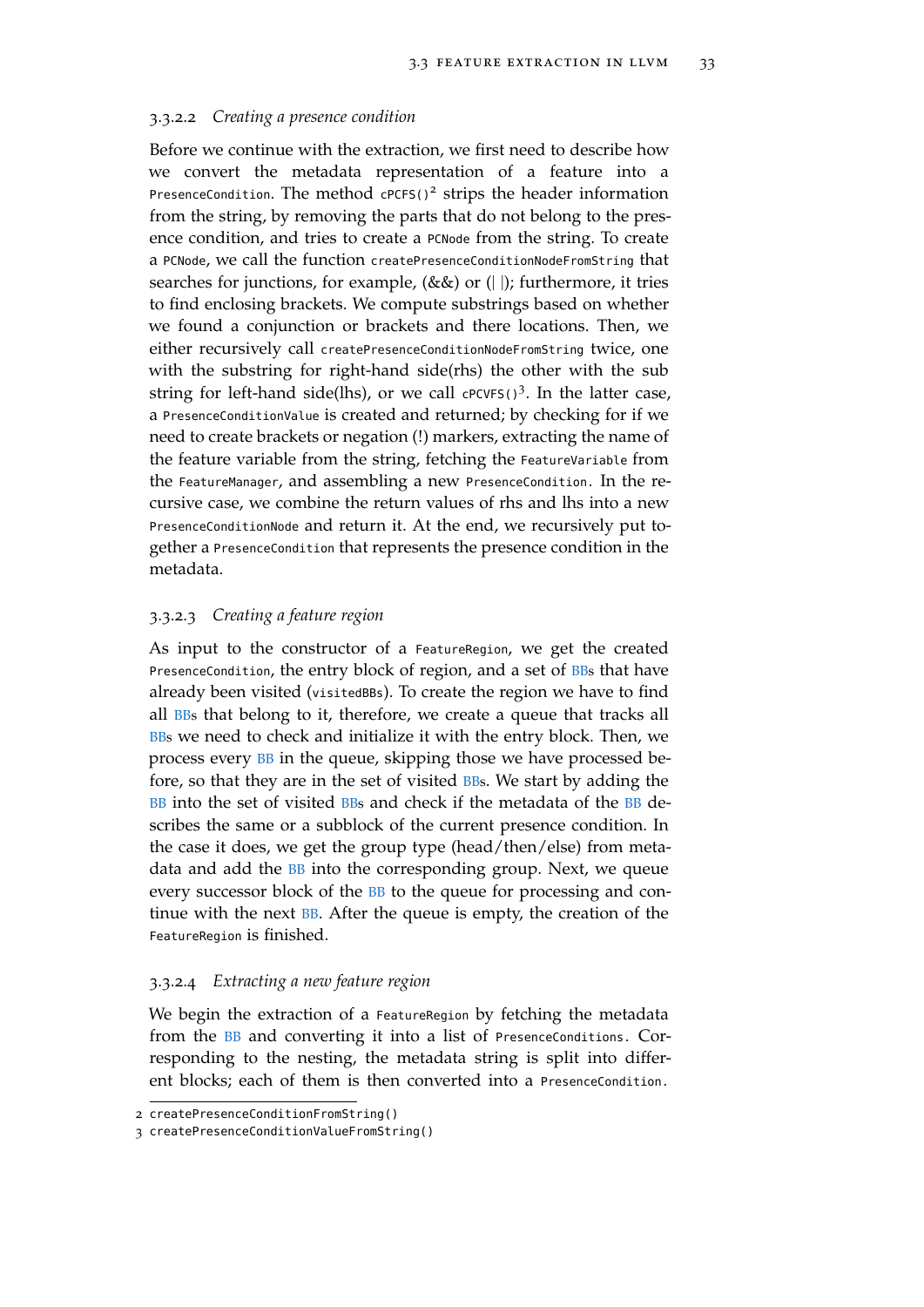#### 3.3.2.2 *Creating a presence condition*

Before we continue with the extraction, we first need to describe how we convert the metadata representation of a feature into a `PresenceCondition`. The method `cPCFS()`[2] strips the header information from the string, by removing the parts that do not belong to the presence condition, and tries to create a `PCNode` from the string. To create a `PCNode`, we call the function `createPresenceConditionNodeFromString` that searches for junctions, for example, (&&) or (||); furthermore, it tries to find enclosing brackets. We compute substrings based on whether we found a conjunction or brackets and there locations. Then, we either recursively call `createPresenceConditionNodeFromString` twice, one with the substring for right-hand side(rhs) the other with the sub string for left-hand side(lhs), or we call `cPCVFS()`[3]. In the latter case, a `PresenceConditionValue` is created and returned; by checking for if we need to create brackets or negation (!) markers, extracting the name of the feature variable from the string, fetching the `FeatureVariable` from the `FeatureManager`, and assembling a new `PresenceCondition`. In the recursive case, we combine the return values of rhs and lhs into a new `PresenceConditionNode` and return it. At the end, we recursively put together a `PresenceCondition` that represents the presence condition in the metadata.

#### 3.3.2.3 *Creating a feature region*

As input to the constructor of a `FeatureRegion`, we get the created `PresenceCondition`, the entry block of region, and a set of BBs that have already been visited (`visitedBBs`). To create the region we have to find all BBs that belong to it, therefore, we create a queue that tracks all BBs we need to check and initialize it with the entry block. Then, we process every BB in the queue, skipping those we have processed before, so that they are in the set of visited BBs. We start by adding the BB into the set of visited BBs and check if the metadata of the BB describes the same or a subblock of the current presence condition. In the case it does, we get the group type (head/then/else) from metadata and add the BB into the corresponding group. Next, we queue every successor block of the BB to the queue for processing and continue with the next BB. After the queue is empty, the creation of the `FeatureRegion` is finished.

#### 3.3.2.4 *Extracting a new feature region*

We begin the extraction of a `FeatureRegion` by fetching the metadata from the BB and converting it into a list of `PresenceConditions`. Corresponding to the nesting, the metadata string is split into different blocks; each of them is then converted into a `PresenceCondition`.

---

[2] `createPresenceConditionFromString()`

[3] `createPresenceConditionValueFromString()`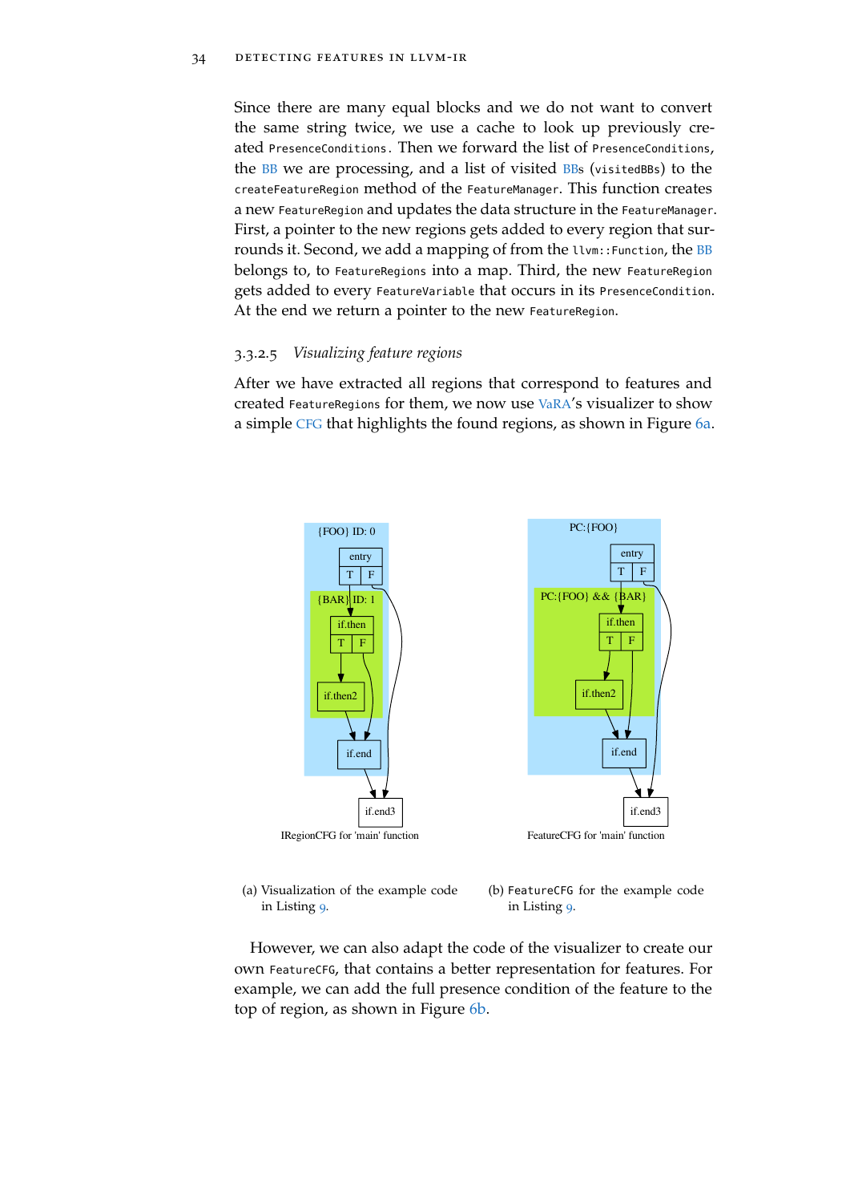Since there are many equal blocks and we do not want to convert the same string twice, we use a cache to look up previously created `PresenceConditions`. Then we forward the list of `PresenceConditions`, the BB we are processing, and a list of visited BBs (`visitedBBs`) to the `createFeatureRegion` method of the `FeatureManager`. This function creates a new `FeatureRegion` and updates the data structure in the `FeatureManager`. First, a pointer to the new regions gets added to every region that surrounds it. Second, we add a mapping of from the `llvm::Function`, the BB belongs to, to `FeatureRegions` into a map. Third, the new `FeatureRegion` gets added to every `FeatureVariable` that occurs in its `PresenceCondition`. At the end we return a pointer to the new `FeatureRegion`.

#### 3.3.2.5 *Visualizing feature regions*

After we have extracted all regions that correspond to features and created `FeatureRegions` for them, we now use VaRA's visualizer to show a simple CFG that highlights the found regions, as shown in Figure 6a.

IRegionCFG for 'main' function

(a) Visualization of the example code in Listing 9.

FeatureCFG for 'main' function

(b) `FeatureCFG` for the example code in Listing 9.

However, we can also adapt the code of the visualizer to create our own `FeatureCFG`, that contains a better representation for features. For example, we can add the full presence condition of the feature to the top of region, as shown in Figure 6b.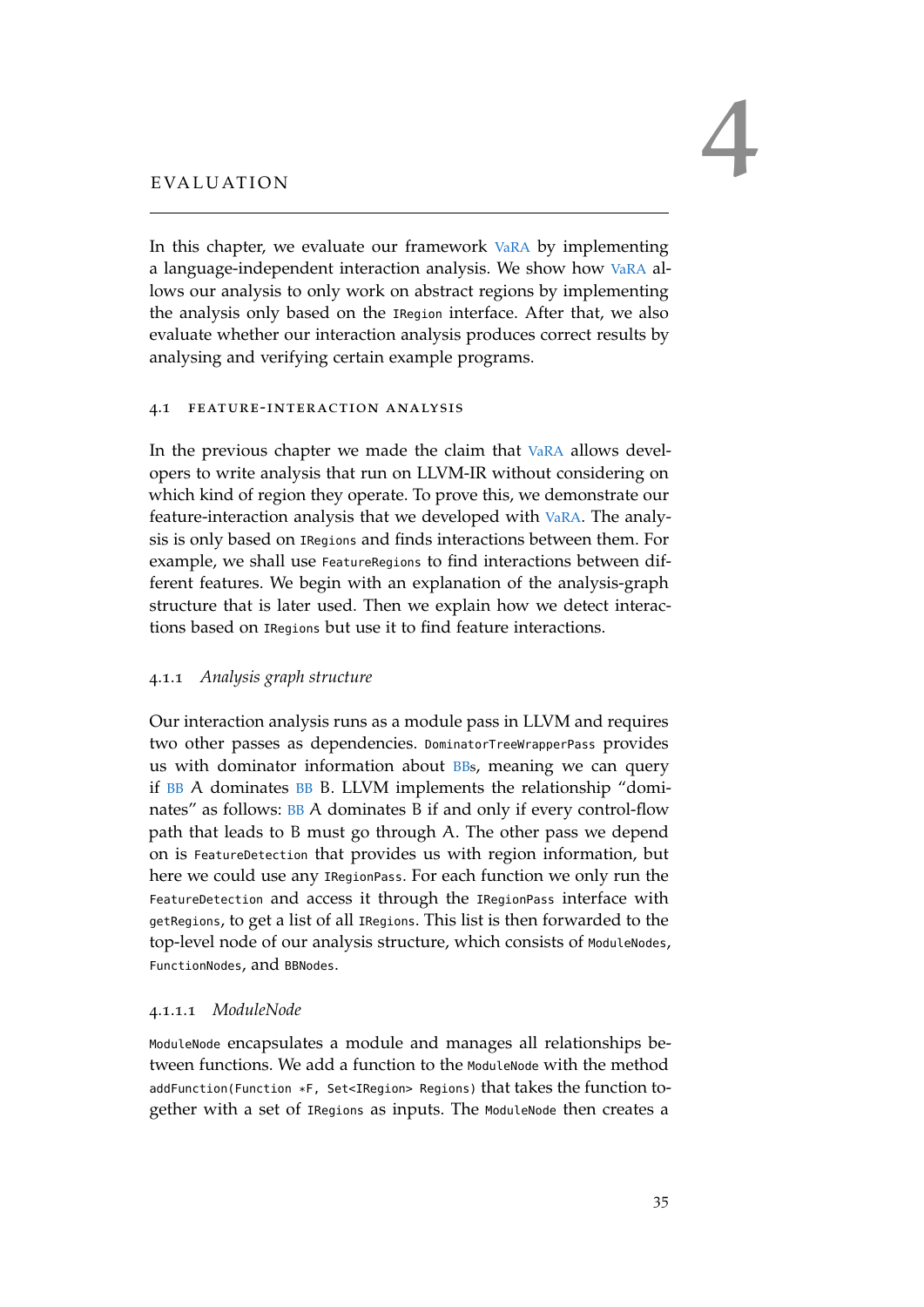# 4 EVALUATION

In this chapter, we evaluate our framework VaRA by implementing a language-independent interaction analysis. We show how VaRA allows our analysis to only work on abstract regions by implementing the analysis only based on the `IRegion` interface. After that, we also evaluate whether our interaction analysis produces correct results by analysing and verifying certain example programs.

## 4.1 FEATURE-INTERACTION ANALYSIS

In the previous chapter we made the claim that VaRA allows developers to write analysis that run on LLVM-IR without considering on which kind of region they operate. To prove this, we demonstrate our feature-interaction analysis that we developed with VaRA. The analysis is only based on `IRegions` and finds interactions between them. For example, we shall use `FeatureRegions` to find interactions between different features. We begin with an explanation of the analysis-graph structure that is later used. Then we explain how we detect interactions based on `IRegions` but use it to find feature interactions.

### 4.1.1 *Analysis graph structure*

Our interaction analysis runs as a module pass in LLVM and requires two other passes as dependencies. `DominatorTreeWrapperPass` provides us with dominator information about BBs, meaning we can query if BB A dominates BB B. LLVM implements the relationship "dominates" as follows: BB A dominates B if and only if every control-flow path that leads to B must go through A. The other pass we depend on is `FeatureDetection` that provides us with region information, but here we could use any `IRegionPass`. For each function we only run the `FeatureDetection` and access it through the `IRegionPass` interface with `getRegions`, to get a list of all `IRegions`. This list is then forwarded to the top-level node of our analysis structure, which consists of `ModuleNodes`, `FunctionNodes`, and `BBNodes`.

#### 4.1.1.1 *ModuleNode*

`ModuleNode` encapsulates a module and manages all relationships between functions. We add a function to the `ModuleNode` with the method `addFunction(Function *F, Set<IRegion> Regions)` that takes the function together with a set of `IRegions` as inputs. The `ModuleNode` then creates a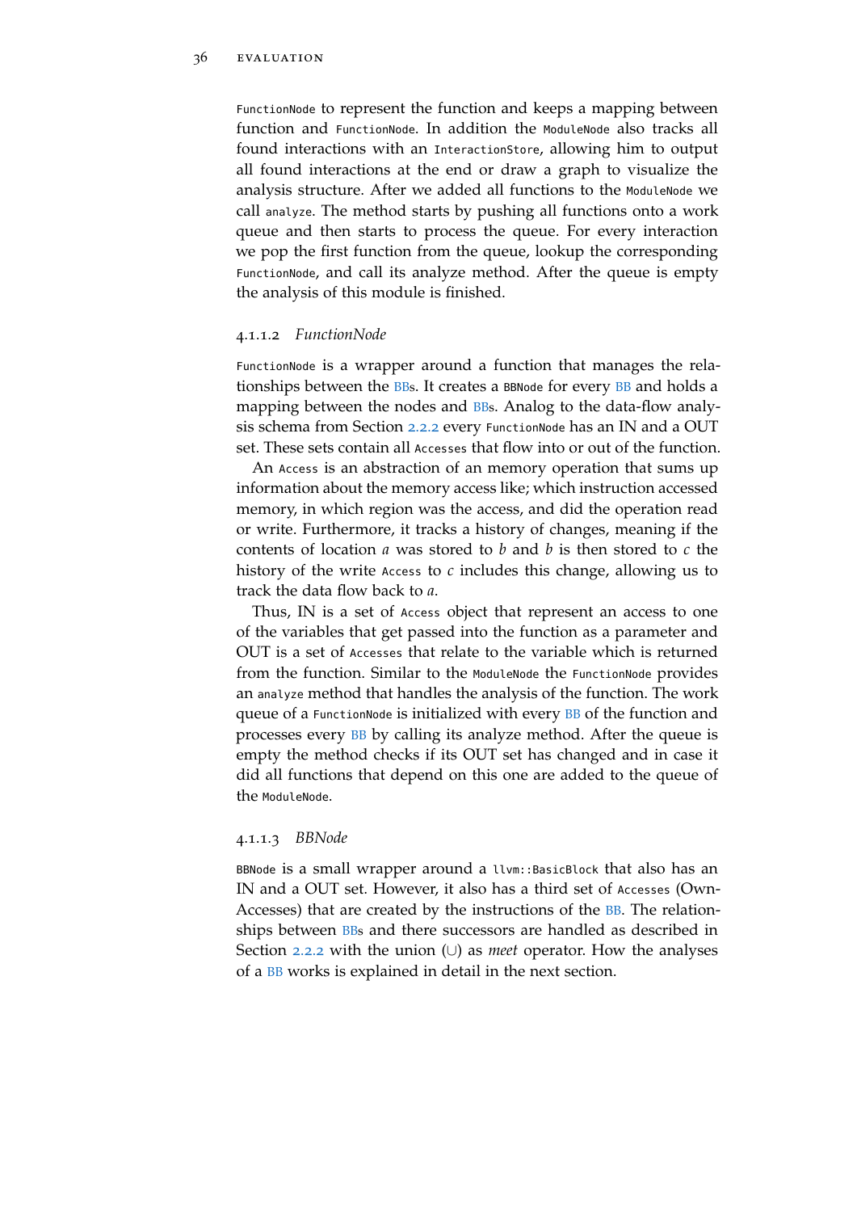`FunctionNode` to represent the function and keeps a mapping between function and `FunctionNode`. In addition the `ModuleNode` also tracks all found interactions with an `InteractionStore`, allowing him to output all found interactions at the end or draw a graph to visualize the analysis structure. After we added all functions to the `ModuleNode` we call `analyze`. The method starts by pushing all functions onto a work queue and then starts to process the queue. For every interaction we pop the first function from the queue, lookup the corresponding `FunctionNode`, and call its analyze method. After the queue is empty the analysis of this module is finished.

#### 4.1.1.2 *FunctionNode*

`FunctionNode` is a wrapper around a function that manages the relationships between the BBs. It creates a `BBNode` for every BB and holds a mapping between the nodes and BBs. Analog to the data-flow analysis schema from Section 2.2.2 every `FunctionNode` has an IN and a OUT set. These sets contain all `Accesses` that flow into or out of the function.

An `Access` is an abstraction of an memory operation that sums up information about the memory access like; which instruction accessed memory, in which region was the access, and did the operation read or write. Furthermore, it tracks a history of changes, meaning if the contents of location $a$ was stored to $b$ and $b$ is then stored to $c$ the history of the write `Access` to $c$ includes this change, allowing us to track the data flow back to $a$.

Thus, IN is a set of `Access` object that represent an access to one of the variables that get passed into the function as a parameter and OUT is a set of `Accesses` that relate to the variable which is returned from the function. Similar to the `ModuleNode` the `FunctionNode` provides an `analyze` method that handles the analysis of the function. The work queue of a `FunctionNode` is initialized with every BB of the function and processes every BB by calling its analyze method. After the queue is empty the method checks if its OUT set has changed and in case it did all functions that depend on this one are added to the queue of the `ModuleNode`.

#### 4.1.1.3 *BBNode*

`BBNode` is a small wrapper around a `llvm::BasicBlock` that also has an IN and a OUT set. However, it also has a third set of `Accesses` (OwnAccesses) that are created by the instructions of the BB. The relationships between BBs and there successors are handled as described in Section 2.2.2 with the union ($\cup$) as *meet* operator. How the analyses of a BB works is explained in detail in the next section.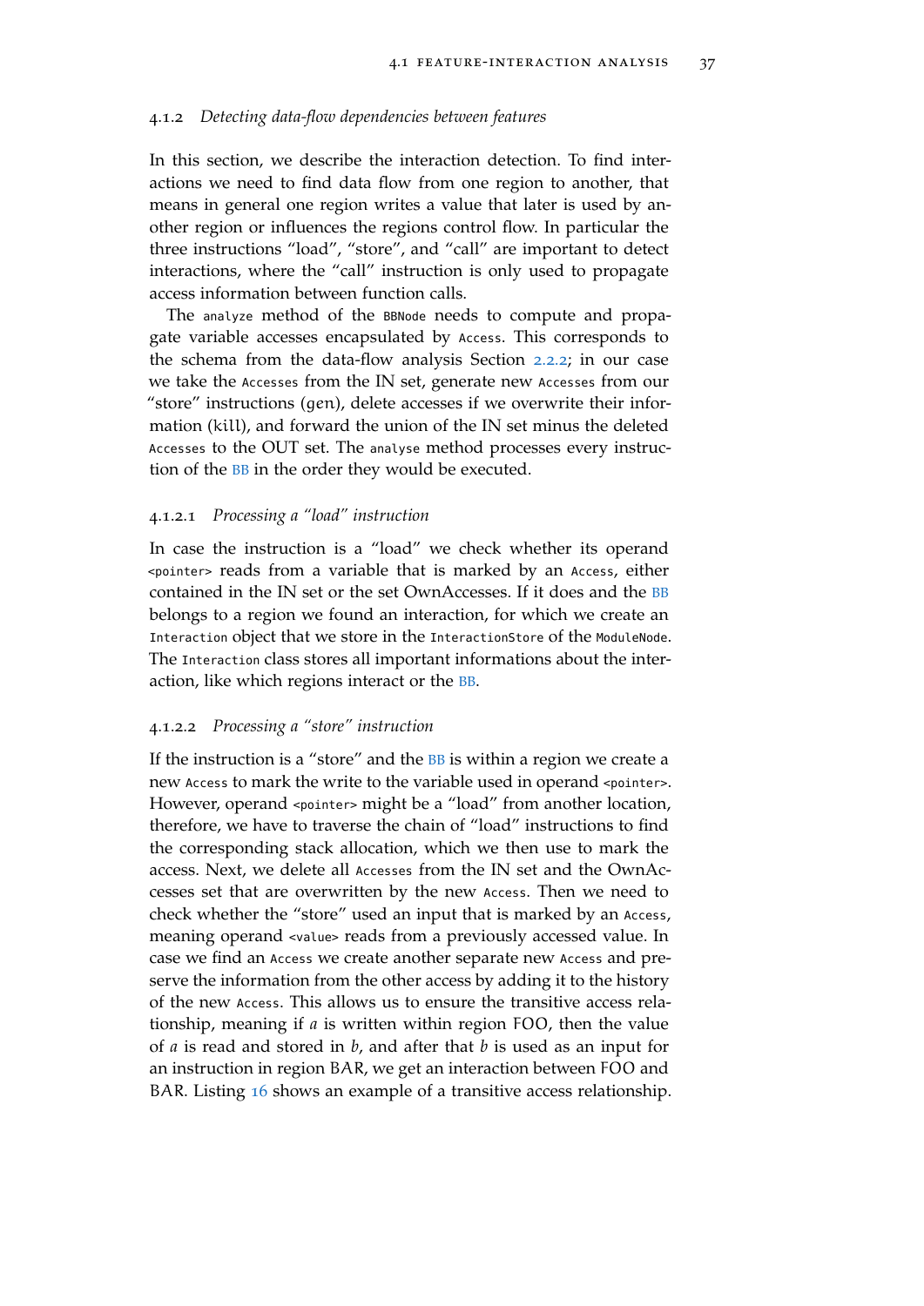### 4.1.2 *Detecting data-flow dependencies between features*

In this section, we describe the interaction detection. To find interactions we need to find data flow from one region to another, that means in general one region writes a value that later is used by another region or influences the regions control flow. In particular the three instructions "load", "store", and "call" are important to detect interactions, where the "call" instruction is only used to propagate access information between function calls.

The `analyze` method of the `BBNode` needs to compute and propagate variable accesses encapsulated by `Access`. This corresponds to the schema from the data-flow analysis Section 2.2.2; in our case we take the `Accesses` from the IN set, generate new `Accesses` from our "store" instructions (gen), delete accesses if we overwrite their information (kill), and forward the union of the IN set minus the deleted `Accesses` to the OUT set. The `analyse` method processes every instruction of the BB in the order they would be executed.

#### 4.1.2.1 *Processing a "load" instruction*

In case the instruction is a "load" we check whether its operand `<pointer>` reads from a variable that is marked by an `Access`, either contained in the IN set or the set OwnAccesses. If it does and the BB belongs to a region we found an interaction, for which we create an `Interaction` object that we store in the `InteractionStore` of the `ModuleNode`. The `Interaction` class stores all important informations about the interaction, like which regions interact or the BB.

#### 4.1.2.2 *Processing a "store" instruction*

If the instruction is a "store" and the BB is within a region we create a new `Access` to mark the write to the variable used in operand `<pointer>`. However, operand `<pointer>` might be a "load" from another location, therefore, we have to traverse the chain of "load" instructions to find the corresponding stack allocation, which we then use to mark the access. Next, we delete all `Accesses` from the IN set and the OwnAccesses set that are overwritten by the new `Access`. Then we need to check whether the "store" used an input that is marked by an `Access`, meaning operand `<value>` reads from a previously accessed value. In case we find an `Access` we create another separate new `Access` and preserve the information from the other access by adding it to the history of the new `Access`. This allows us to ensure the transitive access relationship, meaning if $a$ is written within region FOO, then the value of $a$ is read and stored in $b$, and after that $b$ is used as an input for an instruction in region BAR, we get an interaction between FOO and BAR. Listing 16 shows an example of a transitive access relationship.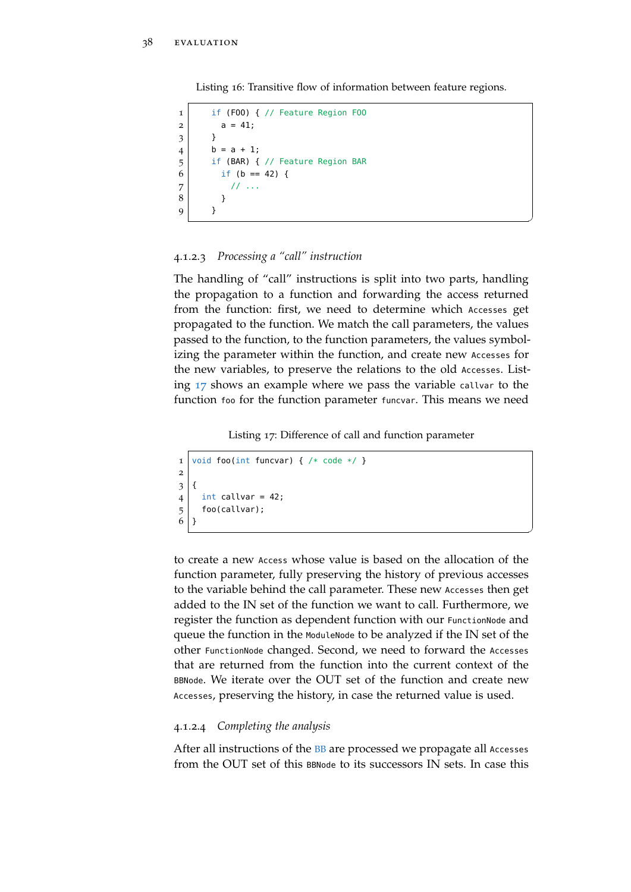Listing 16: Transitive flow of information between feature regions.

```
if (FOO) { // Feature Region FOO
  a = 41;
}
b = a + 1;
if (BAR) { // Feature Region BAR
  if (b == 42) {
    // ...
  }
}
```

#### 4.1.2.3 *Processing a "call" instruction*

The handling of "call" instructions is split into two parts, handling the propagation to a function and forwarding the access returned from the function: first, we need to determine which `Accesses` get propagated to the function. We match the call parameters, the values passed to the function, to the function parameters, the values symbolizing the parameter within the function, and create new `Accesses` for the new variables, to preserve the relations to the old `Accesses`. Listing 17 shows an example where we pass the variable `callvar` to the function `foo` for the function parameter `funcvar`. This means we need

Listing 17: Difference of call and function parameter

```
void foo(int funcvar) { /* code */ }

{
  int callvar = 42;
  foo(callvar);
}
```

to create a new `Access` whose value is based on the allocation of the function parameter, fully preserving the history of previous accesses to the variable behind the call parameter. These new `Accesses` then get added to the IN set of the function we want to call. Furthermore, we register the function as dependent function with our `FunctionNode` and queue the function in the `ModuleNode` to be analyzed if the IN set of the other `FunctionNode` changed. Second, we need to forward the `Accesses` that are returned from the function into the current context of the `BBNode`. We iterate over the OUT set of the function and create new `Accesses`, preserving the history, in case the returned value is used.

#### 4.1.2.4 *Completing the analysis*

After all instructions of the BB are processed we propagate all `Accesses` from the OUT set of this `BBNode` to its successors IN sets. In case this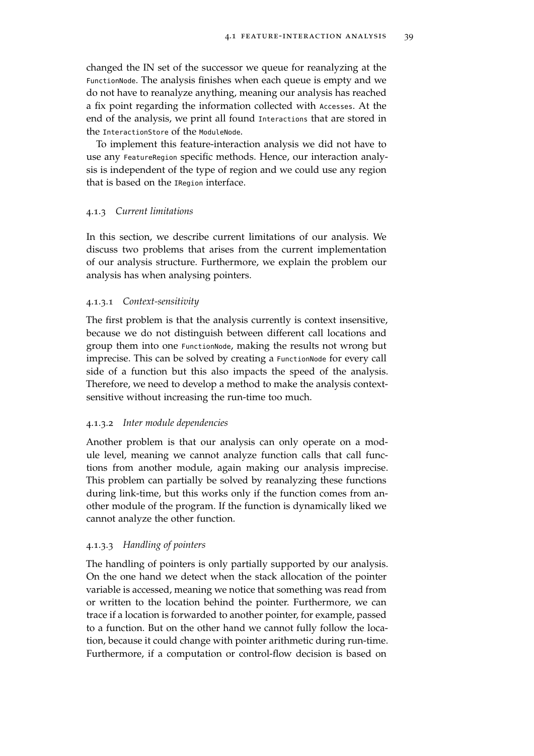changed the IN set of the successor we queue for reanalyzing at the `FunctionNode`. The analysis finishes when each queue is empty and we do not have to reanalyze anything, meaning our analysis has reached a fix point regarding the information collected with `Accesses`. At the end of the analysis, we print all found `Interactions` that are stored in the `InteractionStore` of the `ModuleNode`.

To implement this feature-interaction analysis we did not have to use any `FeatureRegion` specific methods. Hence, our interaction analysis is independent of the type of region and we could use any region that is based on the `IRegion` interface.

### 4.1.3 *Current limitations*

In this section, we describe current limitations of our analysis. We discuss two problems that arises from the current implementation of our analysis structure. Furthermore, we explain the problem our analysis has when analysing pointers.

#### 4.1.3.1 *Context-sensitivity*

The first problem is that the analysis currently is context insensitive, because we do not distinguish between different call locations and group them into one `FunctionNode`, making the results not wrong but imprecise. This can be solved by creating a `FunctionNode` for every call side of a function but this also impacts the speed of the analysis. Therefore, we need to develop a method to make the analysis context-sensitive without increasing the run-time too much.

#### 4.1.3.2 *Inter module dependencies*

Another problem is that our analysis can only operate on a module level, meaning we cannot analyze function calls that call functions from another module, again making our analysis imprecise. This problem can partially be solved by reanalyzing these functions during link-time, but this works only if the function comes from another module of the program. If the function is dynamically liked we cannot analyze the other function.

#### 4.1.3.3 *Handling of pointers*

The handling of pointers is only partially supported by our analysis. On the one hand we detect when the stack allocation of the pointer variable is accessed, meaning we notice that something was read from or written to the location behind the pointer. Furthermore, we can trace if a location is forwarded to another pointer, for example, passed to a function. But on the other hand we cannot fully follow the location, because it could change with pointer arithmetic during run-time. Furthermore, if a computation or control-flow decision is based on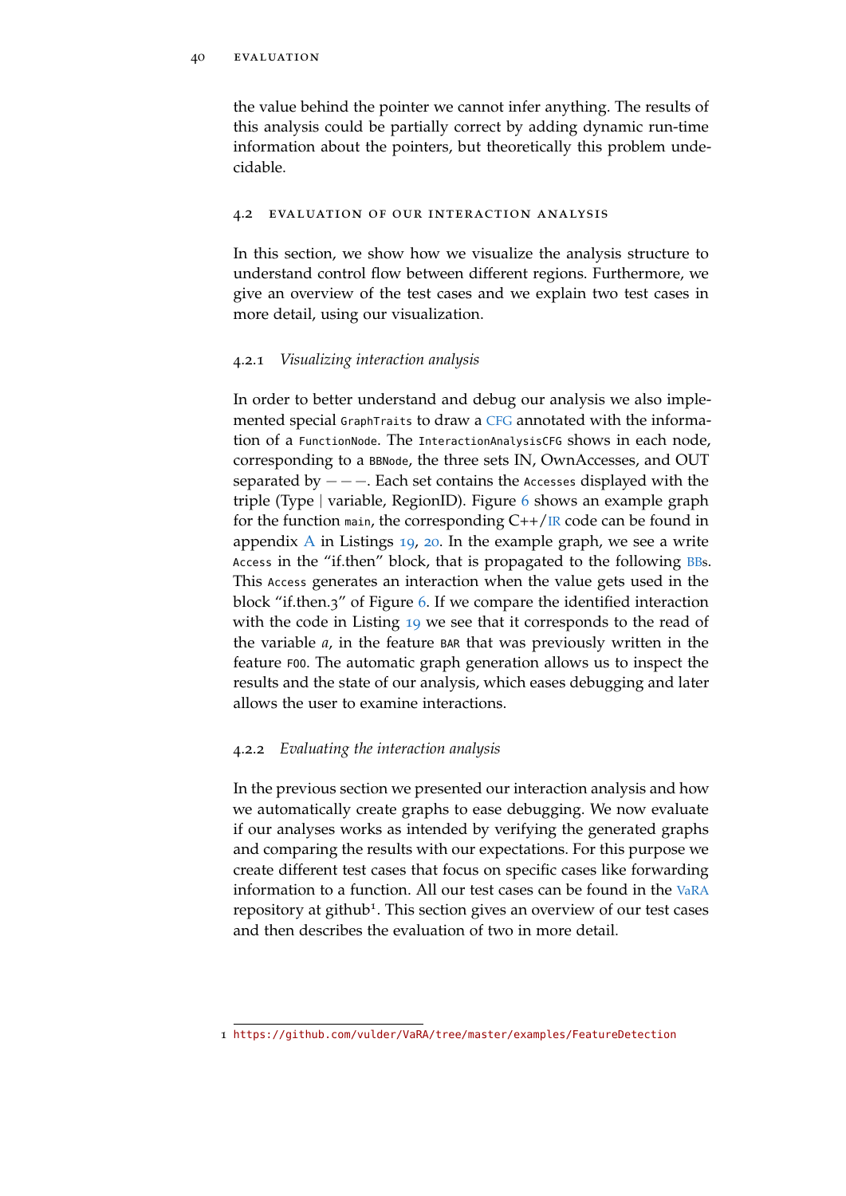the value behind the pointer we cannot infer anything. The results of this analysis could be partially correct by adding dynamic run-time information about the pointers, but theoretically this problem undecidable.

## 4.2 Evaluation of our interaction analysis

In this section, we show how we visualize the analysis structure to understand control flow between different regions. Furthermore, we give an overview of the test cases and we explain two test cases in more detail, using our visualization.

### 4.2.1 *Visualizing interaction analysis*

In order to better understand and debug our analysis we also implemented special `GraphTraits` to draw a CFG annotated with the information of a `FunctionNode`. The `InteractionAnalysisCFG` shows in each node, corresponding to a `BBNode`, the three sets IN, OwnAccesses, and OUT separated by $---$. Each set contains the `Accesses` displayed with the triple (Type | variable, RegionID). Figure 6 shows an example graph for the function `main`, the corresponding C++/IR code can be found in appendix A in Listings 19, 20. In the example graph, we see a write `Access` in the "if.then" block, that is propagated to the following BBs. This `Access` generates an interaction when the value gets used in the block "if.then.3" of Figure 6. If we compare the identified interaction with the code in Listing 19 we see that it corresponds to the read of the variable *a*, in the feature `BAR` that was previously written in the feature `FOO`. The automatic graph generation allows us to inspect the results and the state of our analysis, which eases debugging and later allows the user to examine interactions.

### 4.2.2 *Evaluating the interaction analysis*

In the previous section we presented our interaction analysis and how we automatically create graphs to ease debugging. We now evaluate if our analyses works as intended by verifying the generated graphs and comparing the results with our expectations. For this purpose we create different test cases that focus on specific cases like forwarding information to a function. All our test cases can be found in the VaRA repository at github[1]. This section gives an overview of our test cases and then describes the evaluation of two in more detail.

[1] https://github.com/vulder/VaRA/tree/master/examples/FeatureDetection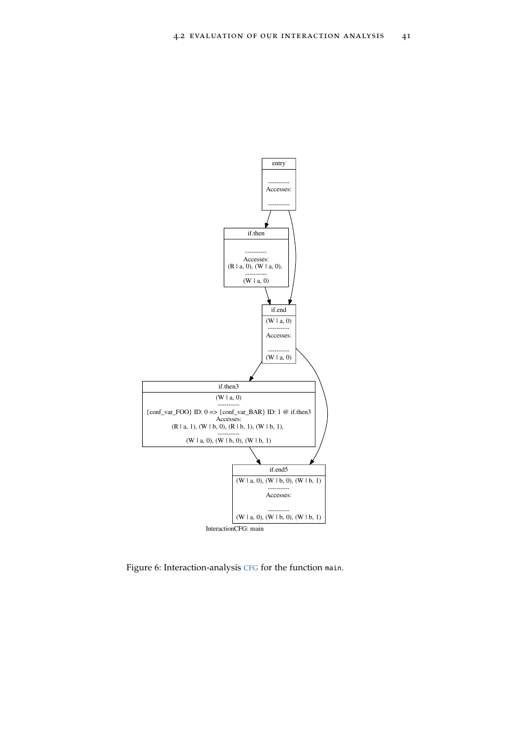entry

----------
Accesses:

----------

if.then

----------
Accesses:
(R | a, 0), (W | a, 0),
----------
(W | a, 0)

if.end

(W | a, 0)
----------
Accesses:

----------
(W | a, 0)

if.then3

(W | a, 0)
----------
{conf_var_FOO} ID: 0 => {conf_var_BAR} ID: 1 @ if.then3
Accesses:
(R | a, 1), (W | b, 0), (R | b, 1), (W | b, 1),
----------
(W | a, 0), (W | b, 0), (W | b, 1)

if.end5

(W | a, 0), (W | b, 0), (W | b, 1)
----------
Accesses:

----------
(W | a, 0), (W | b, 0), (W | b, 1)

InteractionCFG: main

Figure 6: Interaction-analysis CFG for the function `main`.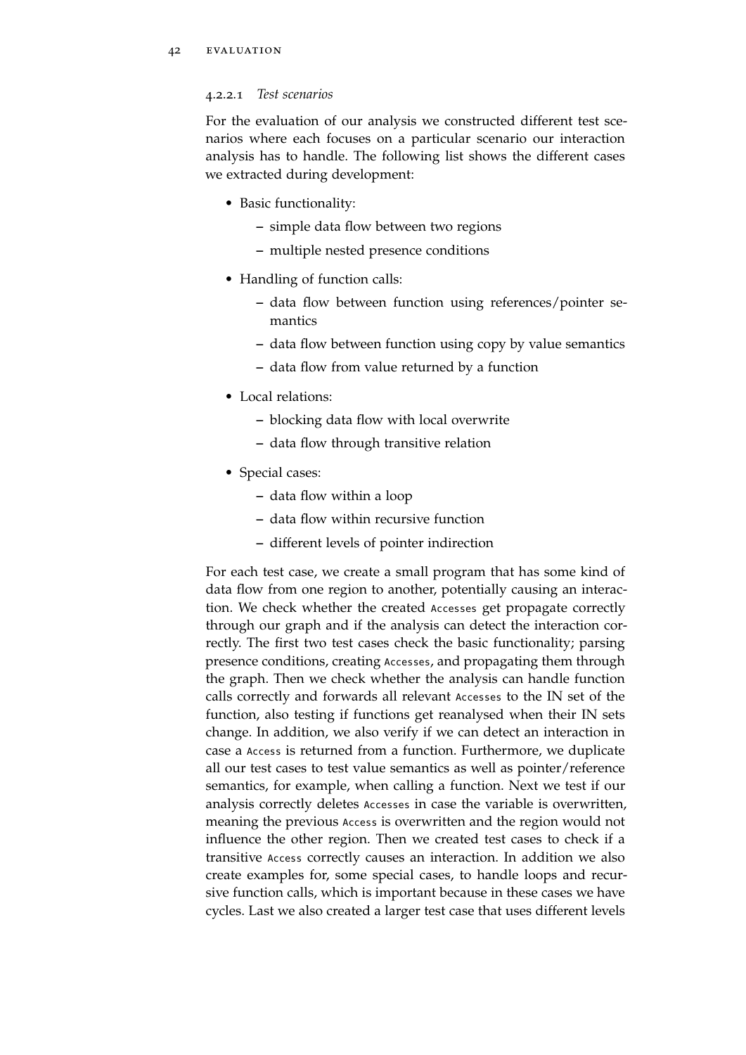#### 4.2.2.1 *Test scenarios*

For the evaluation of our analysis we constructed different test scenarios where each focuses on a particular scenario our interaction analysis has to handle. The following list shows the different cases we extracted during development:

- Basic functionality:
  - simple data flow between two regions
  - multiple nested presence conditions
- Handling of function calls:
  - data flow between function using references/pointer semantics
  - data flow between function using copy by value semantics
  - data flow from value returned by a function
- Local relations:
  - blocking data flow with local overwrite
  - data flow through transitive relation
- Special cases:
  - data flow within a loop
  - data flow within recursive function
  - different levels of pointer indirection

For each test case, we create a small program that has some kind of data flow from one region to another, potentially causing an interaction. We check whether the created `Accesses` get propagate correctly through our graph and if the analysis can detect the interaction correctly. The first two test cases check the basic functionality; parsing presence conditions, creating `Accesses`, and propagating them through the graph. Then we check whether the analysis can handle function calls correctly and forwards all relevant `Accesses` to the IN set of the function, also testing if functions get reanalysed when their IN sets change. In addition, we also verify if we can detect an interaction in case a `Access` is returned from a function. Furthermore, we duplicate all our test cases to test value semantics as well as pointer/reference semantics, for example, when calling a function. Next we test if our analysis correctly deletes `Accesses` in case the variable is overwritten, meaning the previous `Access` is overwritten and the region would not influence the other region. Then we created test cases to check if a transitive `Access` correctly causes an interaction. In addition we also create examples for, some special cases, to handle loops and recursive function calls, which is important because in these cases we have cycles. Last we also created a larger test case that uses different levels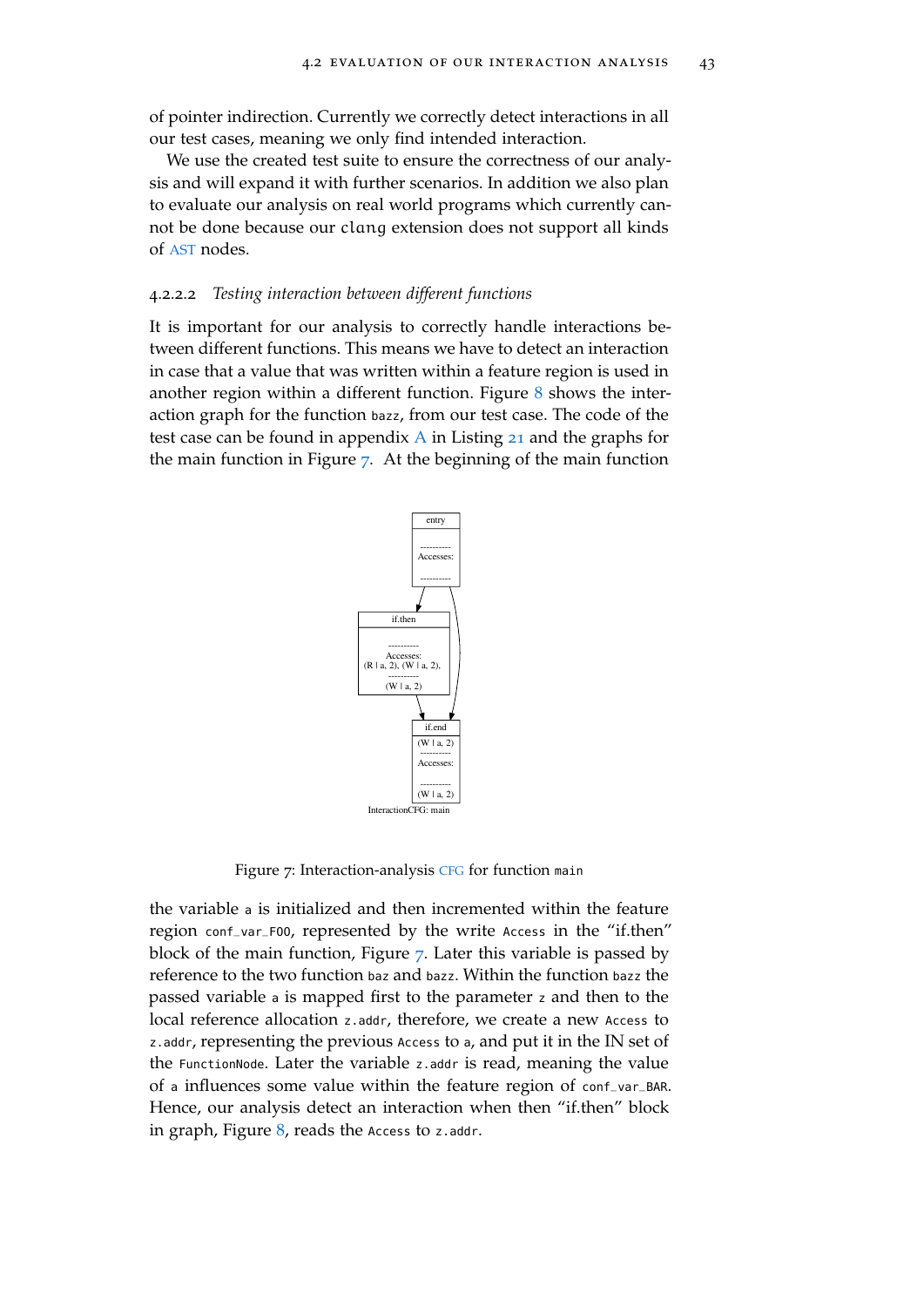of pointer indirection. Currently we correctly detect interactions in all our test cases, meaning we only find intended interaction.

We use the created test suite to ensure the correctness of our analysis and will expand it with further scenarios. In addition we also plan to evaluate our analysis on real world programs which currently cannot be done because our `clang` extension does not support all kinds of AST nodes.

#### 4.2.2.2 *Testing interaction between different functions*

It is important for our analysis to correctly handle interactions between different functions. This means we have to detect an interaction in case that a value that was written within a feature region is used in another region within a different function. Figure 8 shows the interaction graph for the function `bazz`, from our test case. The code of the test case can be found in appendix A in Listing 21 and the graphs for the main function in Figure 7. At the beginning of the main function

Figure 7: Interaction-analysis CFG for function `main`

the variable `a` is initialized and then incremented within the feature region `conf_var_FOO`, represented by the write `Access` in the "if.then" block of the main function, Figure 7. Later this variable is passed by reference to the two function `baz` and `bazz`. Within the function `bazz` the passed variable `a` is mapped first to the parameter `z` and then to the local reference allocation `z.addr`, therefore, we create a new `Access` to `z.addr`, representing the previous `Access` to `a`, and put it in the IN set of the `FunctionNode`. Later the variable `z.addr` is read, meaning the value of `a` influences some value within the feature region of `conf_var_BAR`. Hence, our analysis detect an interaction when then "if.then" block in graph, Figure 8, reads the `Access` to `z.addr`.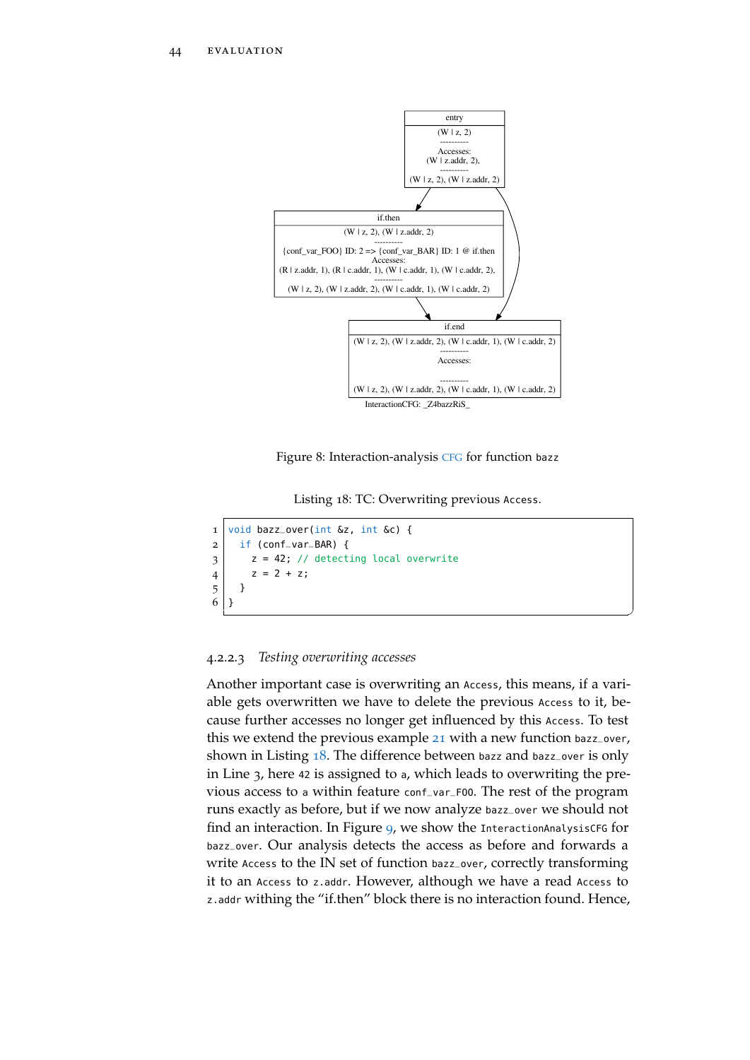```
entry
(W | z, 2)
----------
Accesses:
(W | z.addr, 2),
----------
(W | z, 2), (W | z.addr, 2)

if.then
(W | z, 2), (W | z.addr, 2)
----------
{conf_var_FOO} ID: 2 => {conf_var_BAR} ID: 1 @ if.then
Accesses:
(R | z.addr, 1), (R | c.addr, 1), (W | c.addr, 1), (W | c.addr, 2),
----------
(W | z, 2), (W | z.addr, 2), (W | c.addr, 1), (W | c.addr, 2)

if.end
(W | z, 2), (W | z.addr, 2), (W | c.addr, 1), (W | c.addr, 2)
----------
Accesses:

----------
(W | z, 2), (W | z.addr, 2), (W | c.addr, 1), (W | c.addr, 2)

InteractionCFG: _Z4bazzRiS_
```

Figure 8: Interaction-analysis CFG for function `bazz`

Listing 18: TC: Overwriting previous `Access`.

```
void bazz_over(int &z, int &c) {
  if (conf_var_BAR) {
    z = 42; // detecting local overwrite
    z = 2 + z;
  }
}
```

#### 4.2.2.3 *Testing overwriting accesses*

Another important case is overwriting an `Access`, this means, if a variable gets overwritten we have to delete the previous `Access` to it, because further accesses no longer get influenced by this `Access`. To test this we extend the previous example 21 with a new function `bazz_over`, shown in Listing 18. The difference between `bazz` and `bazz_over` is only in Line 3, here `42` is assigned to `a`, which leads to overwriting the previous access to `a` within feature `conf_var_FOO`. The rest of the program runs exactly as before, but if we now analyze `bazz_over` we should not find an interaction. In Figure 9, we show the `InteractionAnalysisCFG` for `bazz_over`. Our analysis detects the access as before and forwards a write `Access` to the IN set of function `bazz_over`, correctly transforming it to an `Access` to `z.addr`. However, although we have a read `Access` to `z.addr` withing the "if.then" block there is no interaction found. Hence,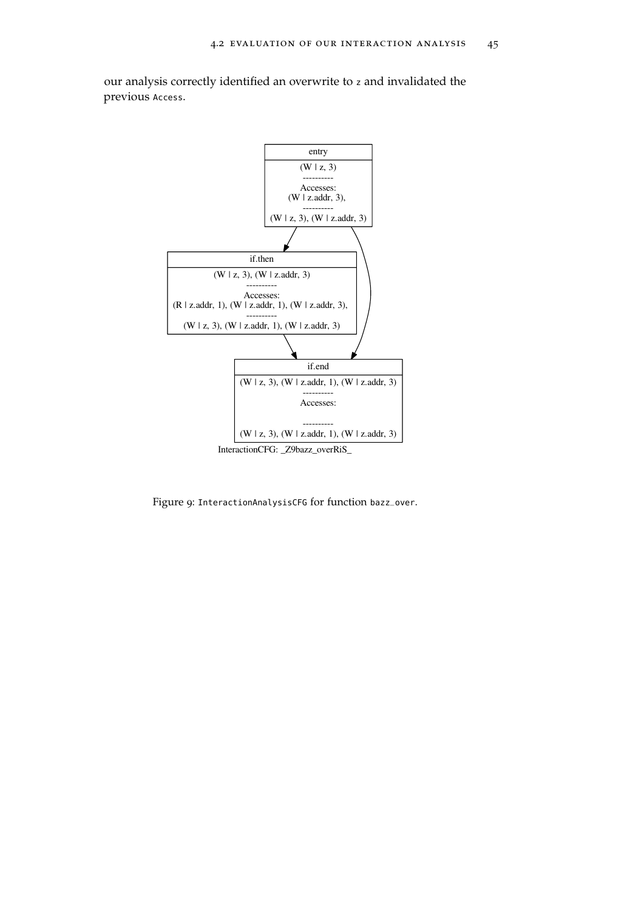our analysis correctly identified an overwrite to `z` and invalidated the previous `Access`.

```
entry
(W | z, 3)
----------
Accesses:
(W | z.addr, 3),
----------
(W | z, 3), (W | z.addr, 3)

if.then
(W | z, 3), (W | z.addr, 3)
----------
Accesses:
(R | z.addr, 1), (W | z.addr, 1), (W | z.addr, 3),
----------
(W | z, 3), (W | z.addr, 1), (W | z.addr, 3)

if.end
(W | z, 3), (W | z.addr, 1), (W | z.addr, 3)
----------
Accesses:

----------
(W | z, 3), (W | z.addr, 1), (W | z.addr, 3)

InteractionCFG: _Z9bazz_overRiS_
```

Figure 9: `InteractionAnalysisCFG` for function `bazz_over`.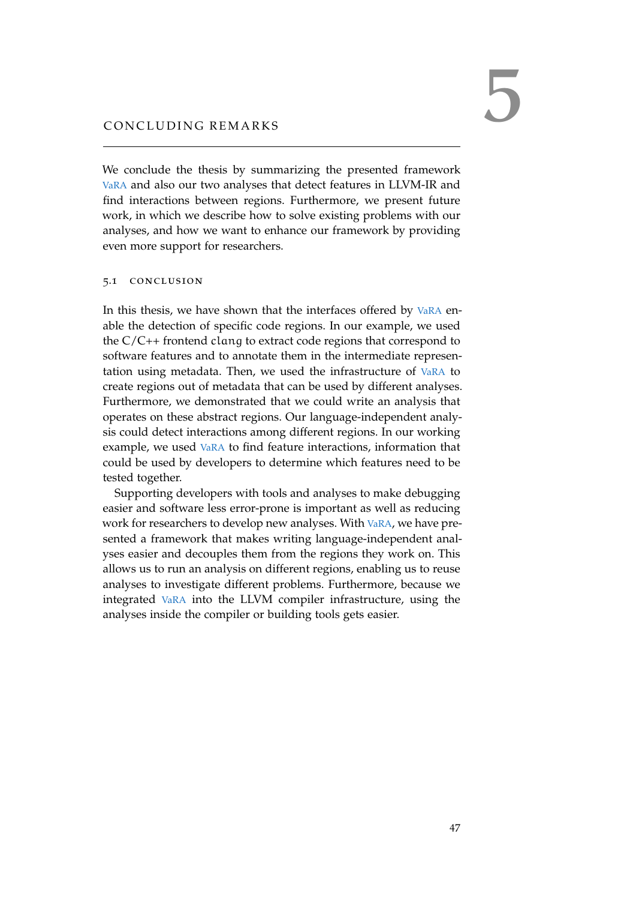# 5 CONCLUDING REMARKS

We conclude the thesis by summarizing the presented framework VaRA and also our two analyses that detect features in LLVM-IR and find interactions between regions. Furthermore, we present future work, in which we describe how to solve existing problems with our analyses, and how we want to enhance our framework by providing even more support for researchers.

## 5.1 CONCLUSION

In this thesis, we have shown that the interfaces offered by VaRA enable the detection of specific code regions. In our example, we used the C/C++ frontend *clang* to extract code regions that correspond to software features and to annotate them in the intermediate representation using metadata. Then, we used the infrastructure of VaRA to create regions out of metadata that can be used by different analyses. Furthermore, we demonstrated that we could write an analysis that operates on these abstract regions. Our language-independent analysis could detect interactions among different regions. In our working example, we used VaRA to find feature interactions, information that could be used by developers to determine which features need to be tested together.

Supporting developers with tools and analyses to make debugging easier and software less error-prone is important as well as reducing work for researchers to develop new analyses. With VaRA, we have presented a framework that makes writing language-independent analyses easier and decouples them from the regions they work on. This allows us to run an analysis on different regions, enabling us to reuse analyses to investigate different problems. Furthermore, because we integrated VaRA into the LLVM compiler infrastructure, using the analyses inside the compiler or building tools gets easier.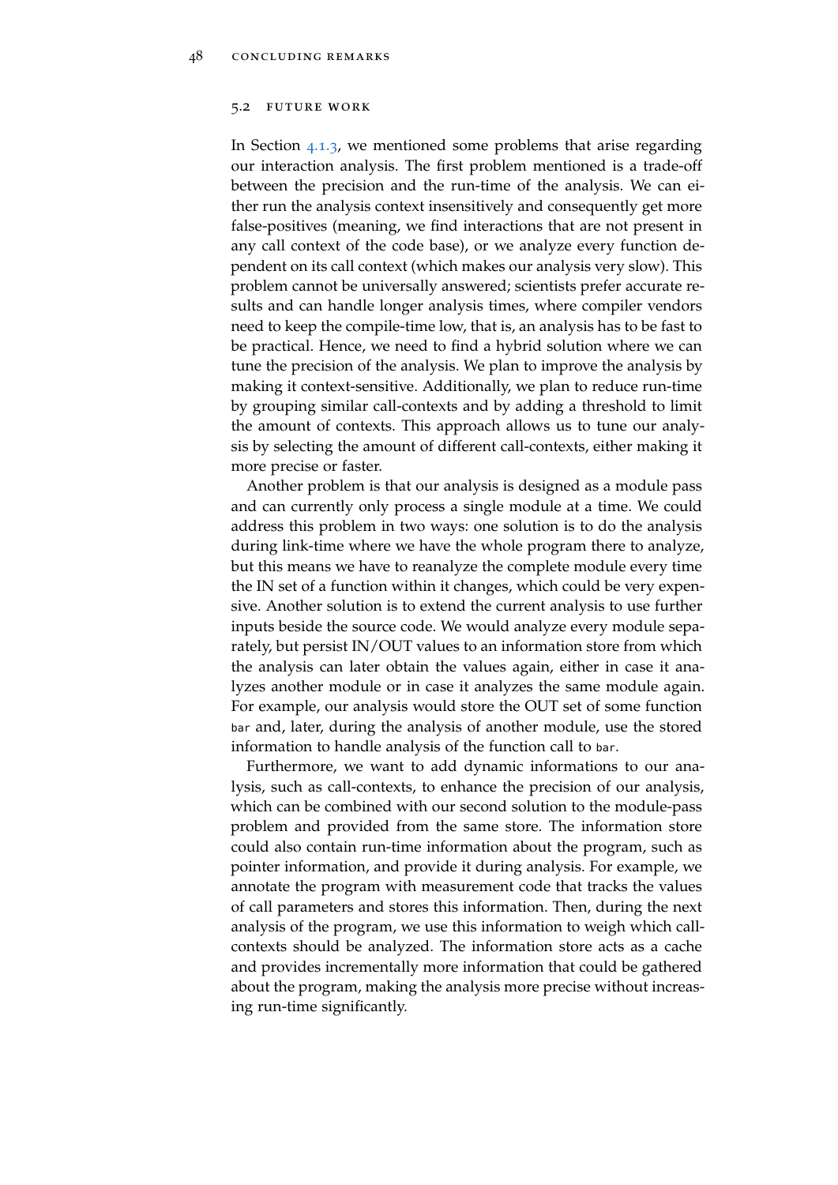## 5.2 FUTURE WORK

In Section 4.1.3, we mentioned some problems that arise regarding our interaction analysis. The first problem mentioned is a trade-off between the precision and the run-time of the analysis. We can either run the analysis context insensitively and consequently get more false-positives (meaning, we find interactions that are not present in any call context of the code base), or we analyze every function dependent on its call context (which makes our analysis very slow). This problem cannot be universally answered; scientists prefer accurate results and can handle longer analysis times, where compiler vendors need to keep the compile-time low, that is, an analysis has to be fast to be practical. Hence, we need to find a hybrid solution where we can tune the precision of the analysis. We plan to improve the analysis by making it context-sensitive. Additionally, we plan to reduce run-time by grouping similar call-contexts and by adding a threshold to limit the amount of contexts. This approach allows us to tune our analysis by selecting the amount of different call-contexts, either making it more precise or faster.

Another problem is that our analysis is designed as a module pass and can currently only process a single module at a time. We could address this problem in two ways: one solution is to do the analysis during link-time where we have the whole program there to analyze, but this means we have to reanalyze the complete module every time the IN set of a function within it changes, which could be very expensive. Another solution is to extend the current analysis to use further inputs beside the source code. We would analyze every module separately, but persist IN/OUT values to an information store from which the analysis can later obtain the values again, either in case it analyzes another module or in case it analyzes the same module again. For example, our analysis would store the OUT set of some function `bar` and, later, during the analysis of another module, use the stored information to handle analysis of the function call to `bar`.

Furthermore, we want to add dynamic informations to our analysis, such as call-contexts, to enhance the precision of our analysis, which can be combined with our second solution to the module-pass problem and provided from the same store. The information store could also contain run-time information about the program, such as pointer information, and provide it during analysis. For example, we annotate the program with measurement code that tracks the values of call parameters and stores this information. Then, during the next analysis of the program, we use this information to weigh which call-contexts should be analyzed. The information store acts as a cache and provides incrementally more information that could be gathered about the program, making the analysis more precise without increasing run-time significantly.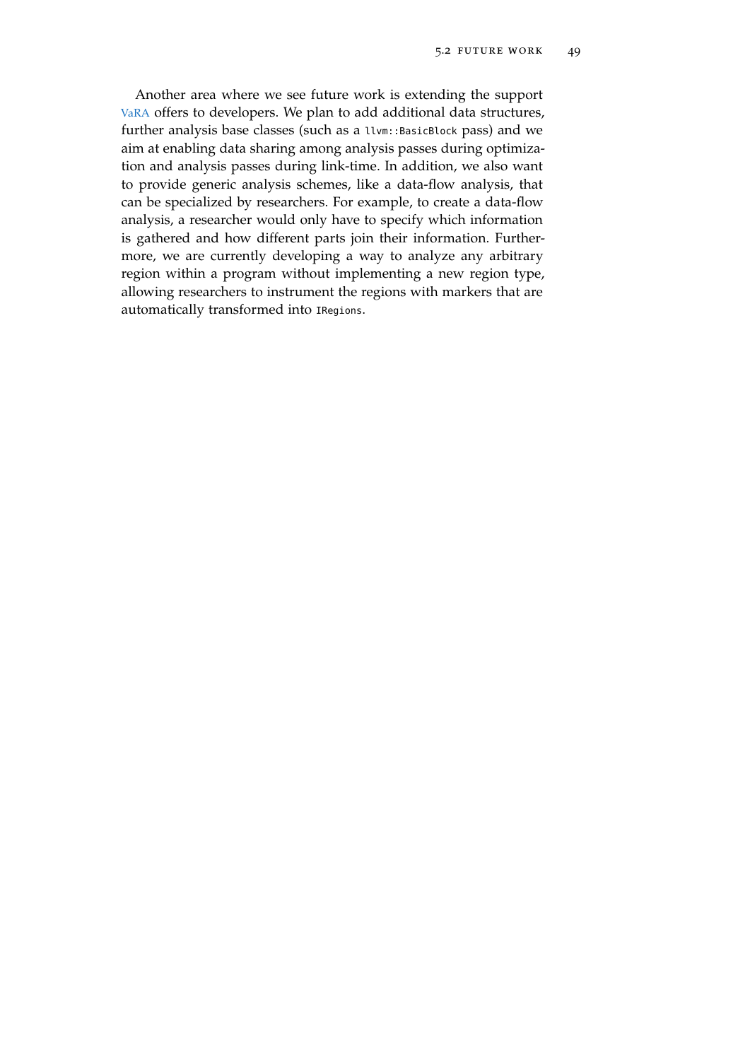Another area where we see future work is extending the support VaRA offers to developers. We plan to add additional data structures, further analysis base classes (such as a `llvm::BasicBlock` pass) and we aim at enabling data sharing among analysis passes during optimization and analysis passes during link-time. In addition, we also want to provide generic analysis schemes, like a data-flow analysis, that can be specialized by researchers. For example, to create a data-flow analysis, a researcher would only have to specify which information is gathered and how different parts join their information. Furthermore, we are currently developing a way to analyze any arbitrary region within a program without implementing a new region type, allowing researchers to instrument the regions with markers that are automatically transformed into `IRegions`.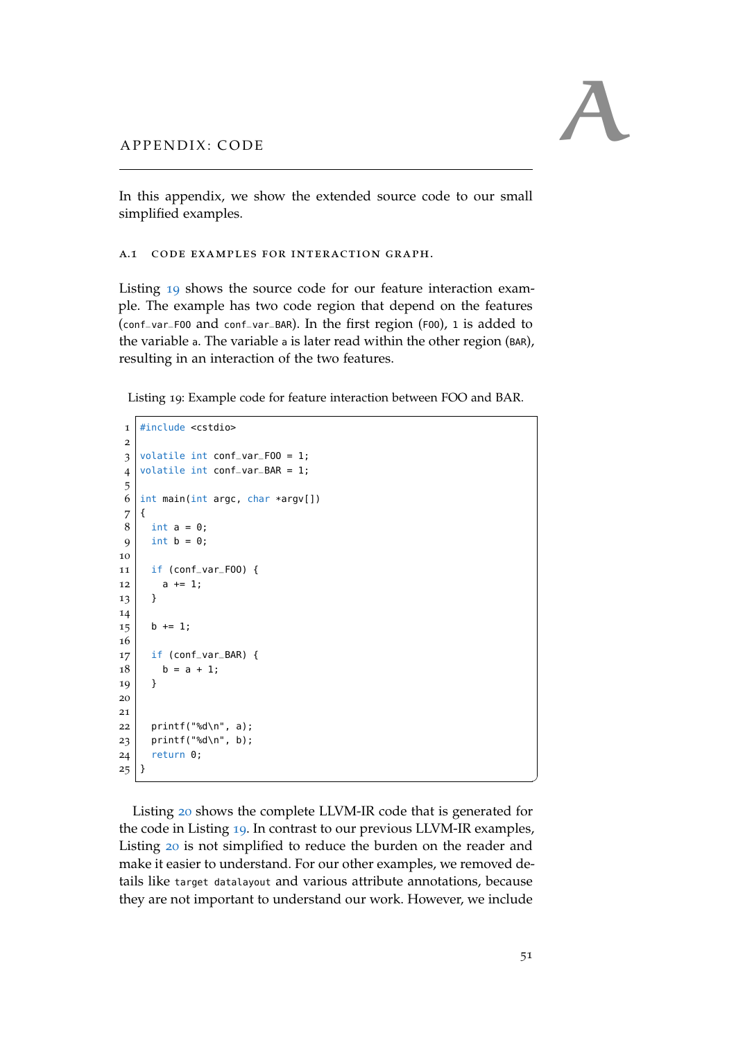# A APPENDIX: CODE

In this appendix, we show the extended source code to our small simplified examples.

## A.1 Code examples for interaction graph.

Listing 19 shows the source code for our feature interaction example. The example has two code region that depend on the features (`conf_var_FOO` and `conf_var_BAR`). In the first region (`FOO`), `1` is added to the variable `a`. The variable `a` is later read within the other region (`BAR`), resulting in an interaction of the two features.

Listing 19: Example code for feature interaction between FOO and BAR.

```
#include <cstdio>

volatile int conf_var_FOO = 1;
volatile int conf_var_BAR = 1;

int main(int argc, char *argv[])
{
  int a = 0;
  int b = 0;

  if (conf_var_FOO) {
    a += 1;
  }

  b += 1;

  if (conf_var_BAR) {
    b = a + 1;
  }


  printf("%d\n", a);
  printf("%d\n", b);
  return 0;
}
```

Listing 20 shows the complete LLVM-IR code that is generated for the code in Listing 19. In contrast to our previous LLVM-IR examples, Listing 20 is not simplified to reduce the burden on the reader and make it easier to understand. For our other examples, we removed details like `target datalayout` and various attribute annotations, because they are not important to understand our work. However, we include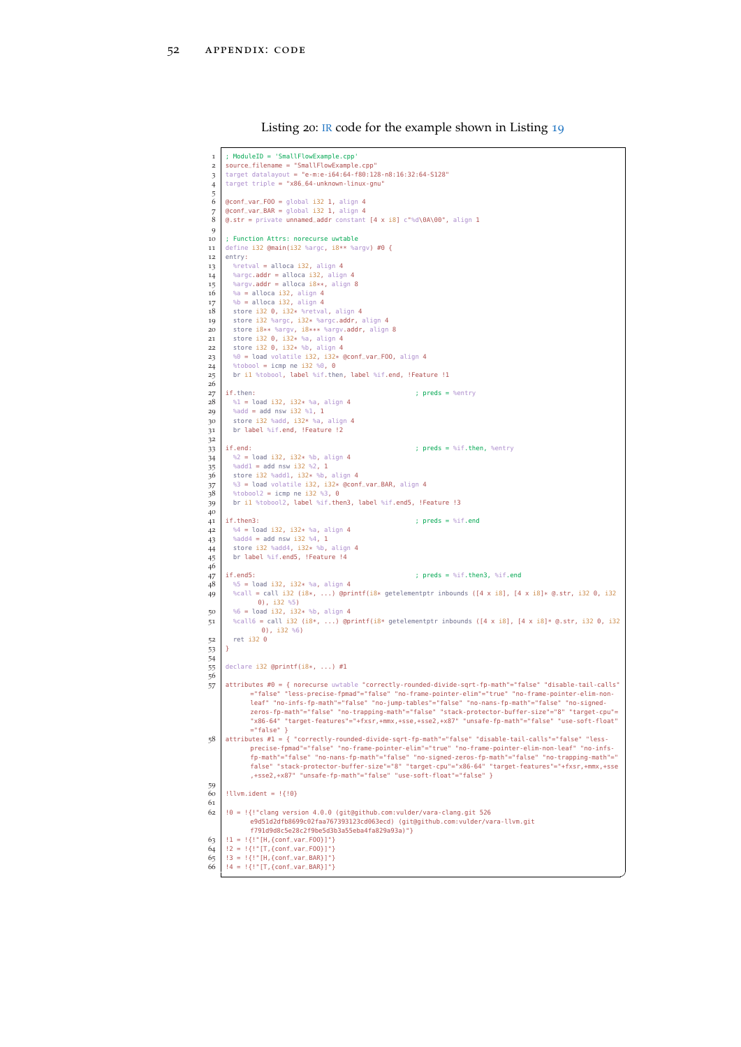Listing 20: IR code for the example shown in Listing 19

```
; ModuleID = 'SmallFlowExample.cpp'
source_filename = "SmallFlowExample.cpp"
target datalayout = "e-m:e-i64:64-f80:128-n8:16:32:64-S128"
target triple = "x86_64-unknown-linux-gnu"

@conf_var_FOO = global i32 1, align 4
@conf_var_BAR = global i32 1, align 4
@.str = private unnamed_addr constant [4 x i8] c"%d\0A\00", align 1

; Function Attrs: norecurse uwtable
define i32 @main(i32 %argc, i8** %argv) #0 {
entry:
  %retval = alloca i32, align 4
  %argc.addr = alloca i32, align 4
  %argv.addr = alloca i8**, align 8
  %a = alloca i32, align 4
  %b = alloca i32, align 4
  store i32 0, i32* %retval, align 4
  store i32 %argc, i32* %argc.addr, align 4
  store i8** %argv, i8*** %argv.addr, align 8
  store i32 0, i32* %a, align 4
  store i32 0, i32* %b, align 4
  %0 = load volatile i32, i32* @conf_var_FOO, align 4
  %tobool = icmp ne i32 %0, 0
  br i1 %tobool, label %if.then, label %if.end, !Feature !1

if.then:                                          ; preds = %entry
  %1 = load i32, i32* %a, align 4
  %add = add nsw i32 %1, 1
  store i32 %add, i32* %a, align 4
  br label %if.end, !Feature !2

if.end:                                           ; preds = %if.then, %entry
  %2 = load i32, i32* %b, align 4
  %add1 = add nsw i32 %2, 1
  store i32 %add1, i32* %b, align 4
  %3 = load volatile i32, i32* @conf_var_BAR, align 4
  %tobool2 = icmp ne i32 %3, 0
  br i1 %tobool2, label %if.then3, label %if.end5, !Feature !3

if.then3:                                         ; preds = %if.end
  %4 = load i32, i32* %a, align 4
  %add4 = add nsw i32 %4, 1
  store i32 %add4, i32* %b, align 4
  br label %if.end5, !Feature !4

if.end5:                                          ; preds = %if.then3, %if.end
  %5 = load i32, i32* %a, align 4
  %call = call i32 (i8*, ...) @printf(i8* getelementptr inbounds ([4 x i8], [4 x i8]* @.str, i32 0, i32
        0), i32 %5)
  %6 = load i32, i32* %b, align 4
  %call6 = call i32 (i8*, ...) @printf(i8* getelementptr inbounds ([4 x i8], [4 x i8]* @.str, i32 0, i32
         0), i32 %6)
  ret i32 0
}

declare i32 @printf(i8*, ...) #1

attributes #0 = { norecurse uwtable "correctly-rounded-divide-sqrt-fp-math"="false" "disable-tail-calls"
      ="false" "less-precise-fpmad"="false" "no-frame-pointer-elim"="true" "no-frame-pointer-elim-non-
      leaf" "no-infs-fp-math"="false" "no-jump-tables"="false" "no-nans-fp-math"="false" "no-signed-
      zeros-fp-math"="false" "no-trapping-math"="false" "stack-protector-buffer-size"="8" "target-cpu"=
      "x86-64" "target-features"="+fxsr,+mmx,+sse,+sse2,+x87" "unsafe-fp-math"="false" "use-soft-float"
      ="false" }
attributes #1 = { "correctly-rounded-divide-sqrt-fp-math"="false" "disable-tail-calls"="false" "less-
      precise-fpmad"="false" "no-frame-pointer-elim"="true" "no-frame-pointer-elim-non-leaf" "no-infs-
      fp-math"="false" "no-nans-fp-math"="false" "no-signed-zeros-fp-math"="false" "no-trapping-math"="
      false" "stack-protector-buffer-size"="8" "target-cpu"="x86-64" "target-features"="+fxsr,+mmx,+sse
      ,+sse2,+x87" "unsafe-fp-math"="false" "use-soft-float"="false" }

!llvm.ident = !{!0}

!0 = !{!"clang version 4.0.0 (git@github.com:vulder/vara-clang.git 526
      e9d51d2dfb8699c02faa767393123cd063ecd) (git@github.com:vulder/vara-llvm.git
      f791d9d8c5e28c2f9be5d3b3a55eba4fa829a93a)"}
!1 = !{!"[H,{conf_var_FOO}]"}
!2 = !{!"[T,{conf_var_FOO}]"}
!3 = !{!"[H,{conf_var_BAR}]"}
!4 = !{!"[T,{conf_var_BAR}]"}
```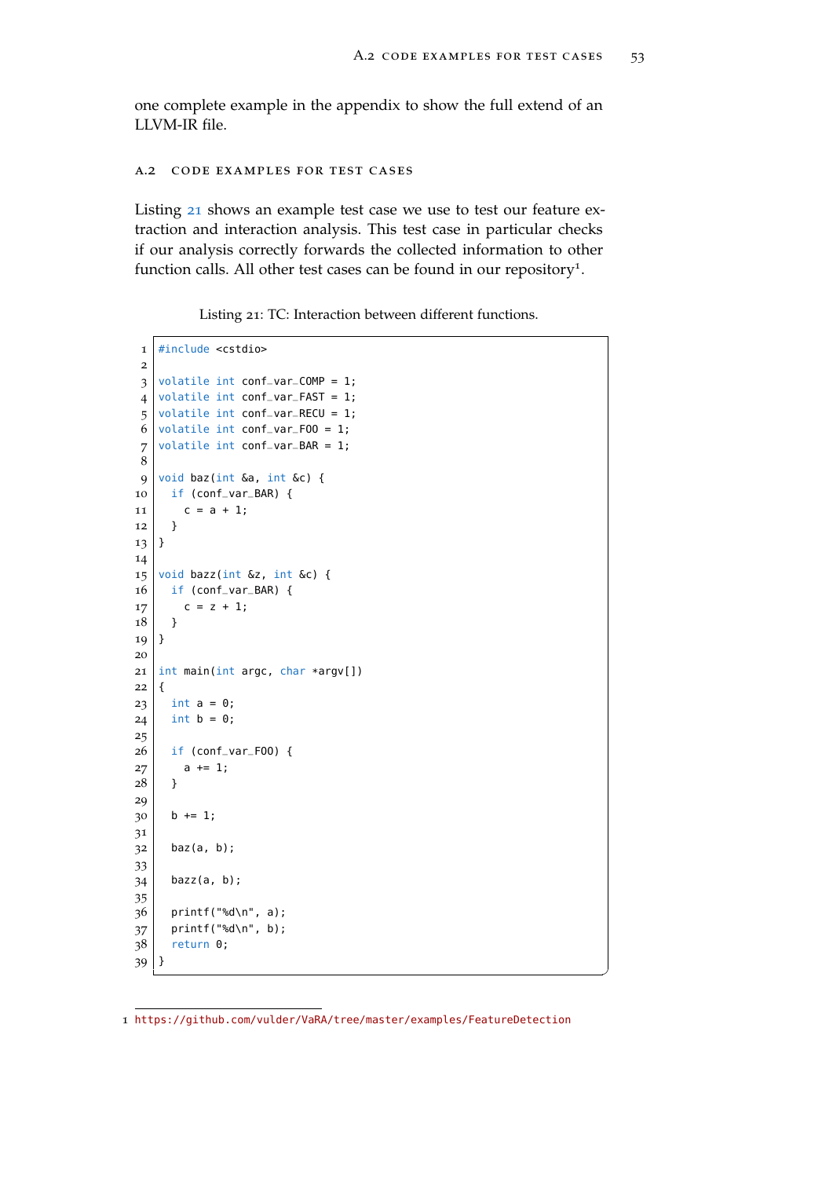one complete example in the appendix to show the full extend of an LLVM-IR file.

## A.2 Code examples for test cases

Listing 21 shows an example test case we use to test our feature extraction and interaction analysis. This test case in particular checks if our analysis correctly forwards the collected information to other function calls. All other test cases can be found in our repository[1].

Listing 21: TC: Interaction between different functions.

```
#include <cstdio>

volatile int conf_var_COMP = 1;
volatile int conf_var_FAST = 1;
volatile int conf_var_RECU = 1;
volatile int conf_var_FOO = 1;
volatile int conf_var_BAR = 1;

void baz(int &a, int &c) {
  if (conf_var_BAR) {
    c = a + 1;
  }
}

void bazz(int &z, int &c) {
  if (conf_var_BAR) {
    c = z + 1;
  }
}

int main(int argc, char *argv[])
{
  int a = 0;
  int b = 0;

  if (conf_var_FOO) {
    a += 1;
  }

  b += 1;

  baz(a, b);

  bazz(a, b);

  printf("%d\n", a);
  printf("%d\n", b);
  return 0;
}
```

[1] https://github.com/vulder/VaRA/tree/master/examples/FeatureDetection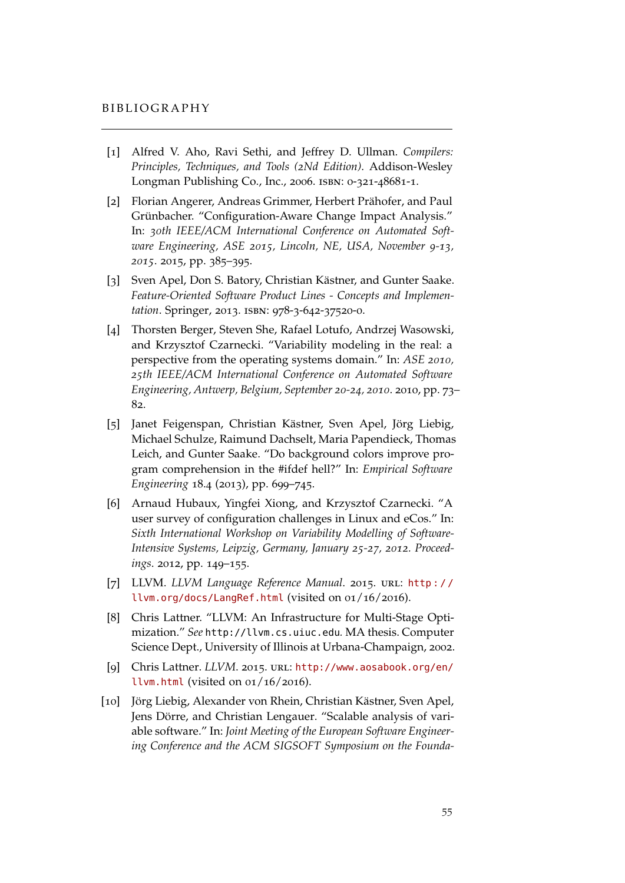# BIBLIOGRAPHY

[1] Alfred V. Aho, Ravi Sethi, and Jeffrey D. Ullman. *Compilers: Principles, Techniques, and Tools (2Nd Edition)*. Addison-Wesley Longman Publishing Co., Inc., 2006. ISBN: 0-321-48681-1.

[2] Florian Angerer, Andreas Grimmer, Herbert Prähofer, and Paul Grünbacher. "Configuration-Aware Change Impact Analysis." In: *30th IEEE/ACM International Conference on Automated Software Engineering, ASE 2015, Lincoln, NE, USA, November 9-13, 2015*. 2015, pp. 385–395.

[3] Sven Apel, Don S. Batory, Christian Kästner, and Gunter Saake. *Feature-Oriented Software Product Lines - Concepts and Implementation*. Springer, 2013. ISBN: 978-3-642-37520-0.

[4] Thorsten Berger, Steven She, Rafael Lotufo, Andrzej Wasowski, and Krzysztof Czarnecki. "Variability modeling in the real: a perspective from the operating systems domain." In: *ASE 2010, 25th IEEE/ACM International Conference on Automated Software Engineering, Antwerp, Belgium, September 20-24, 2010*. 2010, pp. 73–82.

[5] Janet Feigenspan, Christian Kästner, Sven Apel, Jörg Liebig, Michael Schulze, Raimund Dachselt, Maria Papendieck, Thomas Leich, and Gunter Saake. "Do background colors improve program comprehension in the #ifdef hell?" In: *Empirical Software Engineering* 18.4 (2013), pp. 699–745.

[6] Arnaud Hubaux, Yingfei Xiong, and Krzysztof Czarnecki. "A user survey of configuration challenges in Linux and eCos." In: *Sixth International Workshop on Variability Modelling of Software-Intensive Systems, Leipzig, Germany, January 25-27, 2012. Proceedings*. 2012, pp. 149–155.

[7] LLVM. *LLVM Language Reference Manual*. 2015. URL: http://llvm.org/docs/LangRef.html (visited on 01/16/2016).

[8] Chris Lattner. "LLVM: An Infrastructure for Multi-Stage Optimization." *See* http://llvm.cs.uiuc.edu. MA thesis. Computer Science Dept., University of Illinois at Urbana-Champaign, 2002.

[9] Chris Lattner. *LLVM*. 2015. URL: http://www.aosabook.org/en/llvm.html (visited on 01/16/2016).

[10] Jörg Liebig, Alexander von Rhein, Christian Kästner, Sven Apel, Jens Dörre, and Christian Lengauer. "Scalable analysis of variable software." In: *Joint Meeting of the European Software Engineering Conference and the ACM SIGSOFT Symposium on the Founda-*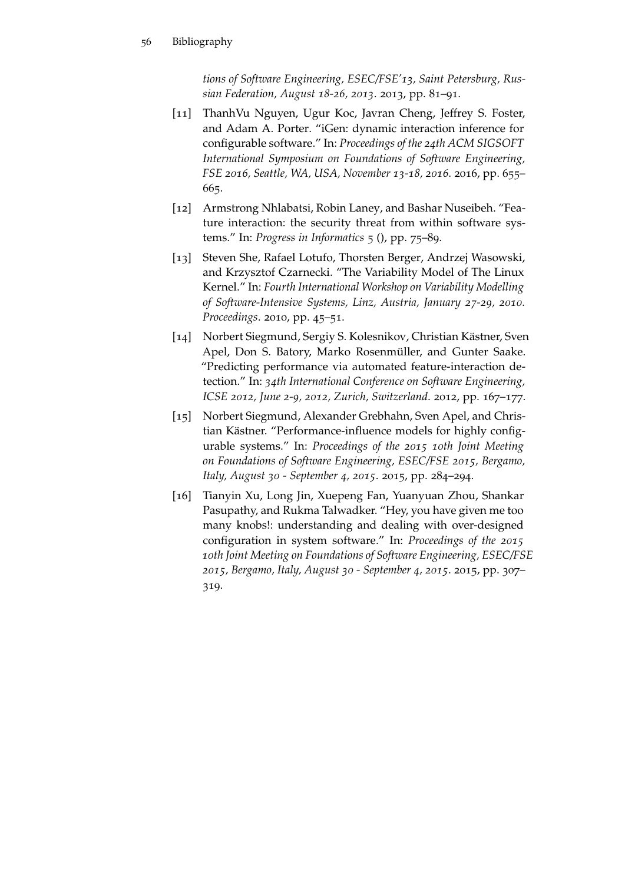*tions of Software Engineering, ESEC/FSE'13, Saint Petersburg, Russian Federation, August 18-26, 2013*. 2013, pp. 81–91.

[11] ThanhVu Nguyen, Ugur Koc, Javran Cheng, Jeffrey S. Foster, and Adam A. Porter. "iGen: dynamic interaction inference for configurable software." In: *Proceedings of the 24th ACM SIGSOFT International Symposium on Foundations of Software Engineering, FSE 2016, Seattle, WA, USA, November 13-18, 2016*. 2016, pp. 655–665.

[12] Armstrong Nhlabatsi, Robin Laney, and Bashar Nuseibeh. "Feature interaction: the security threat from within software systems." In: *Progress in Informatics* 5 (), pp. 75–89.

[13] Steven She, Rafael Lotufo, Thorsten Berger, Andrzej Wasowski, and Krzysztof Czarnecki. "The Variability Model of The Linux Kernel." In: *Fourth International Workshop on Variability Modelling of Software-Intensive Systems, Linz, Austria, January 27-29, 2010. Proceedings*. 2010, pp. 45–51.

[14] Norbert Siegmund, Sergiy S. Kolesnikov, Christian Kästner, Sven Apel, Don S. Batory, Marko Rosenmüller, and Gunter Saake. "Predicting performance via automated feature-interaction detection." In: *34th International Conference on Software Engineering, ICSE 2012, June 2-9, 2012, Zurich, Switzerland*. 2012, pp. 167–177.

[15] Norbert Siegmund, Alexander Grebhahn, Sven Apel, and Christian Kästner. "Performance-influence models for highly configurable systems." In: *Proceedings of the 2015 10th Joint Meeting on Foundations of Software Engineering, ESEC/FSE 2015, Bergamo, Italy, August 30 - September 4, 2015*. 2015, pp. 284–294.

[16] Tianyin Xu, Long Jin, Xuepeng Fan, Yuanyuan Zhou, Shankar Pasupathy, and Rukma Talwadker. "Hey, you have given me too many knobs!: understanding and dealing with over-designed configuration in system software." In: *Proceedings of the 2015 10th Joint Meeting on Foundations of Software Engineering, ESEC/FSE 2015, Bergamo, Italy, August 30 - September 4, 2015*. 2015, pp. 307–319.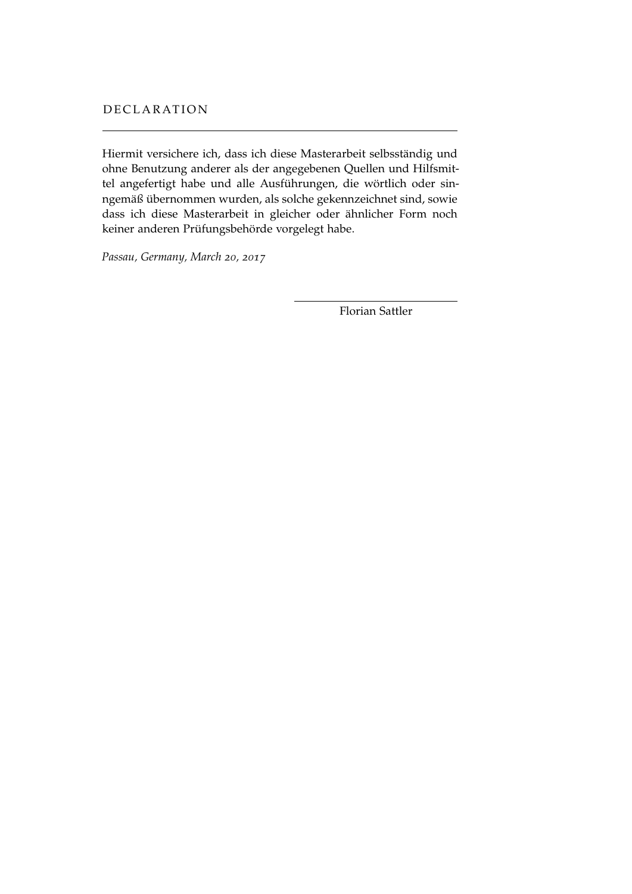# DECLARATION

Hiermit versichere ich, dass ich diese Masterarbeit selbsständig und ohne Benutzung anderer als der angegebenen Quellen und Hilfsmittel angefertigt habe und alle Ausführungen, die wörtlich oder sinngemäß übernommen wurden, als solche gekennzeichnet sind, sowie dass ich diese Masterarbeit in gleicher oder ähnlicher Form noch keiner anderen Prüfungsbehörde vorgelegt habe.

*Passau, Germany, March 20, 2017*

Florian Sattler